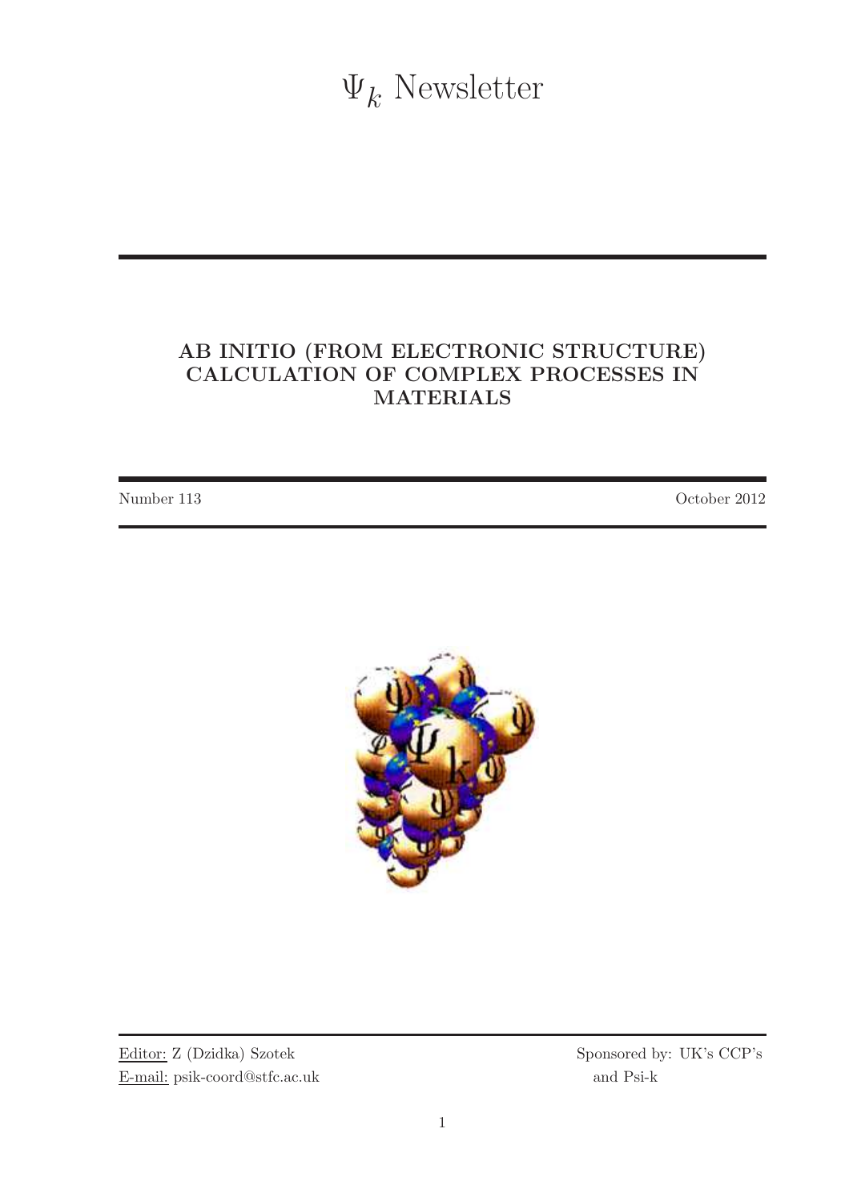# $\Psi_k$ Newsletter

## AB INITIO (FROM ELECTRONIC STRUCTURE) CALCULATION OF COMPLEX PROCESSES IN MATERIALS

Number 113 — October 2012

Editor: Z (Dzidka) Szotek
E-mail: psik-coord@stfc.ac.uk

Sponsored by: UK's CCP's and Psi-k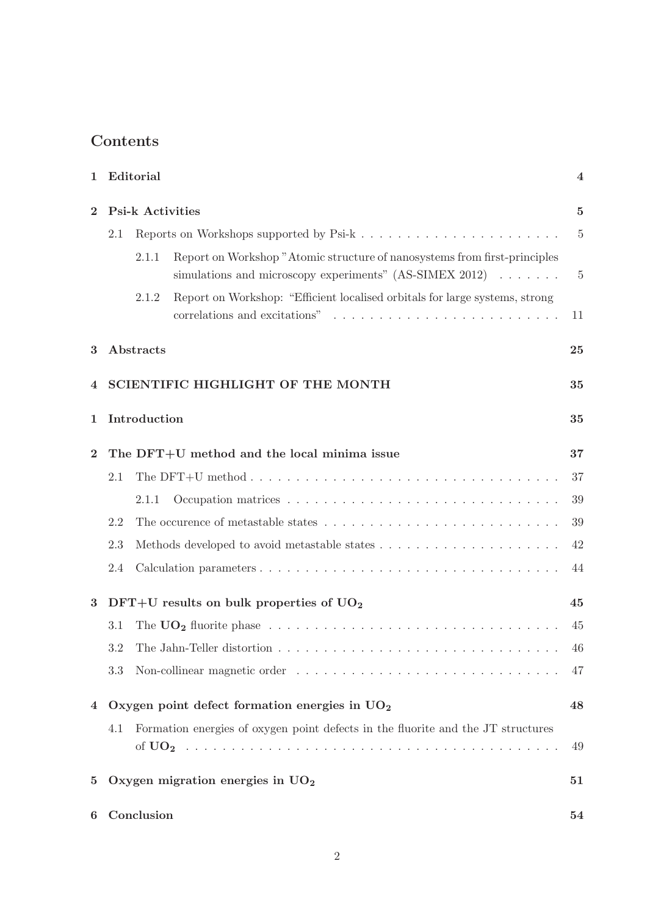# Contents

**1 Editorial** **4**

**2 Psi-k Activities** **5**

- 2.1 Reports on Workshops supported by Psi-k . . . . . . . . . . . . . . . . . . . . . . 5
  - 2.1.1 Report on Workshop "Atomic structure of nanosystems from first-principles simulations and microscopy experiments" (AS-SIMEX 2012) . . . . . . . 5
  - 2.1.2 Report on Workshop: "Efficient localised orbitals for large systems, strong correlations and excitations" . . . . . . . . . . . . . . . . . . . . . . . . 11

**3 Abstracts** **25**

**4 SCIENTIFIC HIGHLIGHT OF THE MONTH** **35**

**1 Introduction** **35**

**2 The DFT+U method and the local minima issue** **37**

- 2.1 The DFT+U method . . . . . . . . . . . . . . . . . . . . . . . . . . . . . . . . . 37
  - 2.1.1 Occupation matrices . . . . . . . . . . . . . . . . . . . . . . . . . . . . . 39
- 2.2 The occurence of metastable states . . . . . . . . . . . . . . . . . . . . . . . . . 39
- 2.3 Methods developed to avoid metastable states . . . . . . . . . . . . . . . . . . . . 42
- 2.4 Calculation parameters . . . . . . . . . . . . . . . . . . . . . . . . . . . . . . . . 44

**3 DFT+U results on bulk properties of $UO_2$** **45**

- 3.1 The $\mathbf{UO_2}$ fluorite phase . . . . . . . . . . . . . . . . . . . . . . . . . . . . . . . 45
- 3.2 The Jahn-Teller distortion . . . . . . . . . . . . . . . . . . . . . . . . . . . . . . 46
- 3.3 Non-collinear magnetic order . . . . . . . . . . . . . . . . . . . . . . . . . . . . . 47

**4 Oxygen point defect formation energies in $UO_2$** **48**

- 4.1 Formation energies of oxygen point defects in the fluorite and the JT structures of $\mathbf{UO_2}$ . . . . . . . . . . . . . . . . . . . . . . . . . . . . . . . . . . . . . . . . . 49

**5 Oxygen migration energies in $UO_2$** **51**

**6 Conclusion** **54**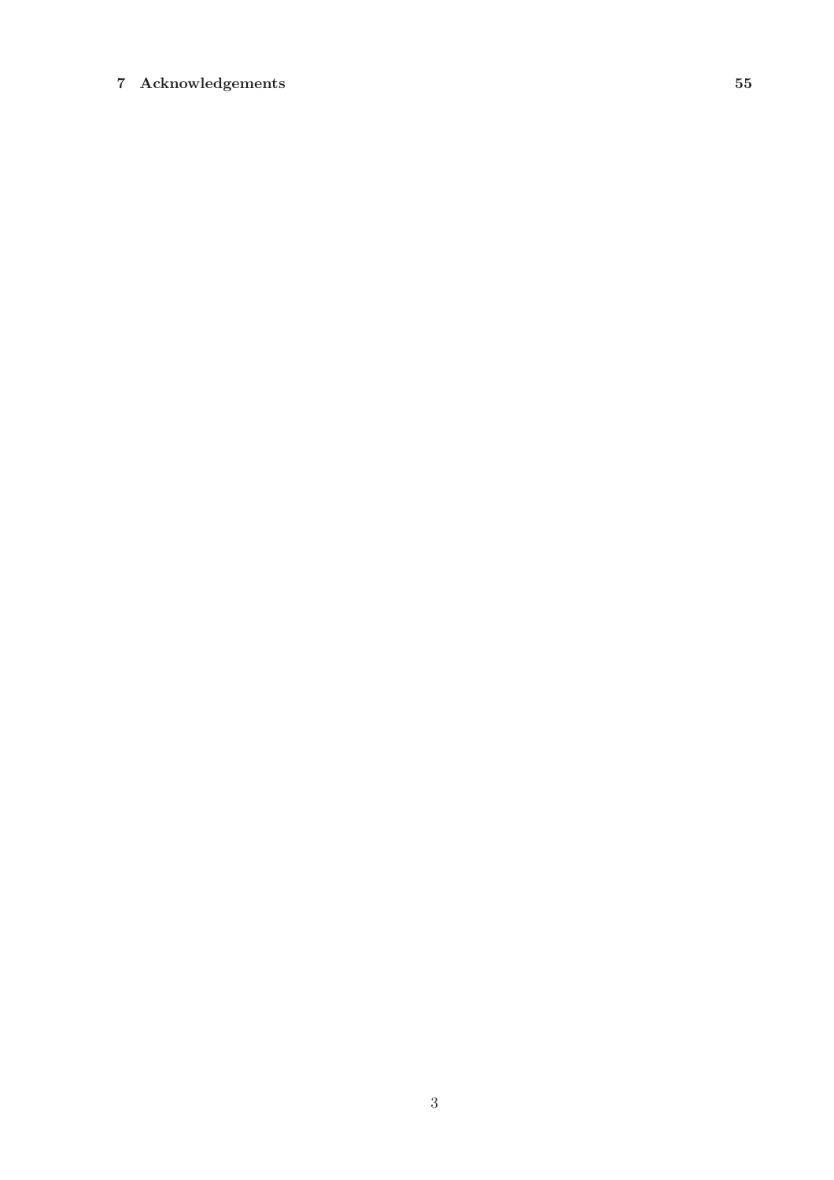**7 Acknowledgements** **55**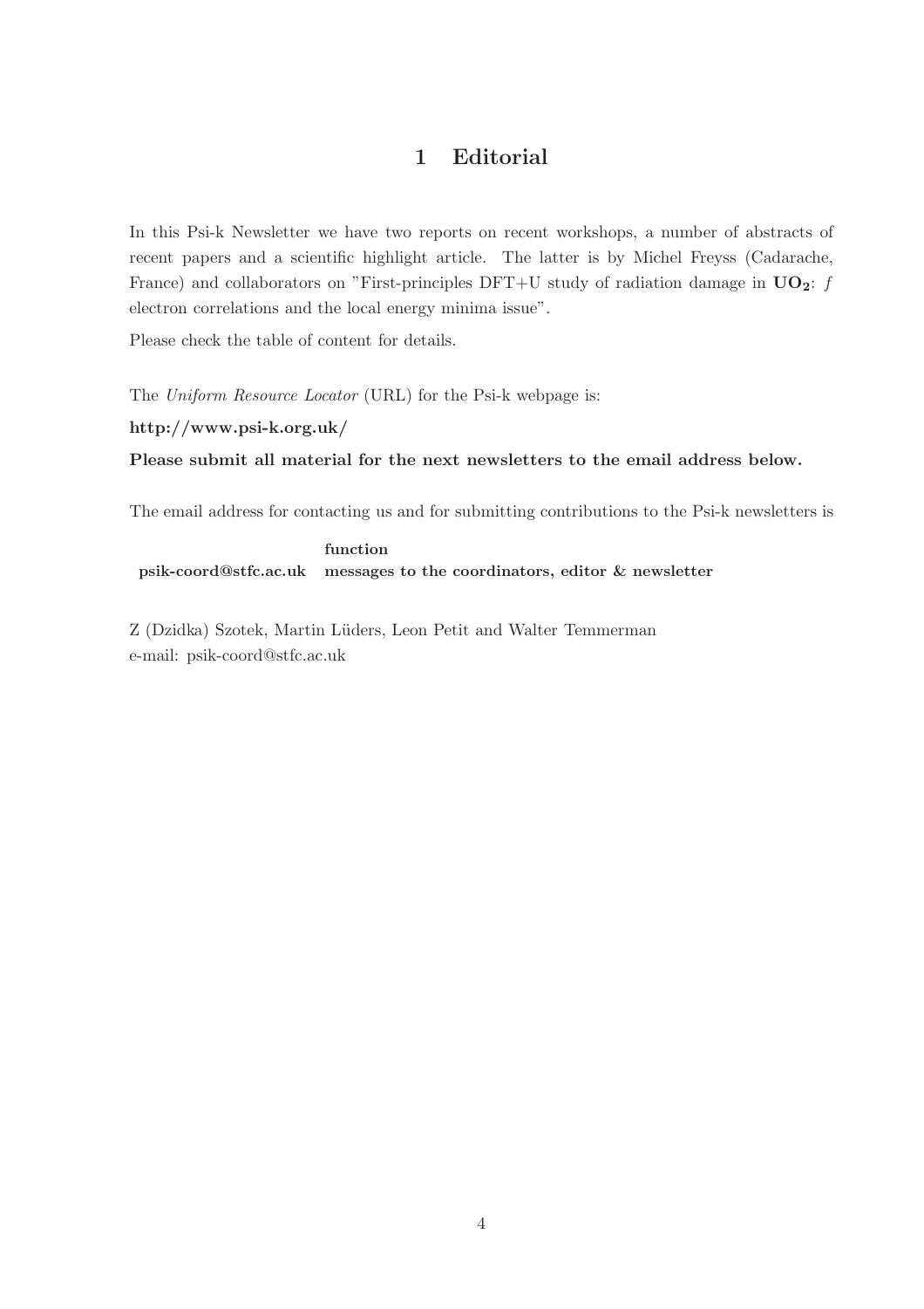# 1 Editorial

In this Psi-k Newsletter we have two reports on recent workshops, a number of abstracts of recent papers and a scientific highlight article. The latter is by Michel Freyss (Cadarache, France) and collaborators on "First-principles DFT+U study of radiation damage in $\mathbf{UO_2}$: $f$ electron correlations and the local energy minima issue".

Please check the table of content for details.

The *Uniform Resource Locator* (URL) for the Psi-k webpage is:

**http://www.psi-k.org.uk/**

**Please submit all material for the next newsletters to the email address below.**

The email address for contacting us and for submitting contributions to the Psi-k newsletters is

| | **function** |
|---|---|
| **psik-coord@stfc.ac.uk** | **messages to the coordinators, editor & newsletter** |

Z (Dzidka) Szotek, Martin Lüders, Leon Petit and Walter Temmerman
e-mail: psik-coord@stfc.ac.uk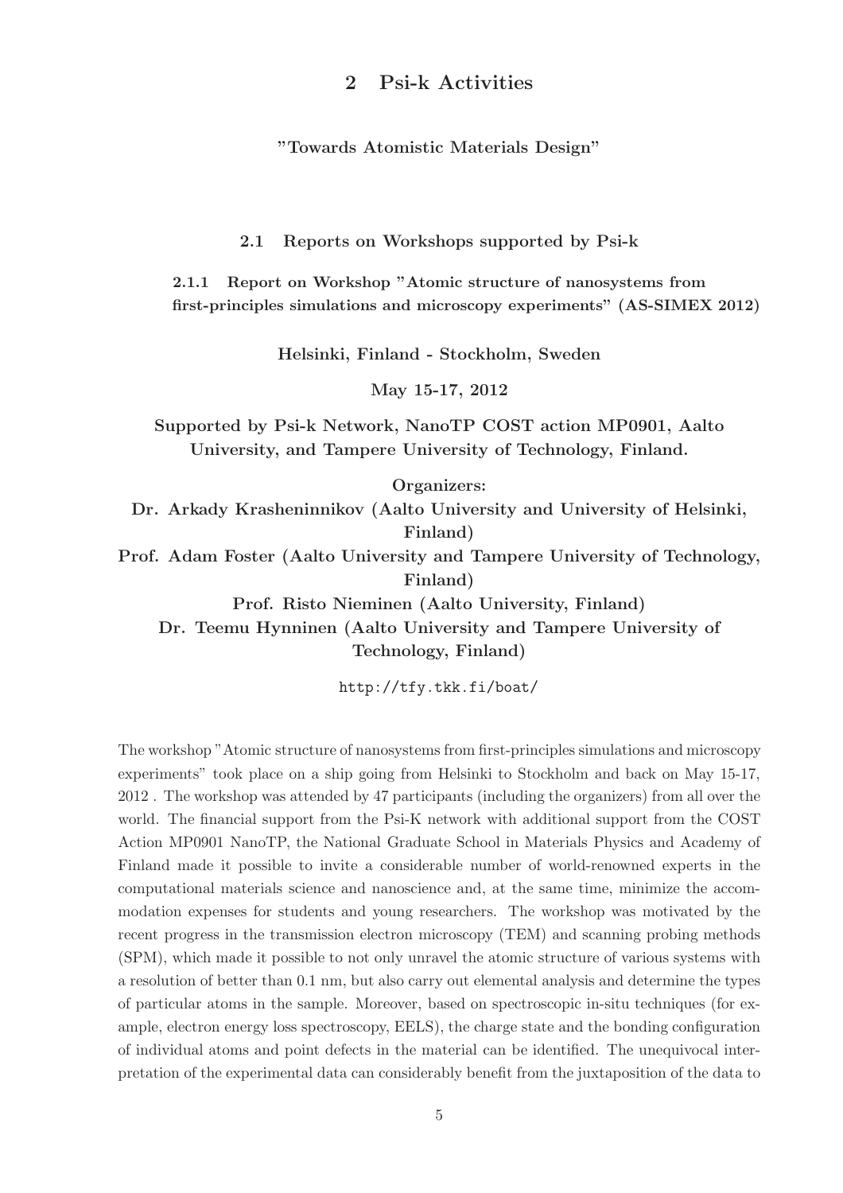# 2 Psi-k Activities

**"Towards Atomistic Materials Design"**

## 2.1 Reports on Workshops supported by Psi-k

### 2.1.1 Report on Workshop "Atomic structure of nanosystems from first-principles simulations and microscopy experiments" (AS-SIMEX 2012)

**Helsinki, Finland - Stockholm, Sweden**

**May 15-17, 2012**

**Supported by Psi-k Network, NanoTP COST action MP0901, Aalto University, and Tampere University of Technology, Finland.**

**Organizers:**

**Dr. Arkady Krasheninnikov (Aalto University and University of Helsinki, Finland)**

**Prof. Adam Foster (Aalto University and Tampere University of Technology, Finland)**

**Prof. Risto Nieminen (Aalto University, Finland)**

**Dr. Teemu Hynninen (Aalto University and Tampere University of Technology, Finland)**

http://tfy.tkk.fi/boat/

The workshop "Atomic structure of nanosystems from first-principles simulations and microscopy experiments" took place on a ship going from Helsinki to Stockholm and back on May 15-17, 2012 . The workshop was attended by 47 participants (including the organizers) from all over the world. The financial support from the Psi-K network with additional support from the COST Action MP0901 NanoTP, the National Graduate School in Materials Physics and Academy of Finland made it possible to invite a considerable number of world-renowned experts in the computational materials science and nanoscience and, at the same time, minimize the accommodation expenses for students and young researchers. The workshop was motivated by the recent progress in the transmission electron microscopy (TEM) and scanning probing methods (SPM), which made it possible to not only unravel the atomic structure of various systems with a resolution of better than 0.1 nm, but also carry out elemental analysis and determine the types of particular atoms in the sample. Moreover, based on spectroscopic in-situ techniques (for example, electron energy loss spectroscopy, EELS), the charge state and the bonding configuration of individual atoms and point defects in the material can be identified. The unequivocal interpretation of the experimental data can considerably benefit from the juxtaposition of the data to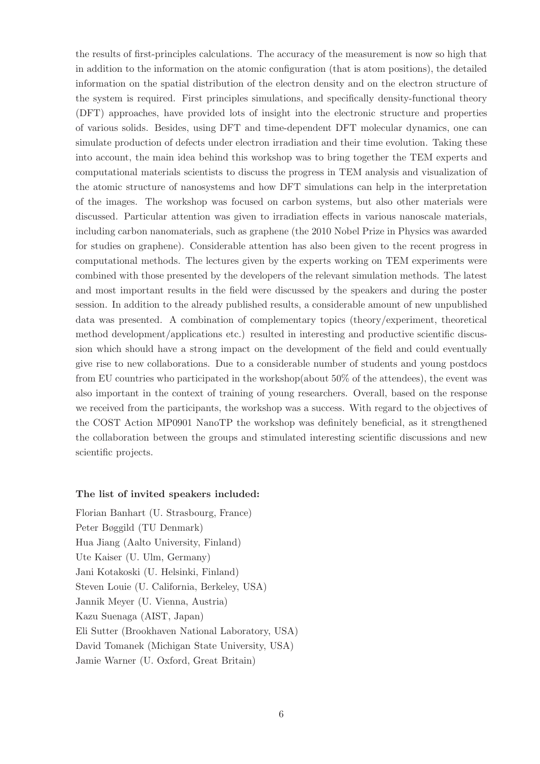the results of first-principles calculations. The accuracy of the measurement is now so high that in addition to the information on the atomic configuration (that is atom positions), the detailed information on the spatial distribution of the electron density and on the electron structure of the system is required. First principles simulations, and specifically density-functional theory (DFT) approaches, have provided lots of insight into the electronic structure and properties of various solids. Besides, using DFT and time-dependent DFT molecular dynamics, one can simulate production of defects under electron irradiation and their time evolution. Taking these into account, the main idea behind this workshop was to bring together the TEM experts and computational materials scientists to discuss the progress in TEM analysis and visualization of the atomic structure of nanosystems and how DFT simulations can help in the interpretation of the images. The workshop was focused on carbon systems, but also other materials were discussed. Particular attention was given to irradiation effects in various nanoscale materials, including carbon nanomaterials, such as graphene (the 2010 Nobel Prize in Physics was awarded for studies on graphene). Considerable attention has also been given to the recent progress in computational methods. The lectures given by the experts working on TEM experiments were combined with those presented by the developers of the relevant simulation methods. The latest and most important results in the field were discussed by the speakers and during the poster session. In addition to the already published results, a considerable amount of new unpublished data was presented. A combination of complementary topics (theory/experiment, theoretical method development/applications etc.) resulted in interesting and productive scientific discussion which should have a strong impact on the development of the field and could eventually give rise to new collaborations. Due to a considerable number of students and young postdocs from EU countries who participated in the workshop(about 50% of the attendees), the event was also important in the context of training of young researchers. Overall, based on the response we received from the participants, the workshop was a success. With regard to the objectives of the COST Action MP0901 NanoTP the workshop was definitely beneficial, as it strengthened the collaboration between the groups and stimulated interesting scientific discussions and new scientific projects.

**The list of invited speakers included:**

Florian Banhart (U. Strasbourg, France)
Peter Bøggild (TU Denmark)
Hua Jiang (Aalto University, Finland)
Ute Kaiser (U. Ulm, Germany)
Jani Kotakoski (U. Helsinki, Finland)
Steven Louie (U. California, Berkeley, USA)
Jannik Meyer (U. Vienna, Austria)
Kazu Suenaga (AIST, Japan)
Eli Sutter (Brookhaven National Laboratory, USA)
David Tomanek (Michigan State University, USA)
Jamie Warner (U. Oxford, Great Britain)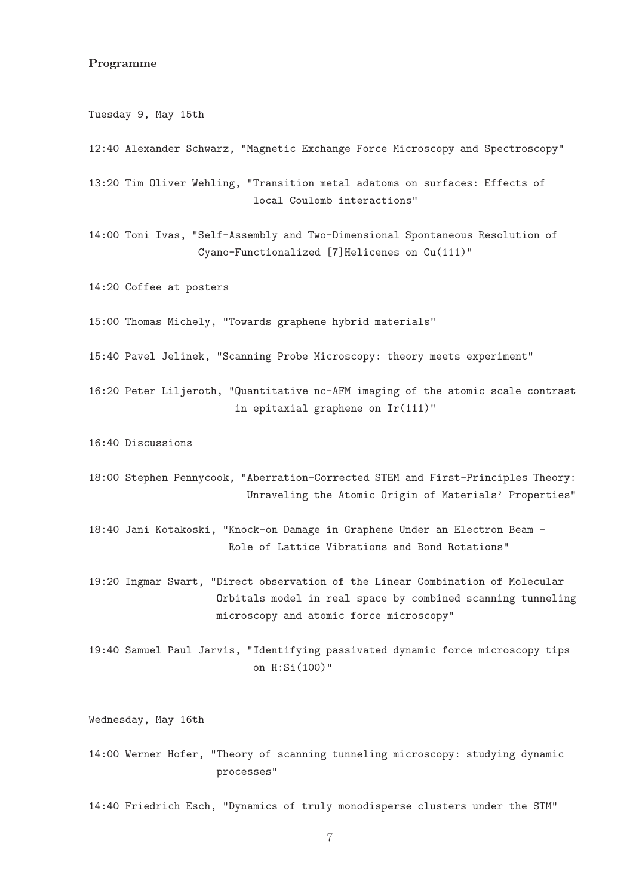**Programme**

Tuesday 9, May 15th

12:40 Alexander Schwarz, "Magnetic Exchange Force Microscopy and Spectroscopy"

13:20 Tim Oliver Wehling, "Transition metal adatoms on surfaces: Effects of local Coulomb interactions"

14:00 Toni Ivas, "Self-Assembly and Two-Dimensional Spontaneous Resolution of Cyano-Functionalized [7]Helicenes on Cu(111)"

14:20 Coffee at posters

15:00 Thomas Michely, "Towards graphene hybrid materials"

15:40 Pavel Jelinek, "Scanning Probe Microscopy: theory meets experiment"

16:20 Peter Liljeroth, "Quantitative nc-AFM imaging of the atomic scale contrast in epitaxial graphene on Ir(111)"

16:40 Discussions

18:00 Stephen Pennycook, "Aberration-Corrected STEM and First-Principles Theory: Unraveling the Atomic Origin of Materials' Properties"

18:40 Jani Kotakoski, "Knock-on Damage in Graphene Under an Electron Beam - Role of Lattice Vibrations and Bond Rotations"

19:20 Ingmar Swart, "Direct observation of the Linear Combination of Molecular Orbitals model in real space by combined scanning tunneling microscopy and atomic force microscopy"

19:40 Samuel Paul Jarvis, "Identifying passivated dynamic force microscopy tips on H:Si(100)"

Wednesday, May 16th

14:00 Werner Hofer, "Theory of scanning tunneling microscopy: studying dynamic processes"

14:40 Friedrich Esch, "Dynamics of truly monodisperse clusters under the STM"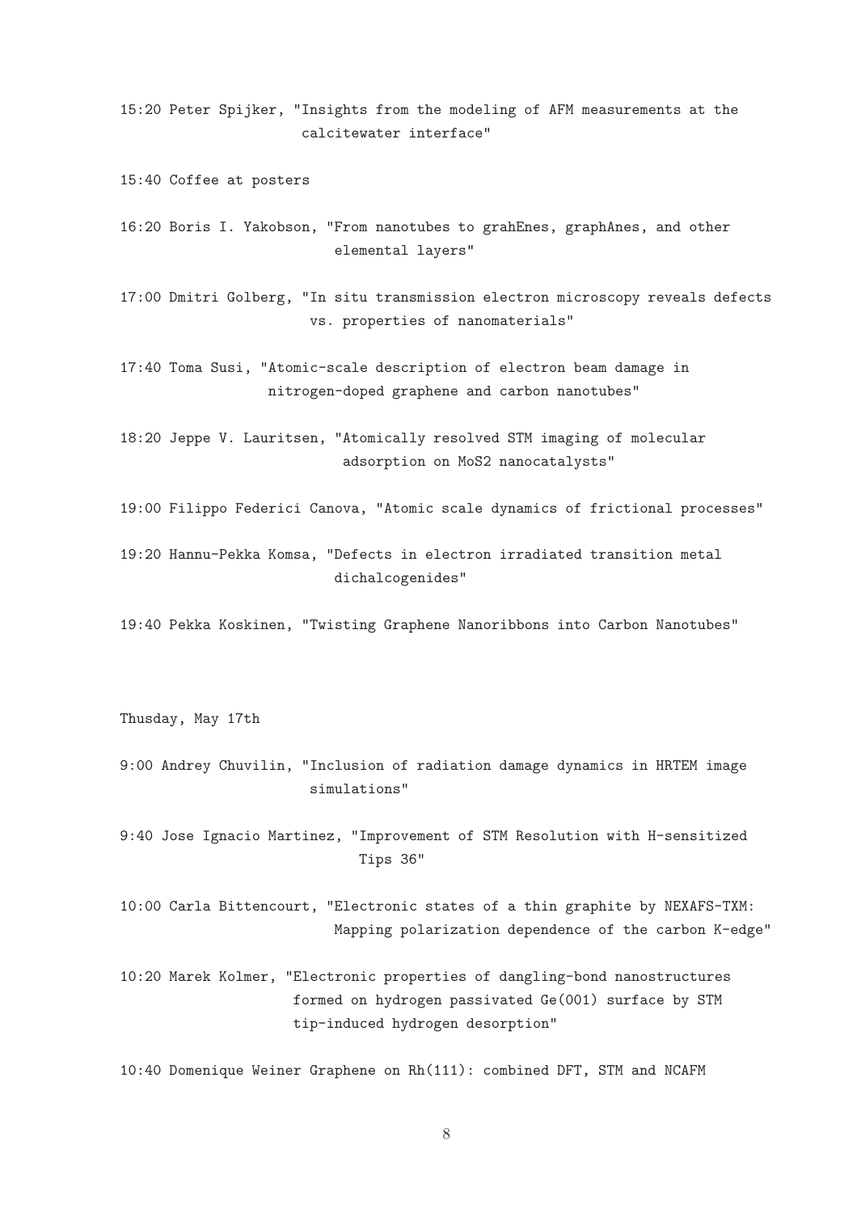15:20 Peter Spijker, "Insights from the modeling of AFM measurements at the calcitewater interface"

15:40 Coffee at posters

16:20 Boris I. Yakobson, "From nanotubes to grahEnes, graphAnes, and other elemental layers"

17:00 Dmitri Golberg, "In situ transmission electron microscopy reveals defects vs. properties of nanomaterials"

17:40 Toma Susi, "Atomic-scale description of electron beam damage in nitrogen-doped graphene and carbon nanotubes"

18:20 Jeppe V. Lauritsen, "Atomically resolved STM imaging of molecular adsorption on MoS2 nanocatalysts"

19:00 Filippo Federici Canova, "Atomic scale dynamics of frictional processes"

19:20 Hannu-Pekka Komsa, "Defects in electron irradiated transition metal dichalcogenides"

19:40 Pekka Koskinen, "Twisting Graphene Nanoribbons into Carbon Nanotubes"

Thusday, May 17th

9:00 Andrey Chuvilin, "Inclusion of radiation damage dynamics in HRTEM image simulations"

9:40 Jose Ignacio Martinez, "Improvement of STM Resolution with H-sensitized Tips 36"

10:00 Carla Bittencourt, "Electronic states of a thin graphite by NEXAFS-TXM: Mapping polarization dependence of the carbon K-edge"

10:20 Marek Kolmer, "Electronic properties of dangling-bond nanostructures formed on hydrogen passivated Ge(001) surface by STM tip-induced hydrogen desorption"

10:40 Domenique Weiner Graphene on Rh(111): combined DFT, STM and NCAFM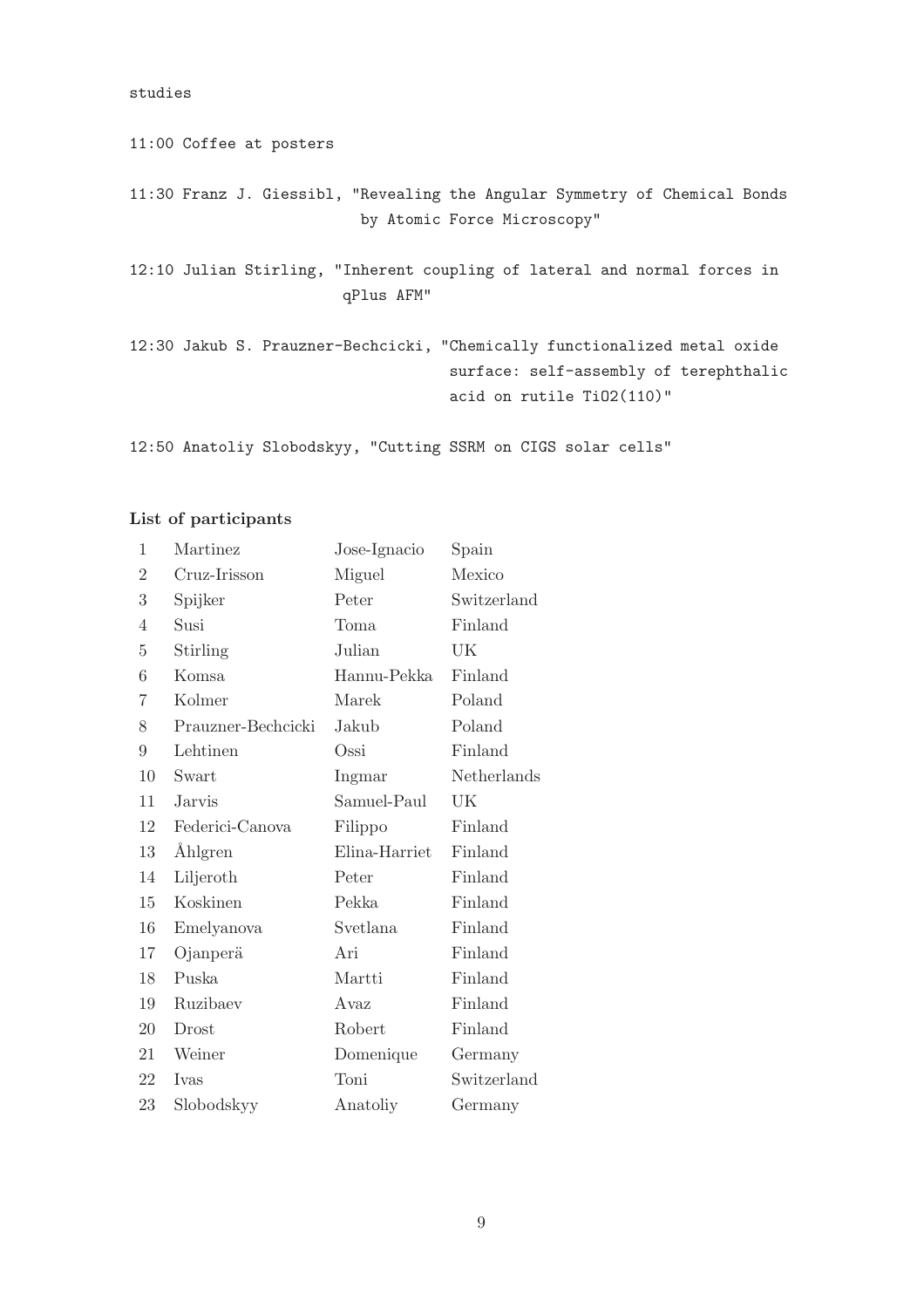studies

11:00 Coffee at posters

11:30 Franz J. Giessibl, "Revealing the Angular Symmetry of Chemical Bonds by Atomic Force Microscopy"

12:10 Julian Stirling, "Inherent coupling of lateral and normal forces in qPlus AFM"

12:30 Jakub S. Prauzner-Bechcicki, "Chemically functionalized metal oxide surface: self-assembly of terephthalic acid on rutile TiO2(110)"

12:50 Anatoliy Slobodskyy, "Cutting SSRM on CIGS solar cells"

**List of participants**

| | | | |
|---|---|---|---|
| 1 | Martinez | Jose-Ignacio | Spain |
| 2 | Cruz-Irisson | Miguel | Mexico |
| 3 | Spijker | Peter | Switzerland |
| 4 | Susi | Toma | Finland |
| 5 | Stirling | Julian | UK |
| 6 | Komsa | Hannu-Pekka | Finland |
| 7 | Kolmer | Marek | Poland |
| 8 | Prauzner-Bechcicki | Jakub | Poland |
| 9 | Lehtinen | Ossi | Finland |
| 10 | Swart | Ingmar | Netherlands |
| 11 | Jarvis | Samuel-Paul | UK |
| 12 | Federici-Canova | Filippo | Finland |
| 13 | Åhlgren | Elina-Harriet | Finland |
| 14 | Liljeroth | Peter | Finland |
| 15 | Koskinen | Pekka | Finland |
| 16 | Emelyanova | Svetlana | Finland |
| 17 | Ojanperä | Ari | Finland |
| 18 | Puska | Martti | Finland |
| 19 | Ruzibaev | Avaz | Finland |
| 20 | Drost | Robert | Finland |
| 21 | Weiner | Domenique | Germany |
| 22 | Ivas | Toni | Switzerland |
| 23 | Slobodskyy | Anatoliy | Germany |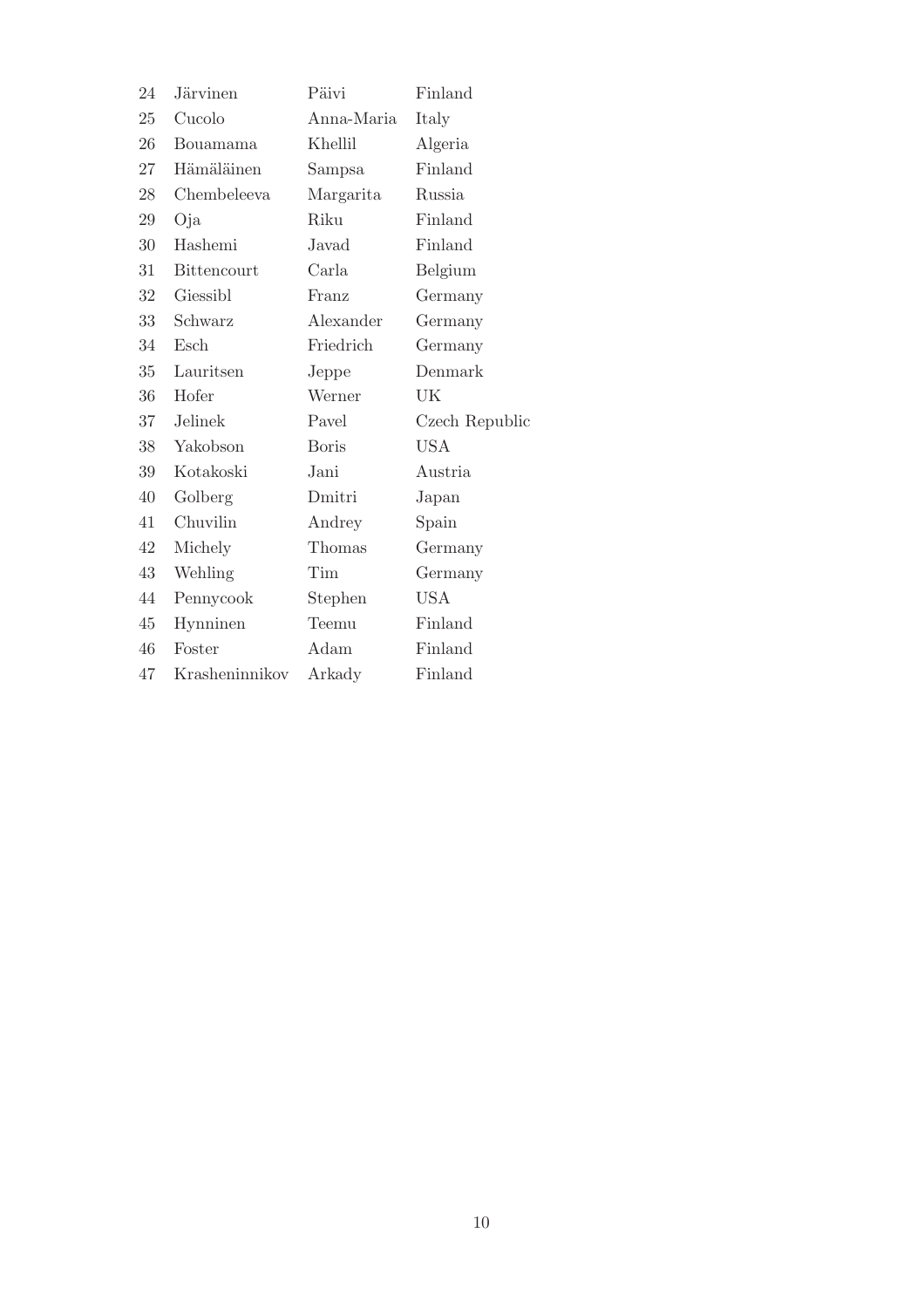| | | | |
|---|---|---|---|
| 24 | Järvinen | Päivi | Finland |
| 25 | Cucolo | Anna-Maria | Italy |
| 26 | Bouamama | Khellil | Algeria |
| 27 | Hämäläinen | Sampsa | Finland |
| 28 | Chembeleeva | Margarita | Russia |
| 29 | Oja | Riku | Finland |
| 30 | Hashemi | Javad | Finland |
| 31 | Bittencourt | Carla | Belgium |
| 32 | Giessibl | Franz | Germany |
| 33 | Schwarz | Alexander | Germany |
| 34 | Esch | Friedrich | Germany |
| 35 | Lauritsen | Jeppe | Denmark |
| 36 | Hofer | Werner | UK |
| 37 | Jelinek | Pavel | Czech Republic |
| 38 | Yakobson | Boris | USA |
| 39 | Kotakoski | Jani | Austria |
| 40 | Golberg | Dmitri | Japan |
| 41 | Chuvilin | Andrey | Spain |
| 42 | Michely | Thomas | Germany |
| 43 | Wehling | Tim | Germany |
| 44 | Pennycook | Stephen | USA |
| 45 | Hynninen | Teemu | Finland |
| 46 | Foster | Adam | Finland |
| 47 | Krasheninnikov | Arkady | Finland |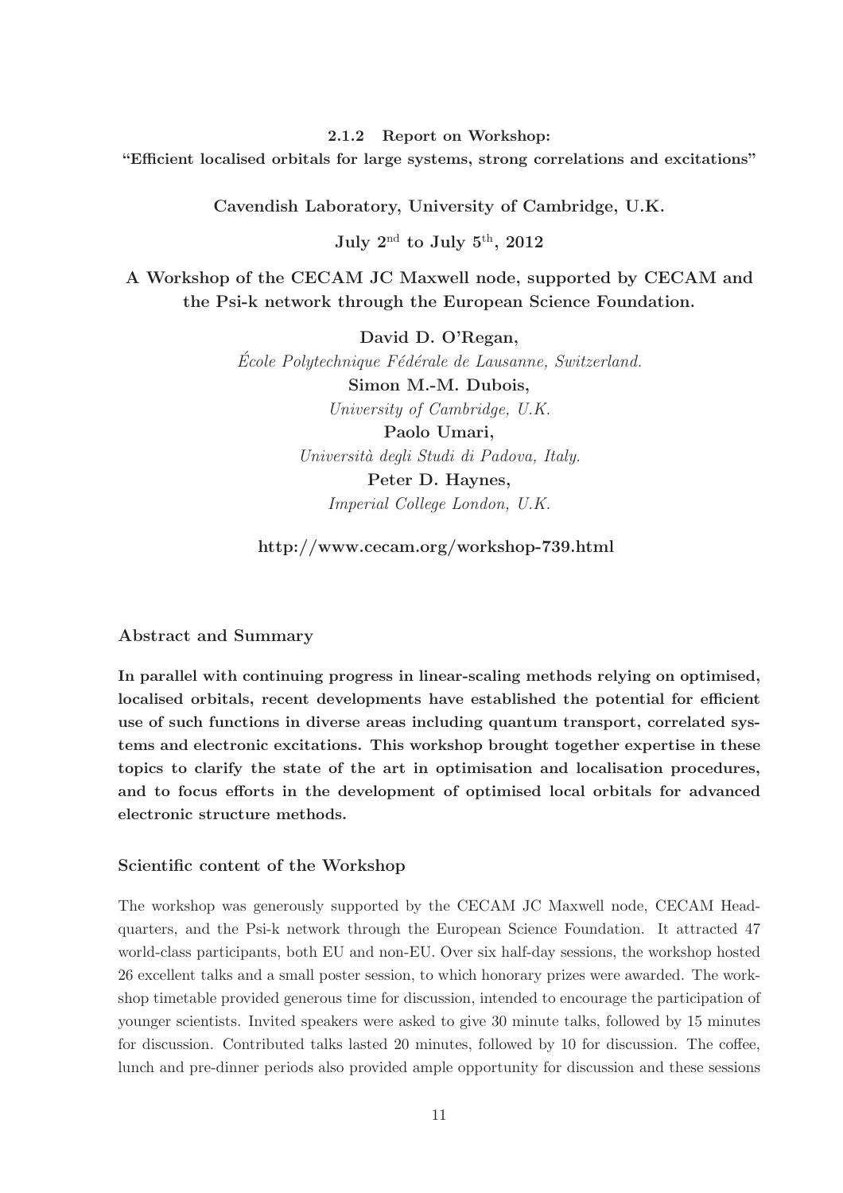### 2.1.2 Report on Workshop: "Efficient localised orbitals for large systems, strong correlations and excitations"

**Cavendish Laboratory, University of Cambridge, U.K.**

**July 2$^{\text{nd}}$ to July 5$^{\text{th}}$, 2012**

**A Workshop of the CECAM JC Maxwell node, supported by CECAM and the Psi-k network through the European Science Foundation.**

**David D. O'Regan,**
*École Polytechnique Fédérale de Lausanne, Switzerland.*
**Simon M.-M. Dubois,**
*University of Cambridge, U.K.*
**Paolo Umari,**
*Università degli Studi di Padova, Italy.*
**Peter D. Haynes,**
*Imperial College London, U.K.*

**http://www.cecam.org/workshop-739.html**

#### Abstract and Summary

**In parallel with continuing progress in linear-scaling methods relying on optimised, localised orbitals, recent developments have established the potential for efficient use of such functions in diverse areas including quantum transport, correlated systems and electronic excitations. This workshop brought together expertise in these topics to clarify the state of the art in optimisation and localisation procedures, and to focus efforts in the development of optimised local orbitals for advanced electronic structure methods.**

#### Scientific content of the Workshop

The workshop was generously supported by the CECAM JC Maxwell node, CECAM Headquarters, and the Psi-k network through the European Science Foundation. It attracted 47 world-class participants, both EU and non-EU. Over six half-day sessions, the workshop hosted 26 excellent talks and a small poster session, to which honorary prizes were awarded. The workshop timetable provided generous time for discussion, intended to encourage the participation of younger scientists. Invited speakers were asked to give 30 minute talks, followed by 15 minutes for discussion. Contributed talks lasted 20 minutes, followed by 10 for discussion. The coffee, lunch and pre-dinner periods also provided ample opportunity for discussion and these sessions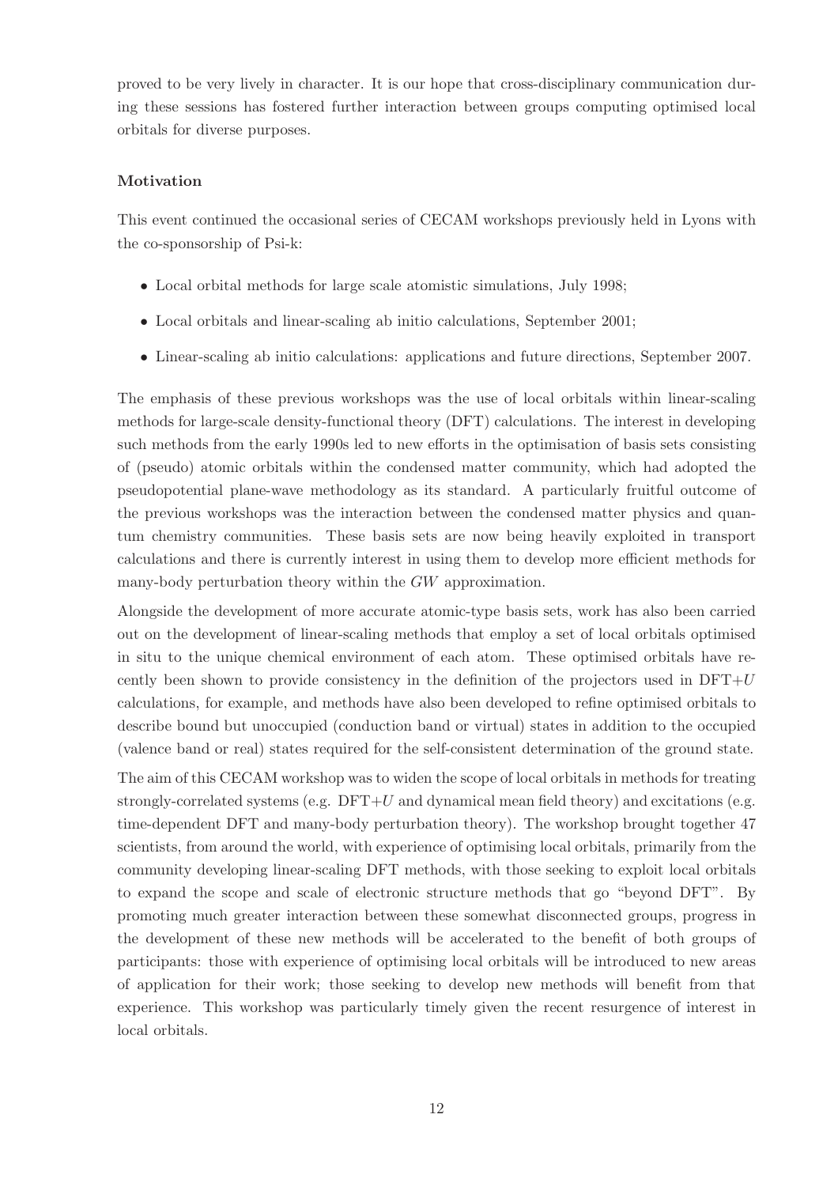proved to be very lively in character. It is our hope that cross-disciplinary communication during these sessions has fostered further interaction between groups computing optimised local orbitals for diverse purposes.

**Motivation**

This event continued the occasional series of CECAM workshops previously held in Lyons with the co-sponsorship of Psi-k:

- Local orbital methods for large scale atomistic simulations, July 1998;
- Local orbitals and linear-scaling ab initio calculations, September 2001;
- Linear-scaling ab initio calculations: applications and future directions, September 2007.

The emphasis of these previous workshops was the use of local orbitals within linear-scaling methods for large-scale density-functional theory (DFT) calculations. The interest in developing such methods from the early 1990s led to new efforts in the optimisation of basis sets consisting of (pseudo) atomic orbitals within the condensed matter community, which had adopted the pseudopotential plane-wave methodology as its standard. A particularly fruitful outcome of the previous workshops was the interaction between the condensed matter physics and quantum chemistry communities. These basis sets are now being heavily exploited in transport calculations and there is currently interest in using them to develop more efficient methods for many-body perturbation theory within the *GW* approximation.

Alongside the development of more accurate atomic-type basis sets, work has also been carried out on the development of linear-scaling methods that employ a set of local orbitals optimised in situ to the unique chemical environment of each atom. These optimised orbitals have recently been shown to provide consistency in the definition of the projectors used in DFT+$U$ calculations, for example, and methods have also been developed to refine optimised orbitals to describe bound but unoccupied (conduction band or virtual) states in addition to the occupied (valence band or real) states required for the self-consistent determination of the ground state.

The aim of this CECAM workshop was to widen the scope of local orbitals in methods for treating strongly-correlated systems (e.g. DFT+$U$ and dynamical mean field theory) and excitations (e.g. time-dependent DFT and many-body perturbation theory). The workshop brought together 47 scientists, from around the world, with experience of optimising local orbitals, primarily from the community developing linear-scaling DFT methods, with those seeking to exploit local orbitals to expand the scope and scale of electronic structure methods that go "beyond DFT". By promoting much greater interaction between these somewhat disconnected groups, progress in the development of these new methods will be accelerated to the benefit of both groups of participants: those with experience of optimising local orbitals will be introduced to new areas of application for their work; those seeking to develop new methods will benefit from that experience. This workshop was particularly timely given the recent resurgence of interest in local orbitals.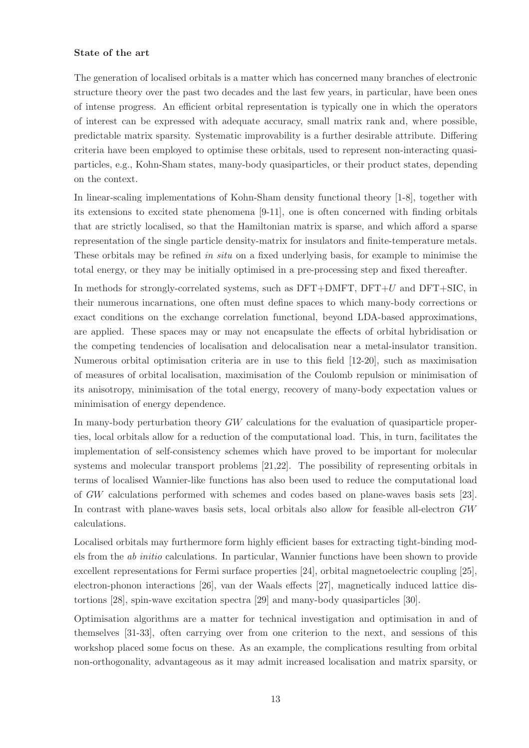**State of the art**

The generation of localised orbitals is a matter which has concerned many branches of electronic structure theory over the past two decades and the last few years, in particular, have been ones of intense progress. An efficient orbital representation is typically one in which the operators of interest can be expressed with adequate accuracy, small matrix rank and, where possible, predictable matrix sparsity. Systematic improvability is a further desirable attribute. Differing criteria have been employed to optimise these orbitals, used to represent non-interacting quasi-particles, e.g., Kohn-Sham states, many-body quasiparticles, or their product states, depending on the context.

In linear-scaling implementations of Kohn-Sham density functional theory [1-8], together with its extensions to excited state phenomena [9-11], one is often concerned with finding orbitals that are strictly localised, so that the Hamiltonian matrix is sparse, and which afford a sparse representation of the single particle density-matrix for insulators and finite-temperature metals. These orbitals may be refined *in situ* on a fixed underlying basis, for example to minimise the total energy, or they may be initially optimised in a pre-processing step and fixed thereafter.

In methods for strongly-correlated systems, such as DFT+DMFT, DFT+$U$ and DFT+SIC, in their numerous incarnations, one often must define spaces to which many-body corrections or exact conditions on the exchange correlation functional, beyond LDA-based approximations, are applied. These spaces may or may not encapsulate the effects of orbital hybridisation or the competing tendencies of localisation and delocalisation near a metal-insulator transition. Numerous orbital optimisation criteria are in use to this field [12-20], such as maximisation of measures of orbital localisation, maximisation of the Coulomb repulsion or minimisation of its anisotropy, minimisation of the total energy, recovery of many-body expectation values or minimisation of energy dependence.

In many-body perturbation theory *GW* calculations for the evaluation of quasiparticle properties, local orbitals allow for a reduction of the computational load. This, in turn, facilitates the implementation of self-consistency schemes which have proved to be important for molecular systems and molecular transport problems [21,22]. The possibility of representing orbitals in terms of localised Wannier-like functions has also been used to reduce the computational load of *GW* calculations performed with schemes and codes based on plane-waves basis sets [23]. In contrast with plane-waves basis sets, local orbitals also allow for feasible all-electron *GW* calculations.

Localised orbitals may furthermore form highly efficient bases for extracting tight-binding models from the *ab initio* calculations. In particular, Wannier functions have been shown to provide excellent representations for Fermi surface properties [24], orbital magnetoelectric coupling [25], electron-phonon interactions [26], van der Waals effects [27], magnetically induced lattice distortions [28], spin-wave excitation spectra [29] and many-body quasiparticles [30].

Optimisation algorithms are a matter for technical investigation and optimisation in and of themselves [31-33], often carrying over from one criterion to the next, and sessions of this workshop placed some focus on these. As an example, the complications resulting from orbital non-orthogonality, advantageous as it may admit increased localisation and matrix sparsity, or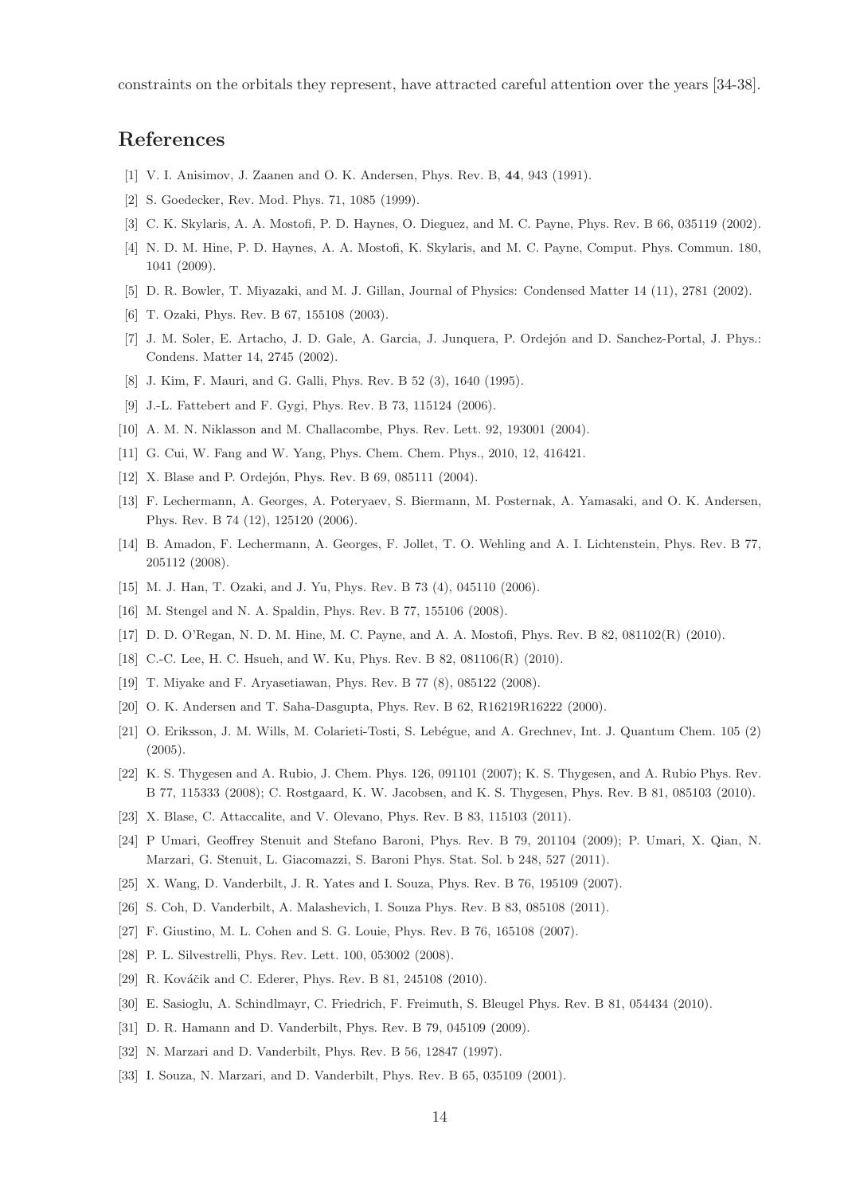constraints on the orbitals they represent, have attracted careful attention over the years [34-38].

# References

[1] V. I. Anisimov, J. Zaanen and O. K. Andersen, Phys. Rev. B, **44**, 943 (1991).

[2] S. Goedecker, Rev. Mod. Phys. 71, 1085 (1999).

[3] C. K. Skylaris, A. A. Mostofi, P. D. Haynes, O. Dieguez, and M. C. Payne, Phys. Rev. B 66, 035119 (2002).

[4] N. D. M. Hine, P. D. Haynes, A. A. Mostofi, K. Skylaris, and M. C. Payne, Comput. Phys. Commun. 180, 1041 (2009).

[5] D. R. Bowler, T. Miyazaki, and M. J. Gillan, Journal of Physics: Condensed Matter 14 (11), 2781 (2002).

[6] T. Ozaki, Phys. Rev. B 67, 155108 (2003).

[7] J. M. Soler, E. Artacho, J. D. Gale, A. Garcia, J. Junquera, P. Ordejón and D. Sanchez-Portal, J. Phys.: Condens. Matter 14, 2745 (2002).

[8] J. Kim, F. Mauri, and G. Galli, Phys. Rev. B 52 (3), 1640 (1995).

[9] J.-L. Fattebert and F. Gygi, Phys. Rev. B 73, 115124 (2006).

[10] A. M. N. Niklasson and M. Challacombe, Phys. Rev. Lett. 92, 193001 (2004).

[11] G. Cui, W. Fang and W. Yang, Phys. Chem. Chem. Phys., 2010, 12, 416421.

[12] X. Blase and P. Ordejón, Phys. Rev. B 69, 085111 (2004).

[13] F. Lechermann, A. Georges, A. Poteryaev, S. Biermann, M. Posternak, A. Yamasaki, and O. K. Andersen, Phys. Rev. B 74 (12), 125120 (2006).

[14] B. Amadon, F. Lechermann, A. Georges, F. Jollet, T. O. Wehling and A. I. Lichtenstein, Phys. Rev. B 77, 205112 (2008).

[15] M. J. Han, T. Ozaki, and J. Yu, Phys. Rev. B 73 (4), 045110 (2006).

[16] M. Stengel and N. A. Spaldin, Phys. Rev. B 77, 155106 (2008).

[17] D. D. O'Regan, N. D. M. Hine, M. C. Payne, and A. A. Mostofi, Phys. Rev. B 82, 081102(R) (2010).

[18] C.-C. Lee, H. C. Hsueh, and W. Ku, Phys. Rev. B 82, 081106(R) (2010).

[19] T. Miyake and F. Aryasetiawan, Phys. Rev. B 77 (8), 085122 (2008).

[20] O. K. Andersen and T. Saha-Dasgupta, Phys. Rev. B 62, R16219R16222 (2000).

[21] O. Eriksson, J. M. Wills, M. Colarieti-Tosti, S. Lebégue, and A. Grechnev, Int. J. Quantum Chem. 105 (2) (2005).

[22] K. S. Thygesen and A. Rubio, J. Chem. Phys. 126, 091101 (2007); K. S. Thygesen, and A. Rubio Phys. Rev. B 77, 115333 (2008); C. Rostgaard, K. W. Jacobsen, and K. S. Thygesen, Phys. Rev. B 81, 085103 (2010).

[23] X. Blase, C. Attaccalite, and V. Olevano, Phys. Rev. B 83, 115103 (2011).

[24] P Umari, Geoffrey Stenuit and Stefano Baroni, Phys. Rev. B 79, 201104 (2009); P. Umari, X. Qian, N. Marzari, G. Stenuit, L. Giacomazzi, S. Baroni Phys. Stat. Sol. b 248, 527 (2011).

[25] X. Wang, D. Vanderbilt, J. R. Yates and I. Souza, Phys. Rev. B 76, 195109 (2007).

[26] S. Coh, D. Vanderbilt, A. Malashevich, I. Souza Phys. Rev. B 83, 085108 (2011).

[27] F. Giustino, M. L. Cohen and S. G. Louie, Phys. Rev. B 76, 165108 (2007).

[28] P. L. Silvestrelli, Phys. Rev. Lett. 100, 053002 (2008).

[29] R. Kováčik and C. Ederer, Phys. Rev. B 81, 245108 (2010).

[30] E. Sasioglu, A. Schindlmayr, C. Friedrich, F. Freimuth, S. Bleugel Phys. Rev. B 81, 054434 (2010).

[31] D. R. Hamann and D. Vanderbilt, Phys. Rev. B 79, 045109 (2009).

[32] N. Marzari and D. Vanderbilt, Phys. Rev. B 56, 12847 (1997).

[33] I. Souza, N. Marzari, and D. Vanderbilt, Phys. Rev. B 65, 035109 (2001).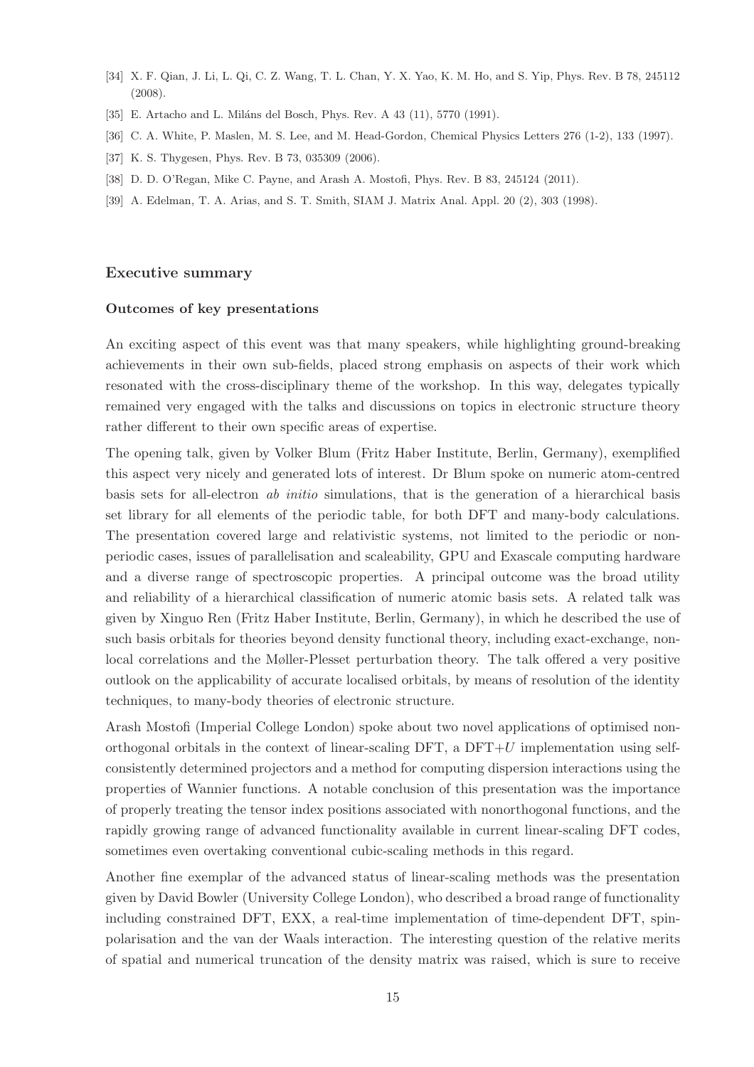[34] X. F. Qian, J. Li, L. Qi, C. Z. Wang, T. L. Chan, Y. X. Yao, K. M. Ho, and S. Yip, Phys. Rev. B 78, 245112 (2008).

[35] E. Artacho and L. Miláns del Bosch, Phys. Rev. A 43 (11), 5770 (1991).

[36] C. A. White, P. Maslen, M. S. Lee, and M. Head-Gordon, Chemical Physics Letters 276 (1-2), 133 (1997).

[37] K. S. Thygesen, Phys. Rev. B 73, 035309 (2006).

[38] D. D. O'Regan, Mike C. Payne, and Arash A. Mostofi, Phys. Rev. B 83, 245124 (2011).

[39] A. Edelman, T. A. Arias, and S. T. Smith, SIAM J. Matrix Anal. Appl. 20 (2), 303 (1998).

### Executive summary

#### Outcomes of key presentations

An exciting aspect of this event was that many speakers, while highlighting ground-breaking achievements in their own sub-fields, placed strong emphasis on aspects of their work which resonated with the cross-disciplinary theme of the workshop. In this way, delegates typically remained very engaged with the talks and discussions on topics in electronic structure theory rather different to their own specific areas of expertise.

The opening talk, given by Volker Blum (Fritz Haber Institute, Berlin, Germany), exemplified this aspect very nicely and generated lots of interest. Dr Blum spoke on numeric atom-centred basis sets for all-electron *ab initio* simulations, that is the generation of a hierarchical basis set library for all elements of the periodic table, for both DFT and many-body calculations. The presentation covered large and relativistic systems, not limited to the periodic or non-periodic cases, issues of parallelisation and scaleability, GPU and Exascale computing hardware and a diverse range of spectroscopic properties. A principal outcome was the broad utility and reliability of a hierarchical classification of numeric atomic basis sets. A related talk was given by Xinguo Ren (Fritz Haber Institute, Berlin, Germany), in which he described the use of such basis orbitals for theories beyond density functional theory, including exact-exchange, non-local correlations and the Møller-Plesset perturbation theory. The talk offered a very positive outlook on the applicability of accurate localised orbitals, by means of resolution of the identity techniques, to many-body theories of electronic structure.

Arash Mostofi (Imperial College London) spoke about two novel applications of optimised non-orthogonal orbitals in the context of linear-scaling DFT, a DFT+$U$ implementation using self-consistently determined projectors and a method for computing dispersion interactions using the properties of Wannier functions. A notable conclusion of this presentation was the importance of properly treating the tensor index positions associated with nonorthogonal functions, and the rapidly growing range of advanced functionality available in current linear-scaling DFT codes, sometimes even overtaking conventional cubic-scaling methods in this regard.

Another fine exemplar of the advanced status of linear-scaling methods was the presentation given by David Bowler (University College London), who described a broad range of functionality including constrained DFT, EXX, a real-time implementation of time-dependent DFT, spin-polarisation and the van der Waals interaction. The interesting question of the relative merits of spatial and numerical truncation of the density matrix was raised, which is sure to receive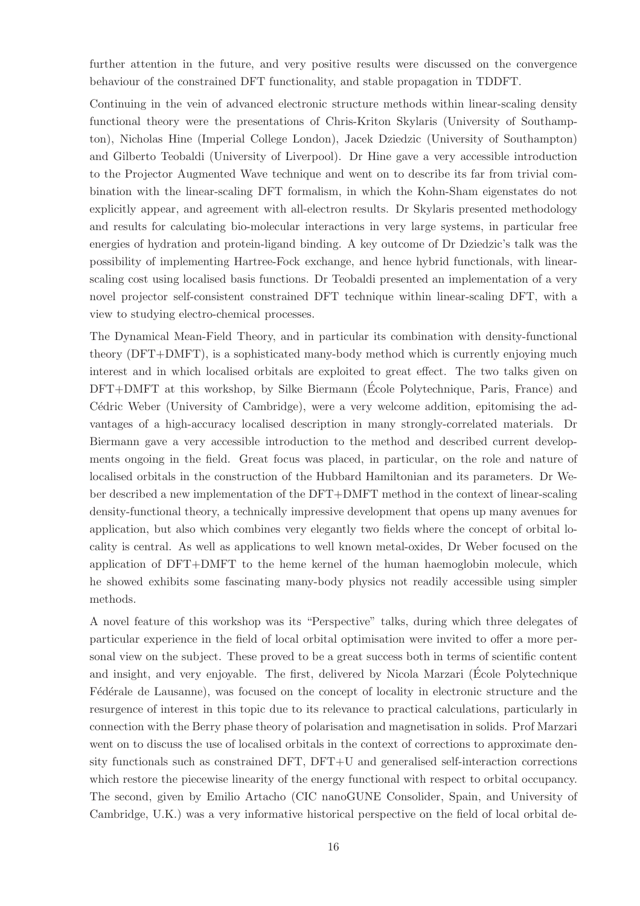further attention in the future, and very positive results were discussed on the convergence behaviour of the constrained DFT functionality, and stable propagation in TDDFT.

Continuing in the vein of advanced electronic structure methods within linear-scaling density functional theory were the presentations of Chris-Kriton Skylaris (University of Southampton), Nicholas Hine (Imperial College London), Jacek Dziedzic (University of Southampton) and Gilberto Teobaldi (University of Liverpool). Dr Hine gave a very accessible introduction to the Projector Augmented Wave technique and went on to describe its far from trivial combination with the linear-scaling DFT formalism, in which the Kohn-Sham eigenstates do not explicitly appear, and agreement with all-electron results. Dr Skylaris presented methodology and results for calculating bio-molecular interactions in very large systems, in particular free energies of hydration and protein-ligand binding. A key outcome of Dr Dziedzic's talk was the possibility of implementing Hartree-Fock exchange, and hence hybrid functionals, with linear-scaling cost using localised basis functions. Dr Teobaldi presented an implementation of a very novel projector self-consistent constrained DFT technique within linear-scaling DFT, with a view to studying electro-chemical processes.

The Dynamical Mean-Field Theory, and in particular its combination with density-functional theory (DFT+DMFT), is a sophisticated many-body method which is currently enjoying much interest and in which localised orbitals are exploited to great effect. The two talks given on DFT+DMFT at this workshop, by Silke Biermann (École Polytechnique, Paris, France) and Cédric Weber (University of Cambridge), were a very welcome addition, epitomising the advantages of a high-accuracy localised description in many strongly-correlated materials. Dr Biermann gave a very accessible introduction to the method and described current developments ongoing in the field. Great focus was placed, in particular, on the role and nature of localised orbitals in the construction of the Hubbard Hamiltonian and its parameters. Dr Weber described a new implementation of the DFT+DMFT method in the context of linear-scaling density-functional theory, a technically impressive development that opens up many avenues for application, but also which combines very elegantly two fields where the concept of orbital locality is central. As well as applications to well known metal-oxides, Dr Weber focused on the application of DFT+DMFT to the heme kernel of the human haemoglobin molecule, which he showed exhibits some fascinating many-body physics not readily accessible using simpler methods.

A novel feature of this workshop was its "Perspective" talks, during which three delegates of particular experience in the field of local orbital optimisation were invited to offer a more personal view on the subject. These proved to be a great success both in terms of scientific content and insight, and very enjoyable. The first, delivered by Nicola Marzari (École Polytechnique Fédérale de Lausanne), was focused on the concept of locality in electronic structure and the resurgence of interest in this topic due to its relevance to practical calculations, particularly in connection with the Berry phase theory of polarisation and magnetisation in solids. Prof Marzari went on to discuss the use of localised orbitals in the context of corrections to approximate density functionals such as constrained DFT, DFT+U and generalised self-interaction corrections which restore the piecewise linearity of the energy functional with respect to orbital occupancy. The second, given by Emilio Artacho (CIC nanoGUNE Consolider, Spain, and University of Cambridge, U.K.) was a very informative historical perspective on the field of local orbital de-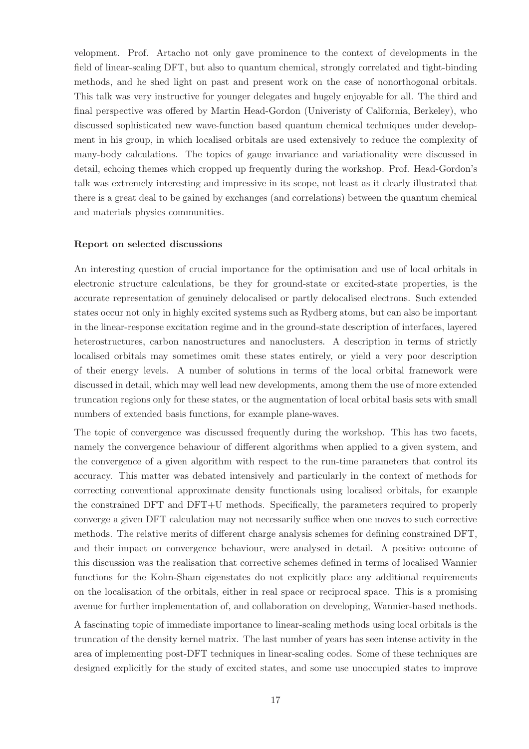velopment. Prof. Artacho not only gave prominence to the context of developments in the field of linear-scaling DFT, but also to quantum chemical, strongly correlated and tight-binding methods, and he shed light on past and present work on the case of nonorthogonal orbitals. This talk was very instructive for younger delegates and hugely enjoyable for all. The third and final perspective was offered by Martin Head-Gordon (Univeristy of California, Berkeley), who discussed sophisticated new wave-function based quantum chemical techniques under development in his group, in which localised orbitals are used extensively to reduce the complexity of many-body calculations. The topics of gauge invariance and variationality were discussed in detail, echoing themes which cropped up frequently during the workshop. Prof. Head-Gordon's talk was extremely interesting and impressive in its scope, not least as it clearly illustrated that there is a great deal to be gained by exchanges (and correlations) between the quantum chemical and materials physics communities.

**Report on selected discussions**

An interesting question of crucial importance for the optimisation and use of local orbitals in electronic structure calculations, be they for ground-state or excited-state properties, is the accurate representation of genuinely delocalised or partly delocalised electrons. Such extended states occur not only in highly excited systems such as Rydberg atoms, but can also be important in the linear-response excitation regime and in the ground-state description of interfaces, layered heterostructures, carbon nanostructures and nanoclusters. A description in terms of strictly localised orbitals may sometimes omit these states entirely, or yield a very poor description of their energy levels. A number of solutions in terms of the local orbital framework were discussed in detail, which may well lead new developments, among them the use of more extended truncation regions only for these states, or the augmentation of local orbital basis sets with small numbers of extended basis functions, for example plane-waves.

The topic of convergence was discussed frequently during the workshop. This has two facets, namely the convergence behaviour of different algorithms when applied to a given system, and the convergence of a given algorithm with respect to the run-time parameters that control its accuracy. This matter was debated intensively and particularly in the context of methods for correcting conventional approximate density functionals using localised orbitals, for example the constrained DFT and DFT+U methods. Specifically, the parameters required to properly converge a given DFT calculation may not necessarily suffice when one moves to such corrective methods. The relative merits of different charge analysis schemes for defining constrained DFT, and their impact on convergence behaviour, were analysed in detail. A positive outcome of this discussion was the realisation that corrective schemes defined in terms of localised Wannier functions for the Kohn-Sham eigenstates do not explicitly place any additional requirements on the localisation of the orbitals, either in real space or reciprocal space. This is a promising avenue for further implementation of, and collaboration on developing, Wannier-based methods.

A fascinating topic of immediate importance to linear-scaling methods using local orbitals is the truncation of the density kernel matrix. The last number of years has seen intense activity in the area of implementing post-DFT techniques in linear-scaling codes. Some of these techniques are designed explicitly for the study of excited states, and some use unoccupied states to improve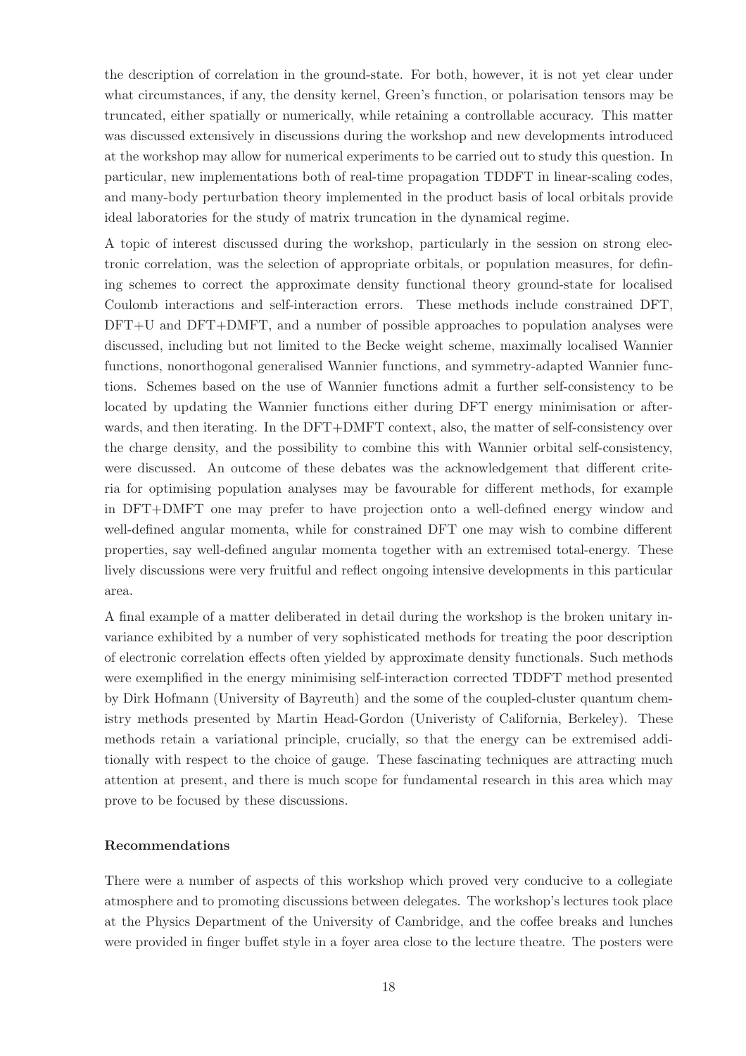the description of correlation in the ground-state. For both, however, it is not yet clear under what circumstances, if any, the density kernel, Green's function, or polarisation tensors may be truncated, either spatially or numerically, while retaining a controllable accuracy. This matter was discussed extensively in discussions during the workshop and new developments introduced at the workshop may allow for numerical experiments to be carried out to study this question. In particular, new implementations both of real-time propagation TDDFT in linear-scaling codes, and many-body perturbation theory implemented in the product basis of local orbitals provide ideal laboratories for the study of matrix truncation in the dynamical regime.

A topic of interest discussed during the workshop, particularly in the session on strong electronic correlation, was the selection of appropriate orbitals, or population measures, for defining schemes to correct the approximate density functional theory ground-state for localised Coulomb interactions and self-interaction errors. These methods include constrained DFT, DFT+U and DFT+DMFT, and a number of possible approaches to population analyses were discussed, including but not limited to the Becke weight scheme, maximally localised Wannier functions, nonorthogonal generalised Wannier functions, and symmetry-adapted Wannier functions. Schemes based on the use of Wannier functions admit a further self-consistency to be located by updating the Wannier functions either during DFT energy minimisation or afterwards, and then iterating. In the DFT+DMFT context, also, the matter of self-consistency over the charge density, and the possibility to combine this with Wannier orbital self-consistency, were discussed. An outcome of these debates was the acknowledgement that different criteria for optimising population analyses may be favourable for different methods, for example in DFT+DMFT one may prefer to have projection onto a well-defined energy window and well-defined angular momenta, while for constrained DFT one may wish to combine different properties, say well-defined angular momenta together with an extremised total-energy. These lively discussions were very fruitful and reflect ongoing intensive developments in this particular area.

A final example of a matter deliberated in detail during the workshop is the broken unitary invariance exhibited by a number of very sophisticated methods for treating the poor description of electronic correlation effects often yielded by approximate density functionals. Such methods were exemplified in the energy minimising self-interaction corrected TDDFT method presented by Dirk Hofmann (University of Bayreuth) and the some of the coupled-cluster quantum chemistry methods presented by Martin Head-Gordon (Univeristy of California, Berkeley). These methods retain a variational principle, crucially, so that the energy can be extremised additionally with respect to the choice of gauge. These fascinating techniques are attracting much attention at present, and there is much scope for fundamental research in this area which may prove to be focused by these discussions.

**Recommendations**

There were a number of aspects of this workshop which proved very conducive to a collegiate atmosphere and to promoting discussions between delegates. The workshop's lectures took place at the Physics Department of the University of Cambridge, and the coffee breaks and lunches were provided in finger buffet style in a foyer area close to the lecture theatre. The posters were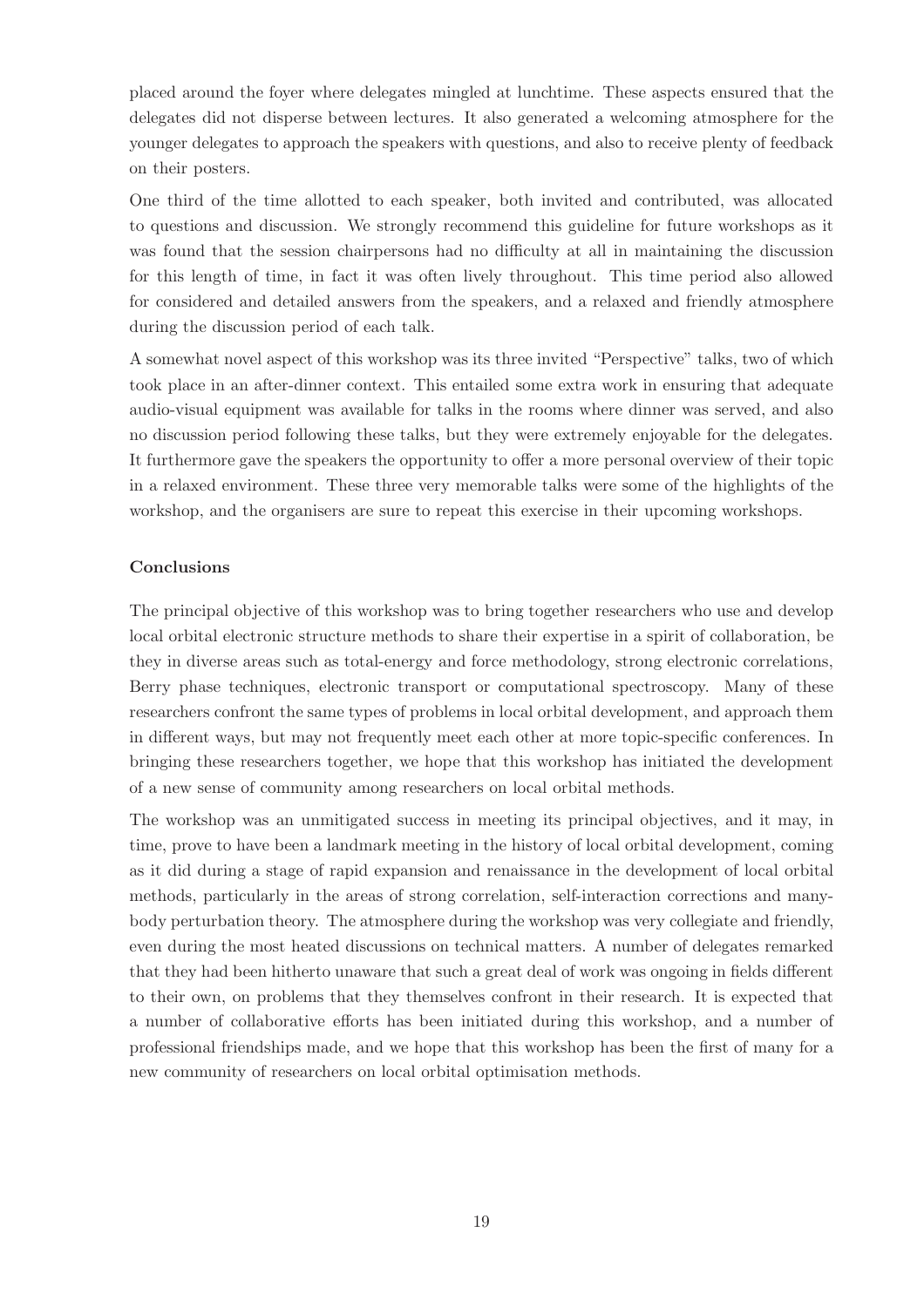placed around the foyer where delegates mingled at lunchtime. These aspects ensured that the delegates did not disperse between lectures. It also generated a welcoming atmosphere for the younger delegates to approach the speakers with questions, and also to receive plenty of feedback on their posters.

One third of the time allotted to each speaker, both invited and contributed, was allocated to questions and discussion. We strongly recommend this guideline for future workshops as it was found that the session chairpersons had no difficulty at all in maintaining the discussion for this length of time, in fact it was often lively throughout. This time period also allowed for considered and detailed answers from the speakers, and a relaxed and friendly atmosphere during the discussion period of each talk.

A somewhat novel aspect of this workshop was its three invited "Perspective" talks, two of which took place in an after-dinner context. This entailed some extra work in ensuring that adequate audio-visual equipment was available for talks in the rooms where dinner was served, and also no discussion period following these talks, but they were extremely enjoyable for the delegates. It furthermore gave the speakers the opportunity to offer a more personal overview of their topic in a relaxed environment. These three very memorable talks were some of the highlights of the workshop, and the organisers are sure to repeat this exercise in their upcoming workshops.

**Conclusions**

The principal objective of this workshop was to bring together researchers who use and develop local orbital electronic structure methods to share their expertise in a spirit of collaboration, be they in diverse areas such as total-energy and force methodology, strong electronic correlations, Berry phase techniques, electronic transport or computational spectroscopy. Many of these researchers confront the same types of problems in local orbital development, and approach them in different ways, but may not frequently meet each other at more topic-specific conferences. In bringing these researchers together, we hope that this workshop has initiated the development of a new sense of community among researchers on local orbital methods.

The workshop was an unmitigated success in meeting its principal objectives, and it may, in time, prove to have been a landmark meeting in the history of local orbital development, coming as it did during a stage of rapid expansion and renaissance in the development of local orbital methods, particularly in the areas of strong correlation, self-interaction corrections and many-body perturbation theory. The atmosphere during the workshop was very collegiate and friendly, even during the most heated discussions on technical matters. A number of delegates remarked that they had been hitherto unaware that such a great deal of work was ongoing in fields different to their own, on problems that they themselves confront in their research. It is expected that a number of collaborative efforts has been initiated during this workshop, and a number of professional friendships made, and we hope that this workshop has been the first of many for a new community of researchers on local orbital optimisation methods.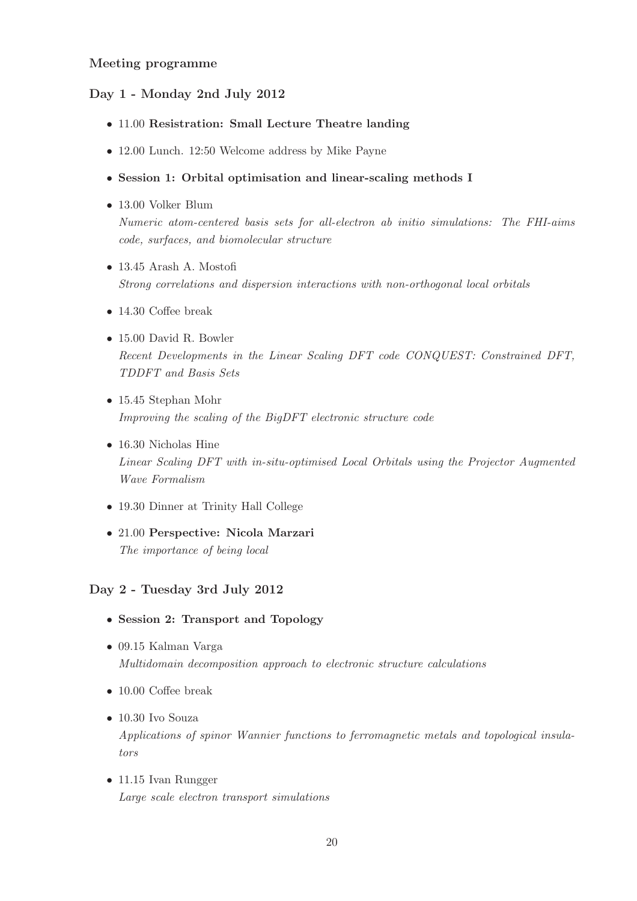### Meeting programme

### Day 1 - Monday 2nd July 2012

- 11.00 **Resistration: Small Lecture Theatre landing**
- 12.00 Lunch. 12:50 Welcome address by Mike Payne
- **Session 1: Orbital optimisation and linear-scaling methods I**
- 13.00 Volker Blum
  *Numeric atom-centered basis sets for all-electron ab initio simulations: The FHI-aims code, surfaces, and biomolecular structure*
- 13.45 Arash A. Mostofi
  *Strong correlations and dispersion interactions with non-orthogonal local orbitals*
- 14.30 Coffee break
- 15.00 David R. Bowler
  *Recent Developments in the Linear Scaling DFT code CONQUEST: Constrained DFT, TDDFT and Basis Sets*
- 15.45 Stephan Mohr
  *Improving the scaling of the BigDFT electronic structure code*
- 16.30 Nicholas Hine
  *Linear Scaling DFT with in-situ-optimised Local Orbitals using the Projector Augmented Wave Formalism*
- 19.30 Dinner at Trinity Hall College
- 21.00 **Perspective: Nicola Marzari**
  *The importance of being local*

### Day 2 - Tuesday 3rd July 2012

- **Session 2: Transport and Topology**
- 09.15 Kalman Varga
  *Multidomain decomposition approach to electronic structure calculations*
- 10.00 Coffee break
- 10.30 Ivo Souza
  *Applications of spinor Wannier functions to ferromagnetic metals and topological insulators*
- 11.15 Ivan Rungger
  *Large scale electron transport simulations*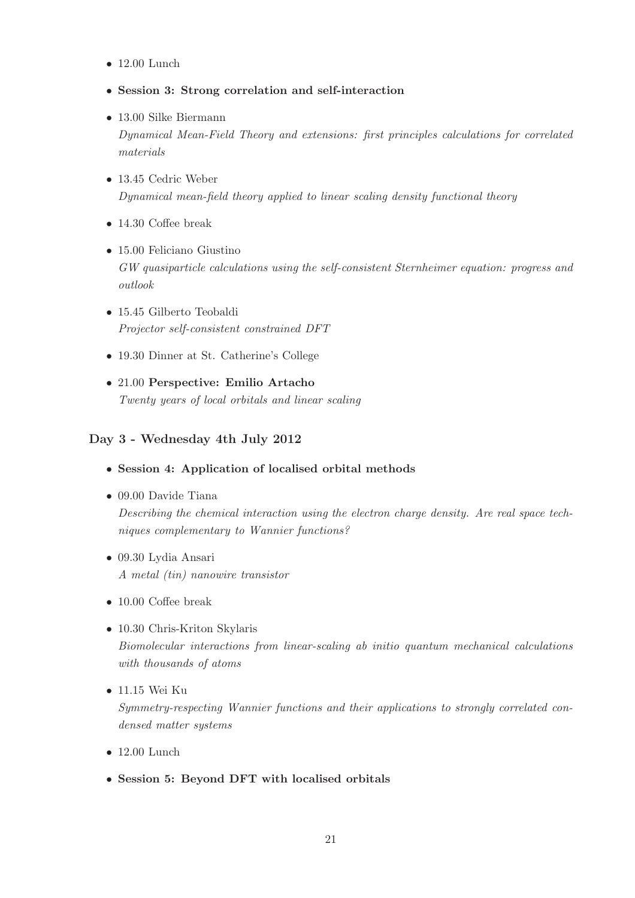- 12.00 Lunch
- **Session 3: Strong correlation and self-interaction**
- 13.00 Silke Biermann
  *Dynamical Mean-Field Theory and extensions: first principles calculations for correlated materials*
- 13.45 Cedric Weber
  *Dynamical mean-field theory applied to linear scaling density functional theory*
- 14.30 Coffee break
- 15.00 Feliciano Giustino
  *GW quasiparticle calculations using the self-consistent Sternheimer equation: progress and outlook*
- 15.45 Gilberto Teobaldi
  *Projector self-consistent constrained DFT*
- 19.30 Dinner at St. Catherine's College
- 21.00 **Perspective: Emilio Artacho**
  *Twenty years of local orbitals and linear scaling*

### Day 3 - Wednesday 4th July 2012

- **Session 4: Application of localised orbital methods**
- 09.00 Davide Tiana
  *Describing the chemical interaction using the electron charge density. Are real space techniques complementary to Wannier functions?*
- 09.30 Lydia Ansari
  *A metal (tin) nanowire transistor*
- 10.00 Coffee break
- 10.30 Chris-Kriton Skylaris
  *Biomolecular interactions from linear-scaling ab initio quantum mechanical calculations with thousands of atoms*
- 11.15 Wei Ku
  *Symmetry-respecting Wannier functions and their applications to strongly correlated condensed matter systems*
- 12.00 Lunch
- **Session 5: Beyond DFT with localised orbitals**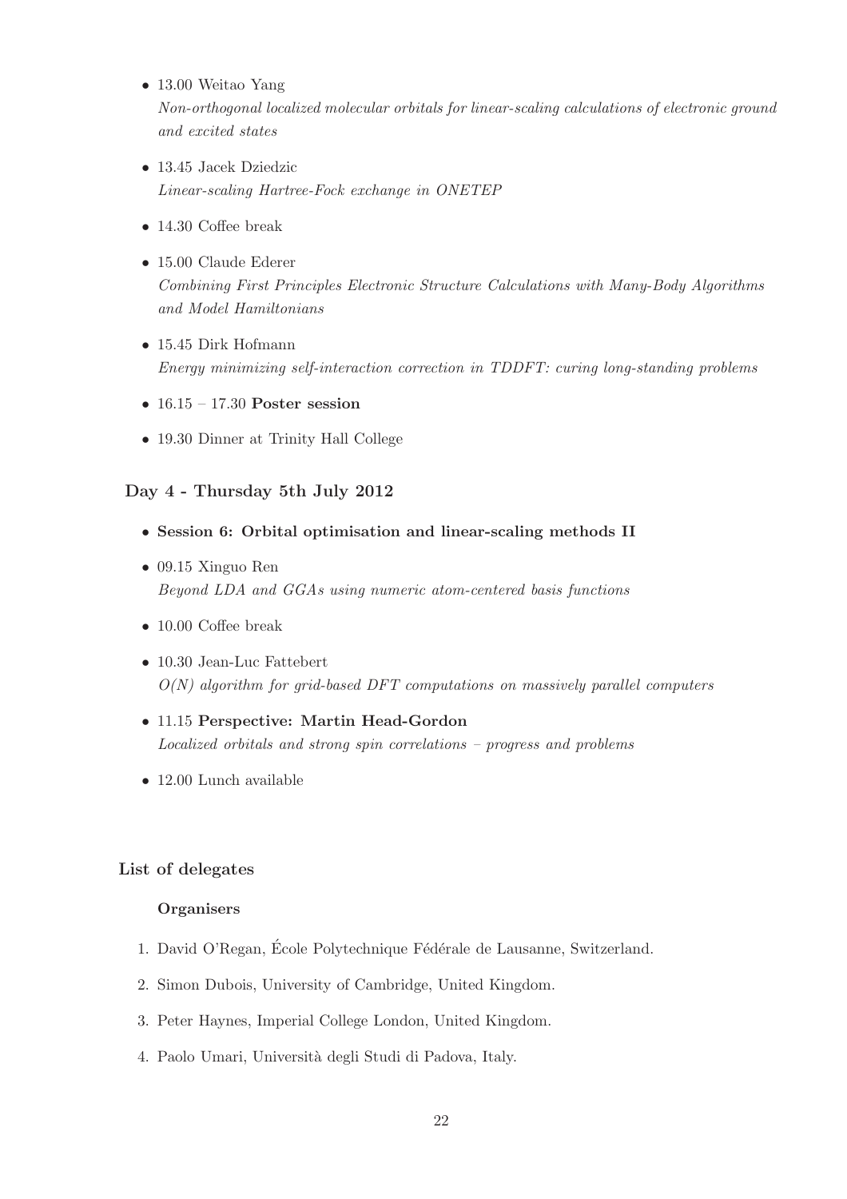- 13.00 Weitao Yang
  *Non-orthogonal localized molecular orbitals for linear-scaling calculations of electronic ground and excited states*
- 13.45 Jacek Dziedzic
  *Linear-scaling Hartree-Fock exchange in ONETEP*
- 14.30 Coffee break
- 15.00 Claude Ederer
  *Combining First Principles Electronic Structure Calculations with Many-Body Algorithms and Model Hamiltonians*
- 15.45 Dirk Hofmann
  *Energy minimizing self-interaction correction in TDDFT: curing long-standing problems*
- 16.15 – 17.30 **Poster session**
- 19.30 Dinner at Trinity Hall College

### Day 4 - Thursday 5th July 2012

- **Session 6: Orbital optimisation and linear-scaling methods II**
- 09.15 Xinguo Ren
  *Beyond LDA and GGAs using numeric atom-centered basis functions*
- 10.00 Coffee break
- 10.30 Jean-Luc Fattebert
  *O(N) algorithm for grid-based DFT computations on massively parallel computers*
- 11.15 **Perspective: Martin Head-Gordon**
  *Localized orbitals and strong spin correlations – progress and problems*
- 12.00 Lunch available

### List of delegates

#### Organisers

1. David O'Regan, École Polytechnique Fédérale de Lausanne, Switzerland.
2. Simon Dubois, University of Cambridge, United Kingdom.
3. Peter Haynes, Imperial College London, United Kingdom.
4. Paolo Umari, Università degli Studi di Padova, Italy.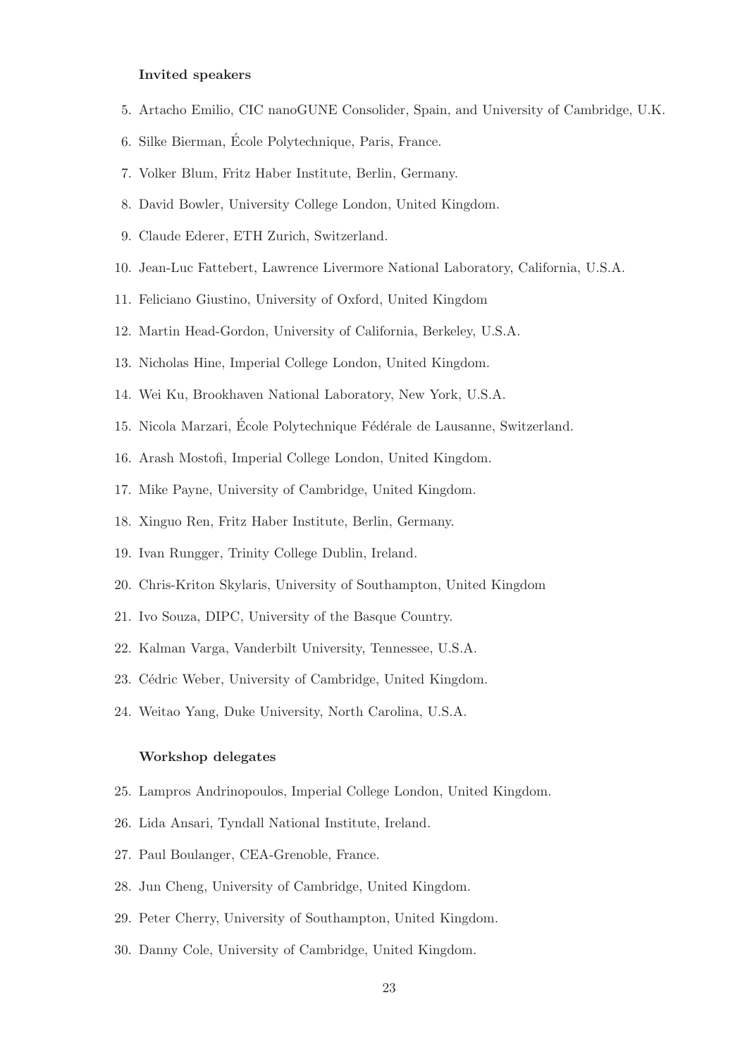#### Invited speakers

5. Artacho Emilio, CIC nanoGUNE Consolider, Spain, and University of Cambridge, U.K.
6. Silke Bierman, École Polytechnique, Paris, France.
7. Volker Blum, Fritz Haber Institute, Berlin, Germany.
8. David Bowler, University College London, United Kingdom.
9. Claude Ederer, ETH Zurich, Switzerland.
10. Jean-Luc Fattebert, Lawrence Livermore National Laboratory, California, U.S.A.
11. Feliciano Giustino, University of Oxford, United Kingdom
12. Martin Head-Gordon, University of California, Berkeley, U.S.A.
13. Nicholas Hine, Imperial College London, United Kingdom.
14. Wei Ku, Brookhaven National Laboratory, New York, U.S.A.
15. Nicola Marzari, École Polytechnique Fédérale de Lausanne, Switzerland.
16. Arash Mostofi, Imperial College London, United Kingdom.
17. Mike Payne, University of Cambridge, United Kingdom.
18. Xinguo Ren, Fritz Haber Institute, Berlin, Germany.
19. Ivan Rungger, Trinity College Dublin, Ireland.
20. Chris-Kriton Skylaris, University of Southampton, United Kingdom
21. Ivo Souza, DIPC, University of the Basque Country.
22. Kalman Varga, Vanderbilt University, Tennessee, U.S.A.
23. Cédric Weber, University of Cambridge, United Kingdom.
24. Weitao Yang, Duke University, North Carolina, U.S.A.

#### Workshop delegates

25. Lampros Andrinopoulos, Imperial College London, United Kingdom.
26. Lida Ansari, Tyndall National Institute, Ireland.
27. Paul Boulanger, CEA-Grenoble, France.
28. Jun Cheng, University of Cambridge, United Kingdom.
29. Peter Cherry, University of Southampton, United Kingdom.
30. Danny Cole, University of Cambridge, United Kingdom.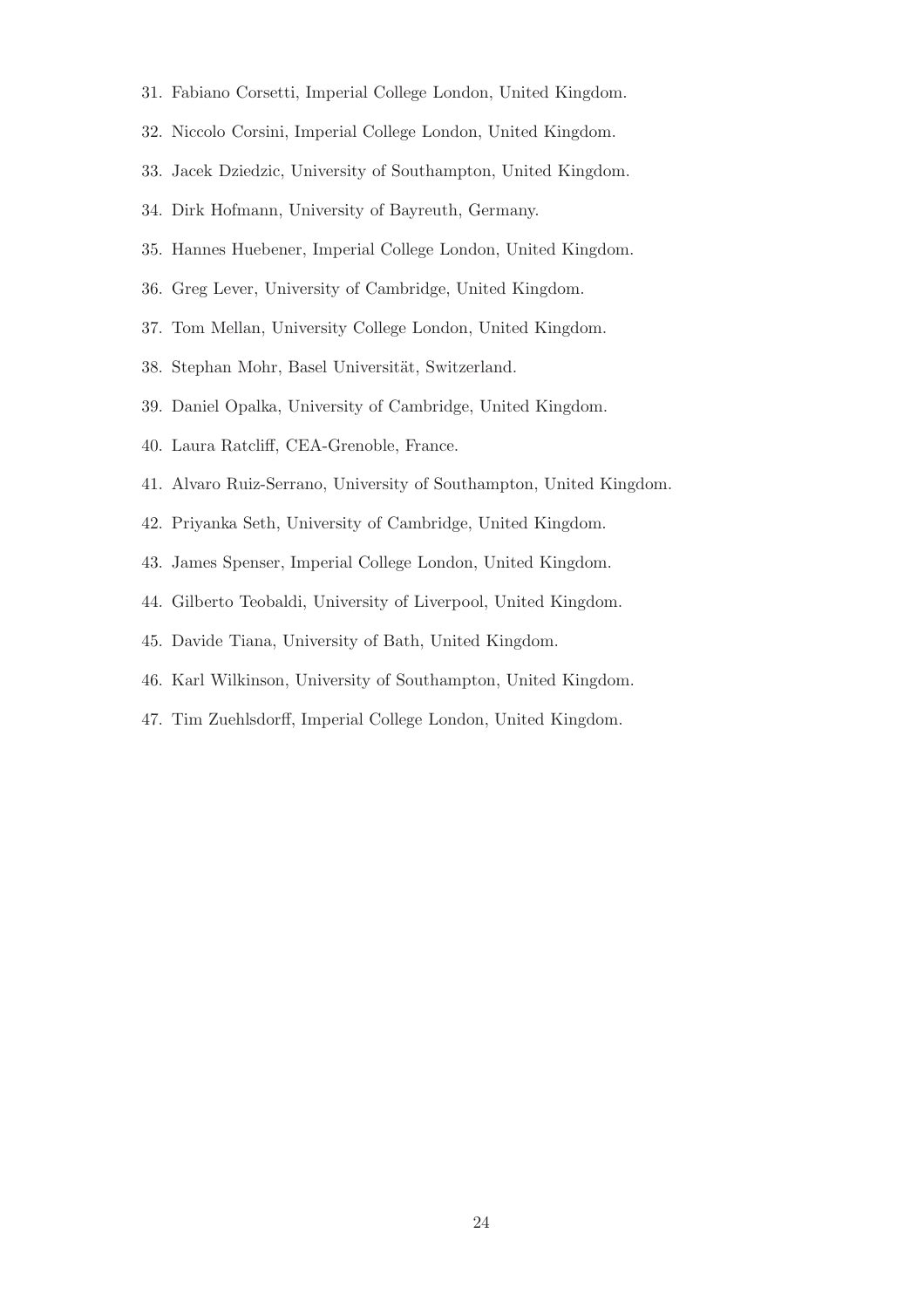31. Fabiano Corsetti, Imperial College London, United Kingdom.
32. Niccolo Corsini, Imperial College London, United Kingdom.
33. Jacek Dziedzic, University of Southampton, United Kingdom.
34. Dirk Hofmann, University of Bayreuth, Germany.
35. Hannes Huebener, Imperial College London, United Kingdom.
36. Greg Lever, University of Cambridge, United Kingdom.
37. Tom Mellan, University College London, United Kingdom.
38. Stephan Mohr, Basel Universität, Switzerland.
39. Daniel Opalka, University of Cambridge, United Kingdom.
40. Laura Ratcliff, CEA-Grenoble, France.
41. Alvaro Ruiz-Serrano, University of Southampton, United Kingdom.
42. Priyanka Seth, University of Cambridge, United Kingdom.
43. James Spenser, Imperial College London, United Kingdom.
44. Gilberto Teobaldi, University of Liverpool, United Kingdom.
45. Davide Tiana, University of Bath, United Kingdom.
46. Karl Wilkinson, University of Southampton, United Kingdom.
47. Tim Zuehlsdorff, Imperial College London, United Kingdom.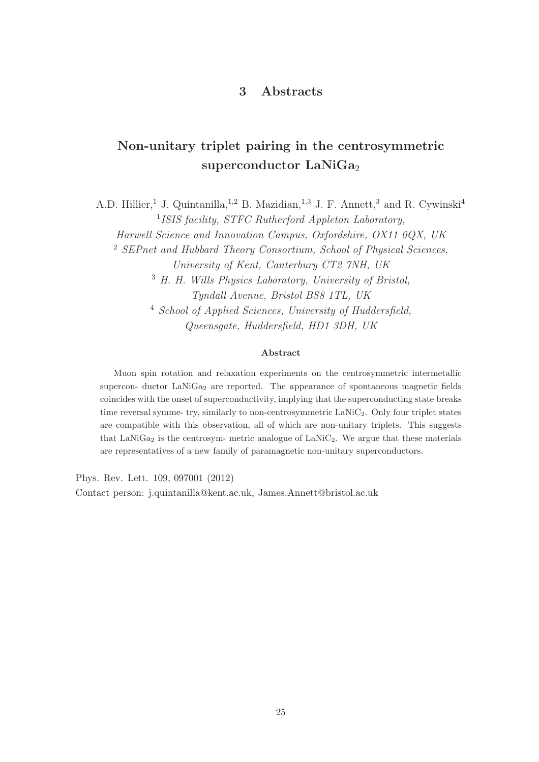## 3 Abstracts

### Non-unitary triplet pairing in the centrosymmetric superconductor $LaNiGa_2$

A.D. Hillier,[1] J. Quintanilla,[1,2] B. Mazidian,[1,3] J. F. Annett,[3] and R. Cywinski[4]

[1] *ISIS facility, STFC Rutherford Appleton Laboratory, Harwell Science and Innovation Campus, Oxfordshire, OX11 0QX, UK*

[2] *SEPnet and Hubbard Theory Consortium, School of Physical Sciences, University of Kent, Canterbury CT2 7NH, UK*

[3] *H. H. Wills Physics Laboratory, University of Bristol, Tyndall Avenue, Bristol BS8 1TL, UK*

[4] *School of Applied Sciences, University of Huddersfield, Queensgate, Huddersfield, HD1 3DH, UK*

**Abstract**

Muon spin rotation and relaxation experiments on the centrosymmetric intermetallic supercon- ductor $LaNiGa_2$ are reported. The appearance of spontaneous magnetic fields coincides with the onset of superconductivity, implying that the superconducting state breaks time reversal symme- try, similarly to non-centrosymmetric $LaNiC_2$. Only four triplet states are compatible with this observation, all of which are non-unitary triplets. This suggests that $LaNiGa_2$ is the centrosym- metric analogue of $LaNiC_2$. We argue that these materials are representatives of a new family of paramagnetic non-unitary superconductors.

Phys. Rev. Lett. 109, 097001 (2012)
Contact person: j.quintanilla@kent.ac.uk, James.Annett@bristol.ac.uk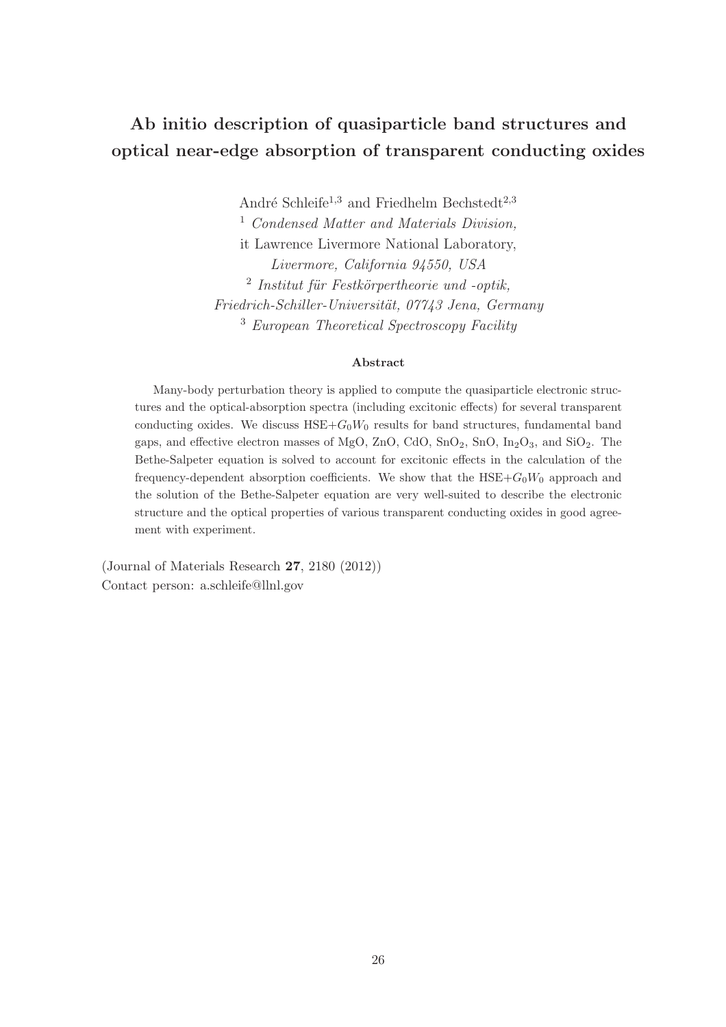# Ab initio description of quasiparticle band structures and optical near-edge absorption of transparent conducting oxides

André Schleife[1,3] and Friedhelm Bechstedt[2,3]

[1] *Condensed Matter and Materials Division,*
it Lawrence Livermore National Laboratory,
*Livermore, California 94550, USA*
[2] *Institut für Festkörpertheorie und -optik,*
*Friedrich-Schiller-Universität, 07743 Jena, Germany*
[3] *European Theoretical Spectroscopy Facility*

**Abstract**

Many-body perturbation theory is applied to compute the quasiparticle electronic structures and the optical-absorption spectra (including excitonic effects) for several transparent conducting oxides. We discuss HSE+$G_0W_0$ results for band structures, fundamental band gaps, and effective electron masses of MgO, ZnO, CdO, $SnO_2$, SnO, $In_2O_3$, and $SiO_2$. The Bethe-Salpeter equation is solved to account for excitonic effects in the calculation of the frequency-dependent absorption coefficients. We show that the HSE+$G_0W_0$ approach and the solution of the Bethe-Salpeter equation are very well-suited to describe the electronic structure and the optical properties of various transparent conducting oxides in good agreement with experiment.

(Journal of Materials Research **27**, 2180 (2012))
Contact person: a.schleife@llnl.gov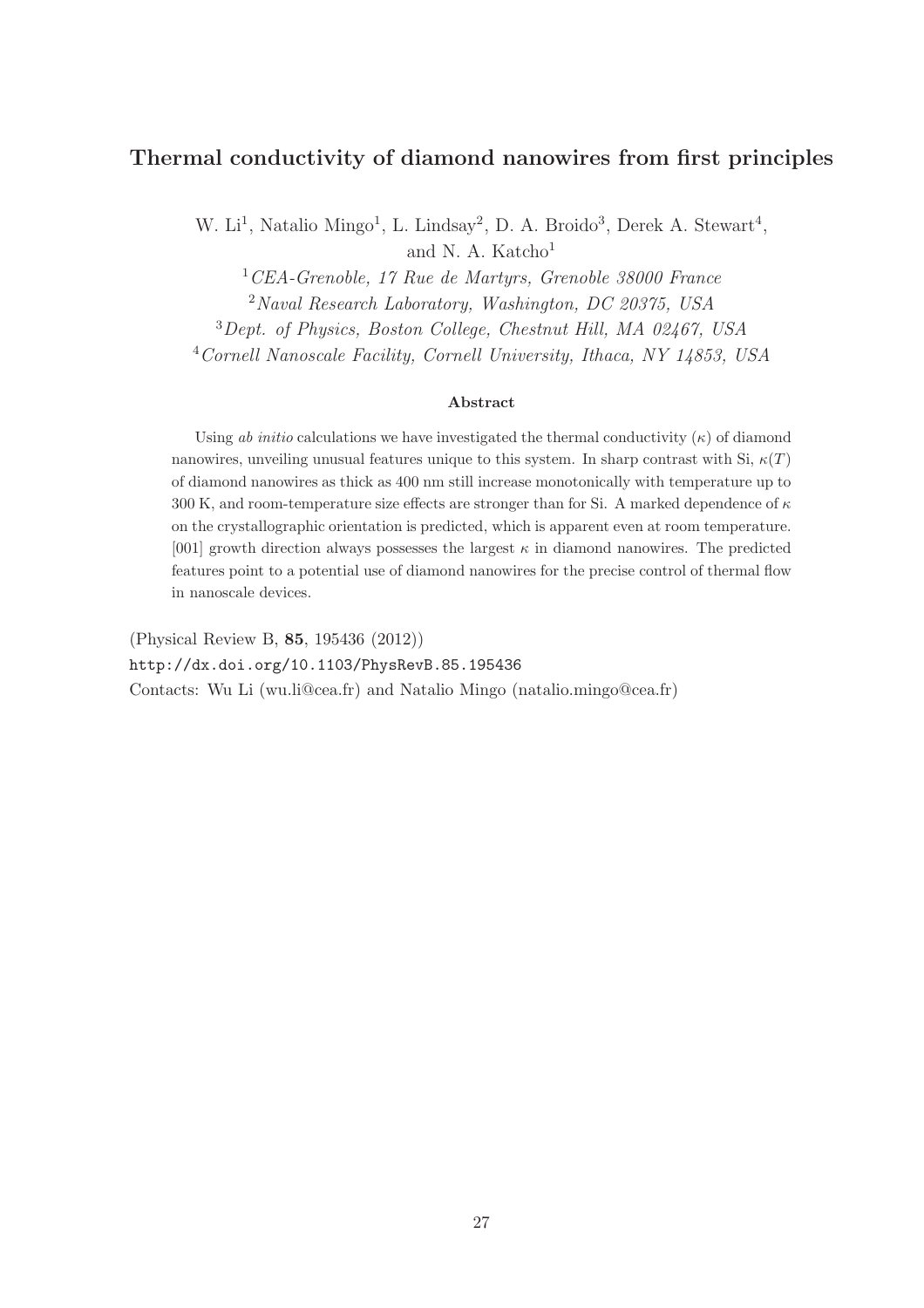## Thermal conductivity of diamond nanowires from first principles

W. Li[1], Natalio Mingo[1], L. Lindsay[2], D. A. Broido[3], Derek A. Stewart[4], and N. A. Katcho[1]

[1] *CEA-Grenoble, 17 Rue de Martyrs, Grenoble 38000 France*

[2] *Naval Research Laboratory, Washington, DC 20375, USA*

[3] *Dept. of Physics, Boston College, Chestnut Hill, MA 02467, USA*

[4] *Cornell Nanoscale Facility, Cornell University, Ithaca, NY 14853, USA*

#### Abstract

Using *ab initio* calculations we have investigated the thermal conductivity ($\kappa$) of diamond nanowires, unveiling unusual features unique to this system. In sharp contrast with Si, $\kappa(T)$ of diamond nanowires as thick as 400 nm still increase monotonically with temperature up to 300 K, and room-temperature size effects are stronger than for Si. A marked dependence of $\kappa$ on the crystallographic orientation is predicted, which is apparent even at room temperature. [001] growth direction always possesses the largest $\kappa$ in diamond nanowires. The predicted features point to a potential use of diamond nanowires for the precise control of thermal flow in nanoscale devices.

(Physical Review B, **85**, 195436 (2012))

`http://dx.doi.org/10.1103/PhysRevB.85.195436`

Contacts: Wu Li (wu.li@cea.fr) and Natalio Mingo (natalio.mingo@cea.fr)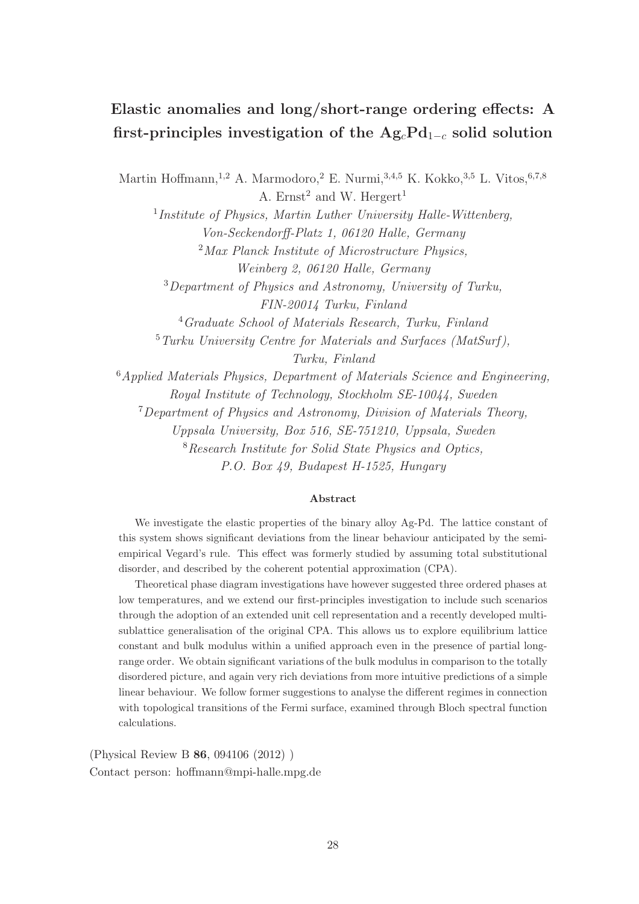# Elastic anomalies and long/short-range ordering effects: A first-principles investigation of the $Ag_cPd_{1-c}$ solid solution

Martin Hoffmann,[1,2] A. Marmodoro,[2] E. Nurmi,[3,4,5] K. Kokko,[3,5] L. Vitos,[6,7,8] A. Ernst[2] and W. Hergert[1]

[1] *Institute of Physics, Martin Luther University Halle-Wittenberg, Von-Seckendorff-Platz 1, 06120 Halle, Germany*

[2] *Max Planck Institute of Microstructure Physics, Weinberg 2, 06120 Halle, Germany*

[3] *Department of Physics and Astronomy, University of Turku, FIN-20014 Turku, Finland*

[4] *Graduate School of Materials Research, Turku, Finland*

[5] *Turku University Centre for Materials and Surfaces (MatSurf), Turku, Finland*

[6] *Applied Materials Physics, Department of Materials Science and Engineering, Royal Institute of Technology, Stockholm SE-10044, Sweden*

[7] *Department of Physics and Astronomy, Division of Materials Theory, Uppsala University, Box 516, SE-751210, Uppsala, Sweden*

[8] *Research Institute for Solid State Physics and Optics, P.O. Box 49, Budapest H-1525, Hungary*

### Abstract

We investigate the elastic properties of the binary alloy Ag-Pd. The lattice constant of this system shows significant deviations from the linear behaviour anticipated by the semi-empirical Vegard's rule. This effect was formerly studied by assuming total substitutional disorder, and described by the coherent potential approximation (CPA).

Theoretical phase diagram investigations have however suggested three ordered phases at low temperatures, and we extend our first-principles investigation to include such scenarios through the adoption of an extended unit cell representation and a recently developed multi-sublattice generalisation of the original CPA. This allows us to explore equilibrium lattice constant and bulk modulus within a unified approach even in the presence of partial long-range order. We obtain significant variations of the bulk modulus in comparison to the totally disordered picture, and again very rich deviations from more intuitive predictions of a simple linear behaviour. We follow former suggestions to analyse the different regimes in connection with topological transitions of the Fermi surface, examined through Bloch spectral function calculations.

(Physical Review B **86**, 094106 (2012) )

Contact person: hoffmann@mpi-halle.mpg.de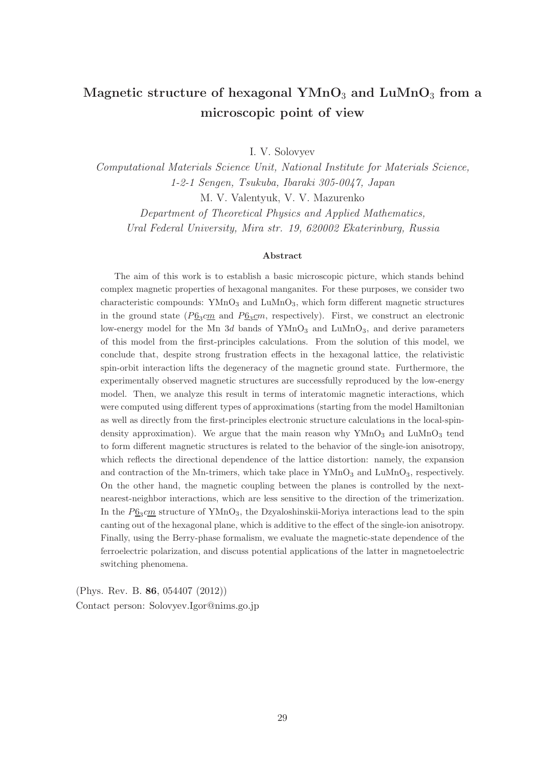# Magnetic structure of hexagonal $YMnO_3$ and $LuMnO_3$ from a microscopic point of view

I. V. Solovyev

*Computational Materials Science Unit, National Institute for Materials Science, 1-2-1 Sengen, Tsukuba, Ibaraki 305-0047, Japan*

M. V. Valentyuk, V. V. Mazurenko

*Department of Theoretical Physics and Applied Mathematics, Ural Federal University, Mira str. 19, 620002 Ekaterinburg, Russia*

### Abstract

The aim of this work is to establish a basic microscopic picture, which stands behind complex magnetic properties of hexagonal manganites. For these purposes, we consider two characteristic compounds: $YMnO_3$ and $LuMnO_3$, which form different magnetic structures in the ground state ($P\underline{6}_3c\underline{m}$ and $P\underline{6}_3cm$, respectively). First, we construct an electronic low-energy model for the Mn $3d$ bands of $YMnO_3$ and $LuMnO_3$, and derive parameters of this model from the first-principles calculations. From the solution of this model, we conclude that, despite strong frustration effects in the hexagonal lattice, the relativistic spin-orbit interaction lifts the degeneracy of the magnetic ground state. Furthermore, the experimentally observed magnetic structures are successfully reproduced by the low-energy model. Then, we analyze this result in terms of interatomic magnetic interactions, which were computed using different types of approximations (starting from the model Hamiltonian as well as directly from the first-principles electronic structure calculations in the local-spin-density approximation). We argue that the main reason why $YMnO_3$ and $LuMnO_3$ tend to form different magnetic structures is related to the behavior of the single-ion anisotropy, which reflects the directional dependence of the lattice distortion: namely, the expansion and contraction of the Mn-trimers, which take place in $YMnO_3$ and $LuMnO_3$, respectively. On the other hand, the magnetic coupling between the planes is controlled by the next-nearest-neighbor interactions, which are less sensitive to the direction of the trimerization. In the $P\underline{6}_3c\underline{m}$ structure of $YMnO_3$, the Dzyaloshinskii-Moriya interactions lead to the spin canting out of the hexagonal plane, which is additive to the effect of the single-ion anisotropy. Finally, using the Berry-phase formalism, we evaluate the magnetic-state dependence of the ferroelectric polarization, and discuss potential applications of the latter in magnetoelectric switching phenomena.

(Phys. Rev. B. **86**, 054407 (2012))
Contact person: Solovyev.Igor@nims.go.jp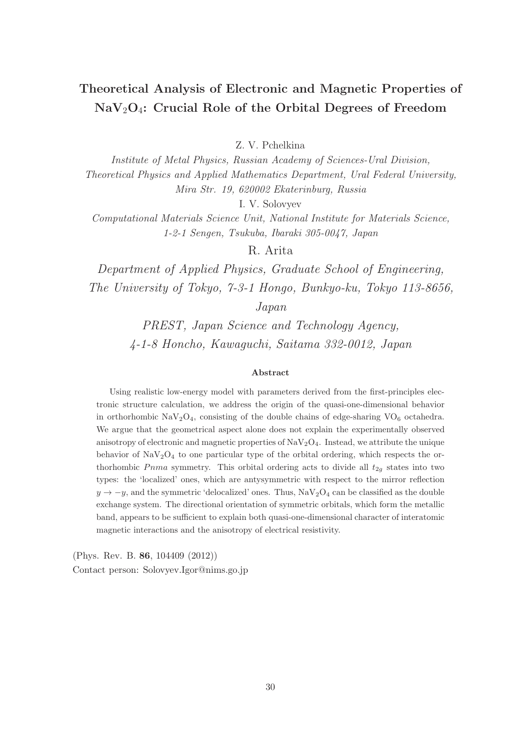# Theoretical Analysis of Electronic and Magnetic Properties of $NaV_2O_4$: Crucial Role of the Orbital Degrees of Freedom

Z. V. Pchelkina

*Institute of Metal Physics, Russian Academy of Sciences-Ural Division, Theoretical Physics and Applied Mathematics Department, Ural Federal University, Mira Str. 19, 620002 Ekaterinburg, Russia*

I. V. Solovyev

*Computational Materials Science Unit, National Institute for Materials Science, 1-2-1 Sengen, Tsukuba, Ibaraki 305-0047, Japan*

R. Arita

*Department of Applied Physics, Graduate School of Engineering, The University of Tokyo, 7-3-1 Hongo, Bunkyo-ku, Tokyo 113-8656, Japan*

*PREST, Japan Science and Technology Agency, 4-1-8 Honcho, Kawaguchi, Saitama 332-0012, Japan*

### Abstract

Using realistic low-energy model with parameters derived from the first-principles electronic structure calculation, we address the origin of the quasi-one-dimensional behavior in orthorhombic $NaV_2O_4$, consisting of the double chains of edge-sharing $VO_6$ octahedra. We argue that the geometrical aspect alone does not explain the experimentally observed anisotropy of electronic and magnetic properties of $NaV_2O_4$. Instead, we attribute the unique behavior of $NaV_2O_4$ to one particular type of the orbital ordering, which respects the orthorhombic *Pnma* symmetry. This orbital ordering acts to divide all $t_{2g}$ states into two types: the 'localized' ones, which are antysymmetric with respect to the mirror reflection $y \to -y$, and the symmetric 'delocalized' ones. Thus, $NaV_2O_4$ can be classified as the double exchange system. The directional orientation of symmetric orbitals, which form the metallic band, appears to be sufficient to explain both quasi-one-dimensional character of interatomic magnetic interactions and the anisotropy of electrical resistivity.

(Phys. Rev. B. **86**, 104409 (2012))

Contact person: Solovyev.Igor@nims.go.jp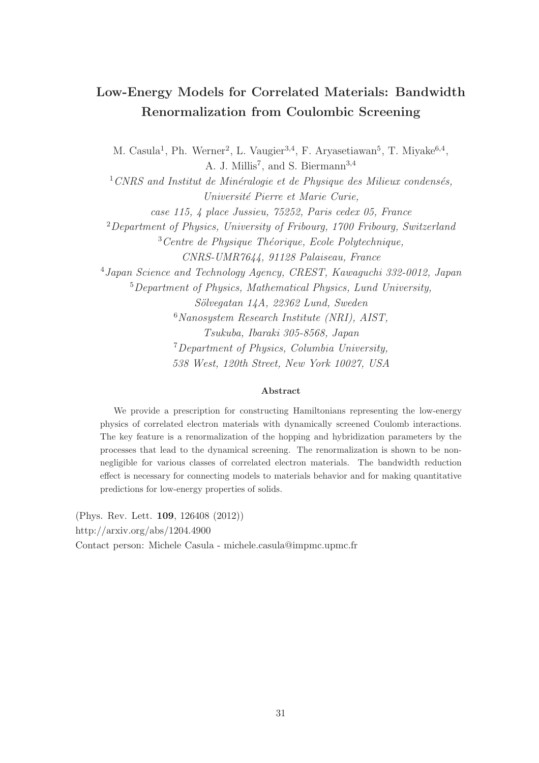# Low-Energy Models for Correlated Materials: Bandwidth Renormalization from Coulombic Screening

M. Casula[1], Ph. Werner[2], L. Vaugier[3,4], F. Aryasetiawan[5], T. Miyake[6,4], A. J. Millis[7], and S. Biermann[3,4]

[1] *CNRS and Institut de Minéralogie et de Physique des Milieux condensés, Université Pierre et Marie Curie, case 115, 4 place Jussieu, 75252, Paris cedex 05, France*

[2] *Department of Physics, University of Fribourg, 1700 Fribourg, Switzerland*

[3] *Centre de Physique Théorique, Ecole Polytechnique, CNRS-UMR7644, 91128 Palaiseau, France*

[4] *Japan Science and Technology Agency, CREST, Kawaguchi 332-0012, Japan*

[5] *Department of Physics, Mathematical Physics, Lund University, Sölvegatan 14A, 22362 Lund, Sweden*

[6] *Nanosystem Research Institute (NRI), AIST, Tsukuba, Ibaraki 305-8568, Japan*

[7] *Department of Physics, Columbia University, 538 West, 120th Street, New York 10027, USA*

### Abstract

We provide a prescription for constructing Hamiltonians representing the low-energy physics of correlated electron materials with dynamically screened Coulomb interactions. The key feature is a renormalization of the hopping and hybridization parameters by the processes that lead to the dynamical screening. The renormalization is shown to be non-negligible for various classes of correlated electron materials. The bandwidth reduction effect is necessary for connecting models to materials behavior and for making quantitative predictions for low-energy properties of solids.

(Phys. Rev. Lett. **109**, 126408 (2012))
http://arxiv.org/abs/1204.4900
Contact person: Michele Casula - michele.casula@impmc.upmc.fr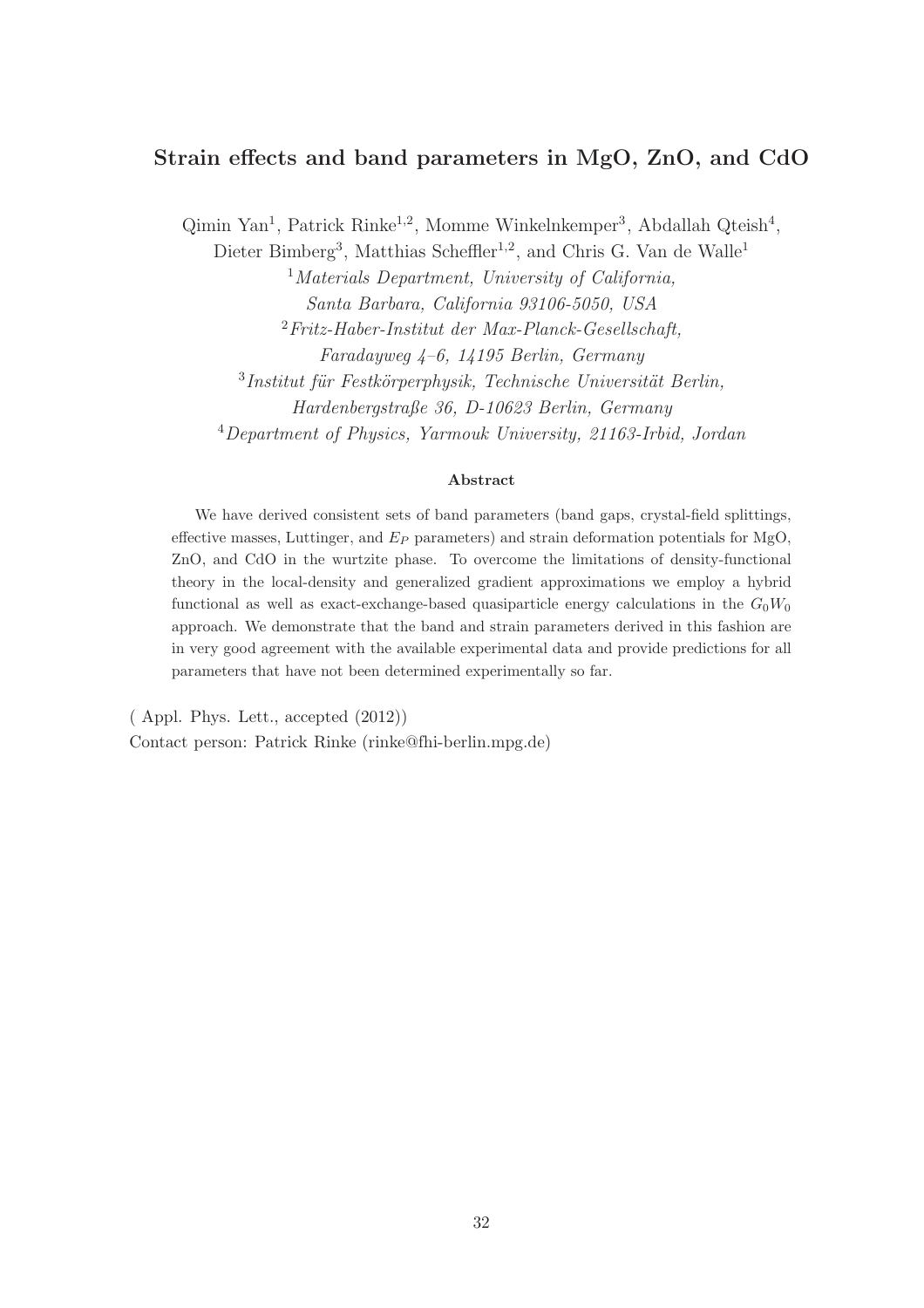## Strain effects and band parameters in MgO, ZnO, and CdO

Qimin Yan[1], Patrick Rinke[1,2], Momme Winkelnkemper[3], Abdallah Qteish[4], Dieter Bimberg[3], Matthias Scheffler[1,2], and Chris G. Van de Walle[1]

[1] *Materials Department, University of California, Santa Barbara, California 93106-5050, USA*

[2] *Fritz-Haber-Institut der Max-Planck-Gesellschaft, Faradayweg 4–6, 14195 Berlin, Germany*

[3] *Institut für Festkörperphysik, Technische Universität Berlin, Hardenbergstraße 36, D-10623 Berlin, Germany*

[4] *Department of Physics, Yarmouk University, 21163-Irbid, Jordan*

**Abstract**

We have derived consistent sets of band parameters (band gaps, crystal-field splittings, effective masses, Luttinger, and $E_P$ parameters) and strain deformation potentials for MgO, ZnO, and CdO in the wurtzite phase. To overcome the limitations of density-functional theory in the local-density and generalized gradient approximations we employ a hybrid functional as well as exact-exchange-based quasiparticle energy calculations in the $G_0W_0$ approach. We demonstrate that the band and strain parameters derived in this fashion are in very good agreement with the available experimental data and provide predictions for all parameters that have not been determined experimentally so far.

( Appl. Phys. Lett., accepted (2012))

Contact person: Patrick Rinke (rinke@fhi-berlin.mpg.de)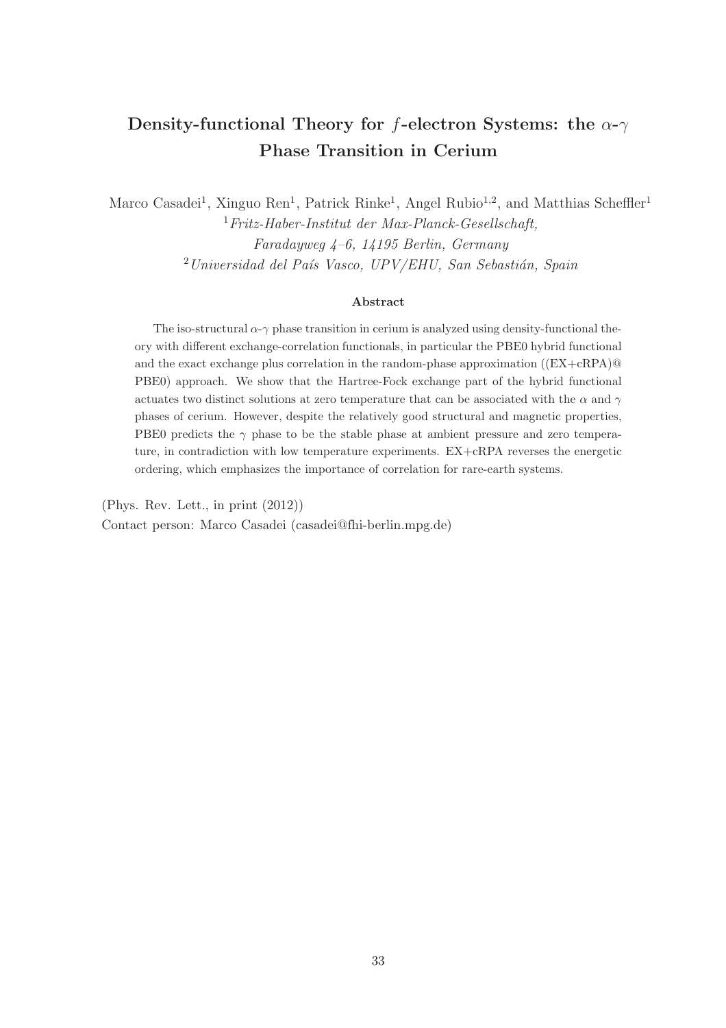# Density-functional Theory for $f$-electron Systems: the $\alpha$-$\gamma$ Phase Transition in Cerium

Marco Casadei[1], Xinguo Ren[1], Patrick Rinke[1], Angel Rubio[1,2], and Matthias Scheffler[1]

[1]*Fritz-Haber-Institut der Max-Planck-Gesellschaft, Faradayweg 4–6, 14195 Berlin, Germany*

[2]*Universidad del País Vasco, UPV/EHU, San Sebastián, Spain*

### Abstract

The iso-structural $\alpha$-$\gamma$ phase transition in cerium is analyzed using density-functional theory with different exchange-correlation functionals, in particular the PBE0 hybrid functional and the exact exchange plus correlation in the random-phase approximation ((EX+cRPA)@PBE0) approach. We show that the Hartree-Fock exchange part of the hybrid functional actuates two distinct solutions at zero temperature that can be associated with the $\alpha$ and $\gamma$ phases of cerium. However, despite the relatively good structural and magnetic properties, PBE0 predicts the $\gamma$ phase to be the stable phase at ambient pressure and zero temperature, in contradiction with low temperature experiments. EX+cRPA reverses the energetic ordering, which emphasizes the importance of correlation for rare-earth systems.

(Phys. Rev. Lett., in print (2012))

Contact person: Marco Casadei (casadei@fhi-berlin.mpg.de)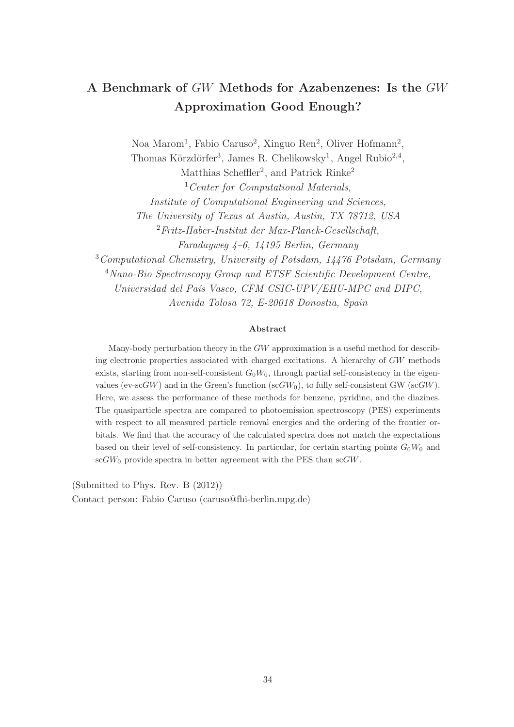# A Benchmark of $GW$ Methods for Azabenzenes: Is the $GW$ Approximation Good Enough?

Noa Marom[1], Fabio Caruso[2], Xinguo Ren[2], Oliver Hofmann[2], Thomas Körzdörfer[3], James R. Chelikowsky[1], Angel Rubio[2,4], Matthias Scheffler[2], and Patrick Rinke[2]

[1] *Center for Computational Materials, Institute of Computational Engineering and Sciences, The University of Texas at Austin, Austin, TX 78712, USA*

[2] *Fritz-Haber-Institut der Max-Planck-Gesellschaft, Faradayweg 4–6, 14195 Berlin, Germany*

[3] *Computational Chemistry, University of Potsdam, 14476 Potsdam, Germany*

[4] *Nano-Bio Spectroscopy Group and ETSF Scientific Development Centre, Universidad del País Vasco, CFM CSIC-UPV/EHU-MPC and DIPC, Avenida Tolosa 72, E-20018 Donostia, Spain*

**Abstract**

Many-body perturbation theory in the $GW$ approximation is a useful method for describing electronic properties associated with charged excitations. A hierarchy of $GW$ methods exists, starting from non-self-consistent $G_0W_0$, through partial self-consistency in the eigenvalues (ev-sc$GW$) and in the Green's function (sc$GW_0$), to fully self-consistent GW (sc$GW$). Here, we assess the performance of these methods for benzene, pyridine, and the diazines. The quasiparticle spectra are compared to photoemission spectroscopy (PES) experiments with respect to all measured particle removal energies and the ordering of the frontier orbitals. We find that the accuracy of the calculated spectra does not match the expectations based on their level of self-consistency. In particular, for certain starting points $G_0W_0$ and sc$GW_0$ provide spectra in better agreement with the PES than sc$GW$.

(Submitted to Phys. Rev. B (2012))

Contact person: Fabio Caruso (caruso@fhi-berlin.mpg.de)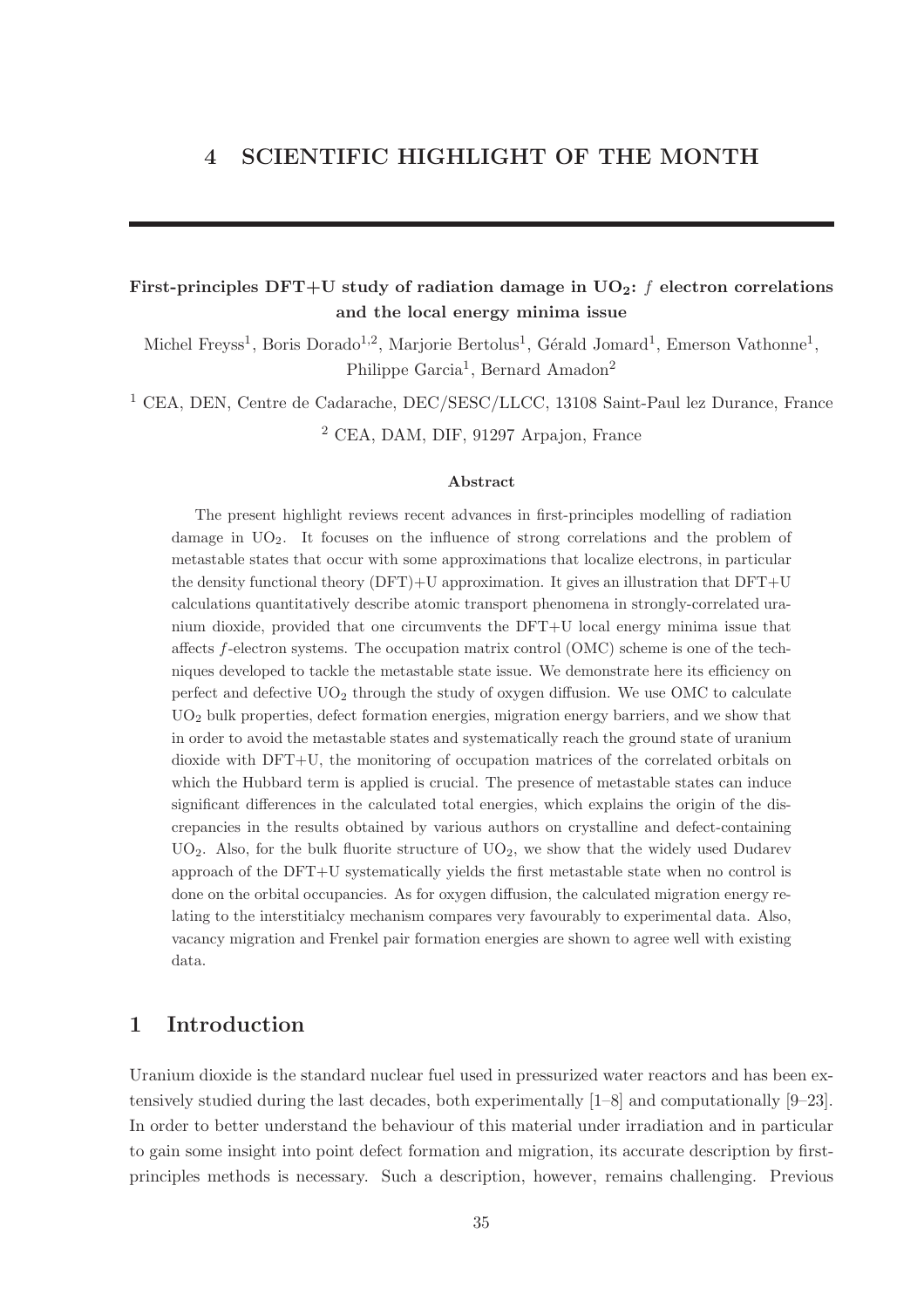# 4 SCIENTIFIC HIGHLIGHT OF THE MONTH

## First-principles DFT+U study of radiation damage in $UO_2$: $f$ electron correlations and the local energy minima issue

Michel Freyss[1], Boris Dorado[1,2], Marjorie Bertolus[1], Gérald Jomard[1], Emerson Vathonne[1], Philippe Garcia[1], Bernard Amadon[2]

[1] CEA, DEN, Centre de Cadarache, DEC/SESC/LLCC, 13108 Saint-Paul lez Durance, France

[2] CEA, DAM, DIF, 91297 Arpajon, France

### Abstract

The present highlight reviews recent advances in first-principles modelling of radiation damage in $UO_2$. It focuses on the influence of strong correlations and the problem of metastable states that occur with some approximations that localize electrons, in particular the density functional theory (DFT)+U approximation. It gives an illustration that DFT+U calculations quantitatively describe atomic transport phenomena in strongly-correlated uranium dioxide, provided that one circumvents the DFT+U local energy minima issue that affects $f$-electron systems. The occupation matrix control (OMC) scheme is one of the techniques developed to tackle the metastable state issue. We demonstrate here its efficiency on perfect and defective $UO_2$ through the study of oxygen diffusion. We use OMC to calculate $UO_2$ bulk properties, defect formation energies, migration energy barriers, and we show that in order to avoid the metastable states and systematically reach the ground state of uranium dioxide with DFT+U, the monitoring of occupation matrices of the correlated orbitals on which the Hubbard term is applied is crucial. The presence of metastable states can induce significant differences in the calculated total energies, which explains the origin of the discrepancies in the results obtained by various authors on crystalline and defect-containing $UO_2$. Also, for the bulk fluorite structure of $UO_2$, we show that the widely used Dudarev approach of the DFT+U systematically yields the first metastable state when no control is done on the orbital occupancies. As for oxygen diffusion, the calculated migration energy relating to the interstitialcy mechanism compares very favourably to experimental data. Also, vacancy migration and Frenkel pair formation energies are shown to agree well with existing data.

## 1 Introduction

Uranium dioxide is the standard nuclear fuel used in pressurized water reactors and has been extensively studied during the last decades, both experimentally [1–8] and computationally [9–23]. In order to better understand the behaviour of this material under irradiation and in particular to gain some insight into point defect formation and migration, its accurate description by first-principles methods is necessary. Such a description, however, remains challenging. Previous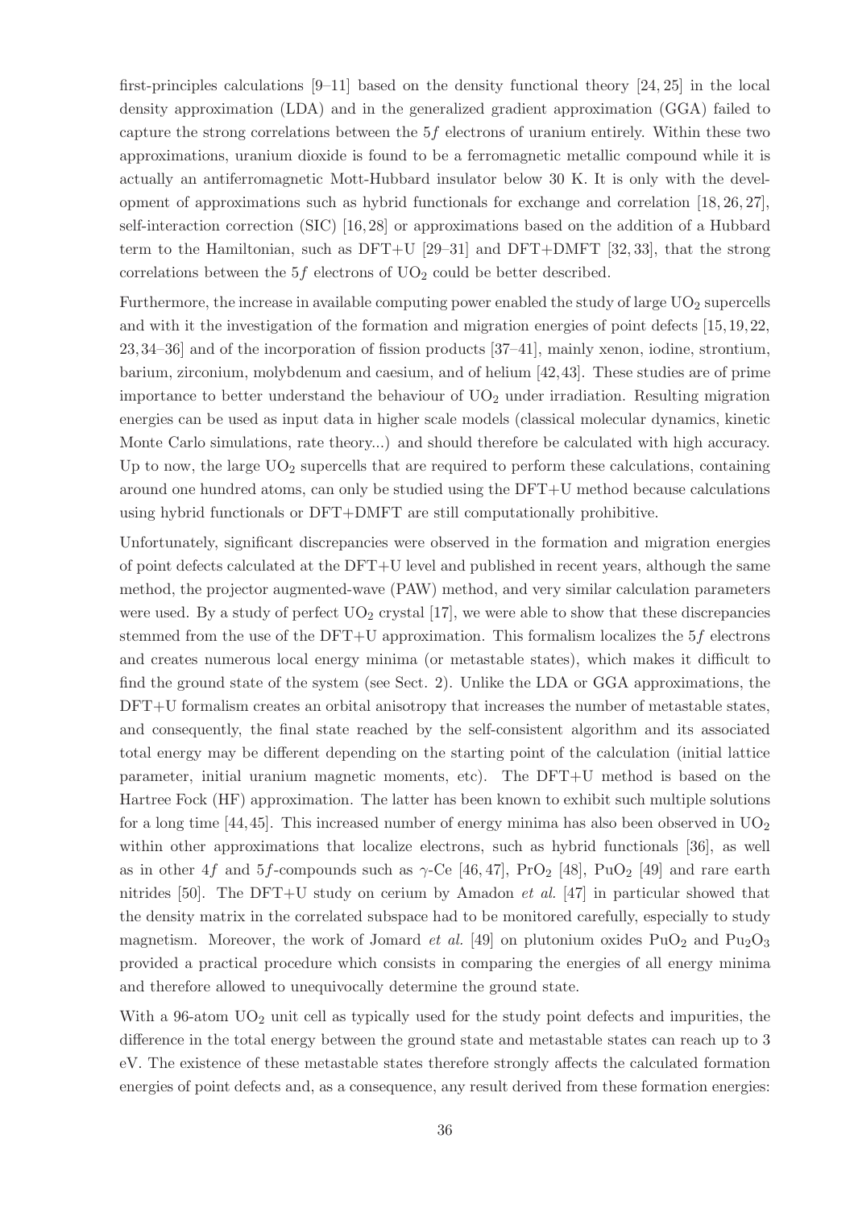first-principles calculations [9–11] based on the density functional theory [24, 25] in the local density approximation (LDA) and in the generalized gradient approximation (GGA) failed to capture the strong correlations between the $5f$ electrons of uranium entirely. Within these two approximations, uranium dioxide is found to be a ferromagnetic metallic compound while it is actually an antiferromagnetic Mott-Hubbard insulator below 30 K. It is only with the development of approximations such as hybrid functionals for exchange and correlation [18, 26, 27], self-interaction correction (SIC) [16, 28] or approximations based on the addition of a Hubbard term to the Hamiltonian, such as DFT+U [29–31] and DFT+DMFT [32, 33], that the strong correlations between the $5f$ electrons of $UO_2$ could be better described.

Furthermore, the increase in available computing power enabled the study of large $UO_2$ supercells and with it the investigation of the formation and migration energies of point defects [15, 19, 22, 23, 34–36] and of the incorporation of fission products [37–41], mainly xenon, iodine, strontium, barium, zirconium, molybdenum and caesium, and of helium [42, 43]. These studies are of prime importance to better understand the behaviour of $UO_2$ under irradiation. Resulting migration energies can be used as input data in higher scale models (classical molecular dynamics, kinetic Monte Carlo simulations, rate theory...) and should therefore be calculated with high accuracy. Up to now, the large $UO_2$ supercells that are required to perform these calculations, containing around one hundred atoms, can only be studied using the DFT+U method because calculations using hybrid functionals or DFT+DMFT are still computationally prohibitive.

Unfortunately, significant discrepancies were observed in the formation and migration energies of point defects calculated at the DFT+U level and published in recent years, although the same method, the projector augmented-wave (PAW) method, and very similar calculation parameters were used. By a study of perfect $UO_2$ crystal [17], we were able to show that these discrepancies stemmed from the use of the DFT+U approximation. This formalism localizes the $5f$ electrons and creates numerous local energy minima (or metastable states), which makes it difficult to find the ground state of the system (see Sect. 2). Unlike the LDA or GGA approximations, the DFT+U formalism creates an orbital anisotropy that increases the number of metastable states, and consequently, the final state reached by the self-consistent algorithm and its associated total energy may be different depending on the starting point of the calculation (initial lattice parameter, initial uranium magnetic moments, etc). The DFT+U method is based on the Hartree Fock (HF) approximation. The latter has been known to exhibit such multiple solutions for a long time [44, 45]. This increased number of energy minima has also been observed in $UO_2$ within other approximations that localize electrons, such as hybrid functionals [36], as well as in other $4f$ and $5f$-compounds such as $\gamma$-Ce [46, 47], $PrO_2$ [48], $PuO_2$ [49] and rare earth nitrides [50]. The DFT+U study on cerium by Amadon *et al.* [47] in particular showed that the density matrix in the correlated subspace had to be monitored carefully, especially to study magnetism. Moreover, the work of Jomard *et al.* [49] on plutonium oxides $PuO_2$ and $Pu_2O_3$ provided a practical procedure which consists in comparing the energies of all energy minima and therefore allowed to unequivocally determine the ground state.

With a 96-atom $UO_2$ unit cell as typically used for the study point defects and impurities, the difference in the total energy between the ground state and metastable states can reach up to 3 eV. The existence of these metastable states therefore strongly affects the calculated formation energies of point defects and, as a consequence, any result derived from these formation energies: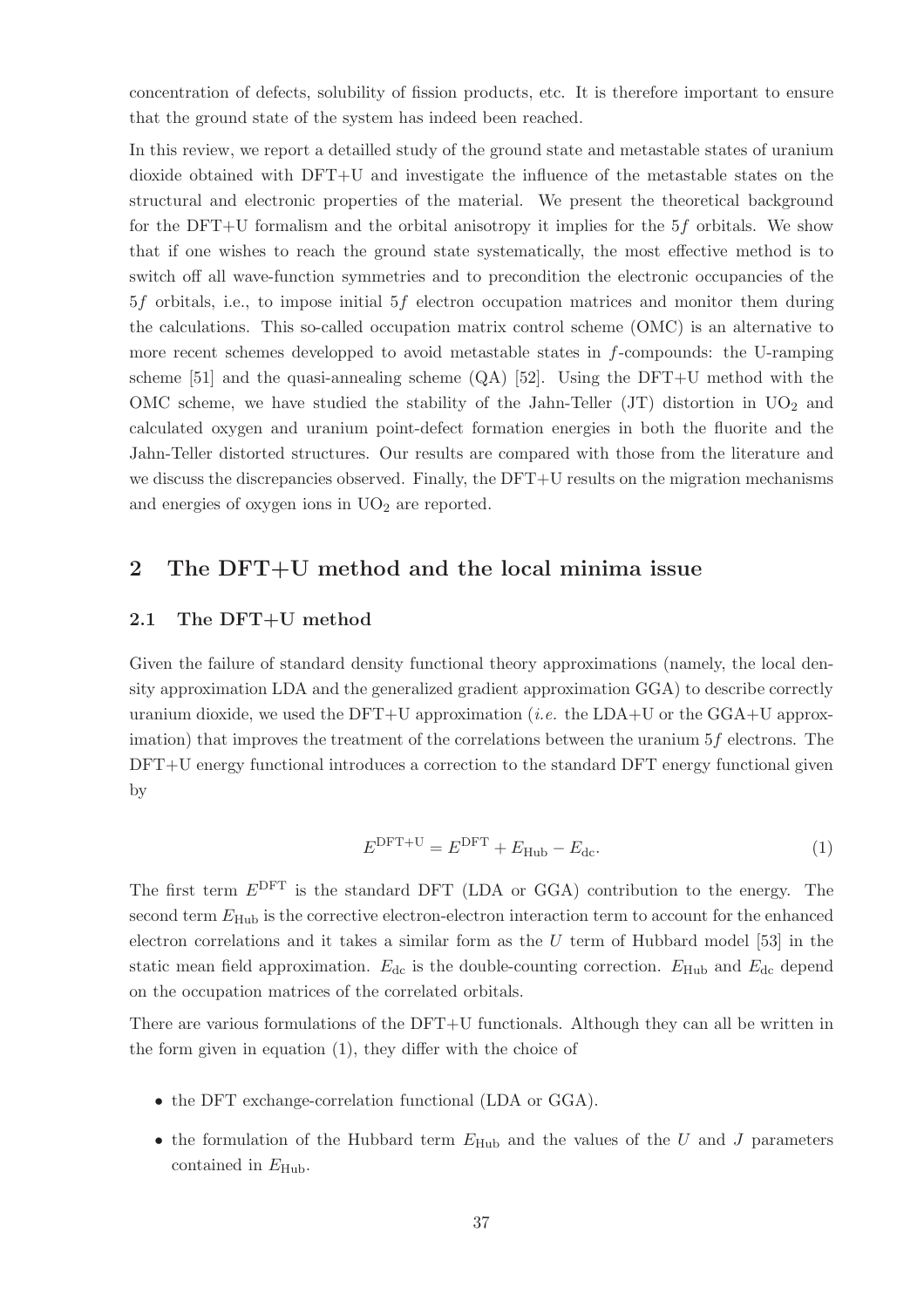concentration of defects, solubility of fission products, etc. It is therefore important to ensure that the ground state of the system has indeed been reached.

In this review, we report a detailled study of the ground state and metastable states of uranium dioxide obtained with DFT+U and investigate the influence of the metastable states on the structural and electronic properties of the material. We present the theoretical background for the DFT+U formalism and the orbital anisotropy it implies for the $5f$ orbitals. We show that if one wishes to reach the ground state systematically, the most effective method is to switch off all wave-function symmetries and to precondition the electronic occupancies of the $5f$ orbitals, i.e., to impose initial $5f$ electron occupation matrices and monitor them during the calculations. This so-called occupation matrix control scheme (OMC) is an alternative to more recent schemes developped to avoid metastable states in $f$-compounds: the U-ramping scheme [51] and the quasi-annealing scheme (QA) [52]. Using the DFT+U method with the OMC scheme, we have studied the stability of the Jahn-Teller (JT) distortion in $UO_2$ and calculated oxygen and uranium point-defect formation energies in both the fluorite and the Jahn-Teller distorted structures. Our results are compared with those from the literature and we discuss the discrepancies observed. Finally, the DFT+U results on the migration mechanisms and energies of oxygen ions in $UO_2$ are reported.

## 2 The DFT+U method and the local minima issue

### 2.1 The DFT+U method

Given the failure of standard density functional theory approximations (namely, the local density approximation LDA and the generalized gradient approximation GGA) to describe correctly uranium dioxide, we used the DFT+U approximation (*i.e.* the LDA+U or the GGA+U approximation) that improves the treatment of the correlations between the uranium $5f$ electrons. The DFT+U energy functional introduces a correction to the standard DFT energy functional given by

$$E^{\mathrm{DFT+U}} = E^{\mathrm{DFT}} + E_{\mathrm{Hub}} - E_{\mathrm{dc}}. \tag{1}$$

The first term $E^{\mathrm{DFT}}$ is the standard DFT (LDA or GGA) contribution to the energy. The second term $E_{\mathrm{Hub}}$ is the corrective electron-electron interaction term to account for the enhanced electron correlations and it takes a similar form as the $U$ term of Hubbard model [53] in the static mean field approximation. $E_{\mathrm{dc}}$ is the double-counting correction. $E_{\mathrm{Hub}}$ and $E_{\mathrm{dc}}$ depend on the occupation matrices of the correlated orbitals.

There are various formulations of the DFT+U functionals. Although they can all be written in the form given in equation (1), they differ with the choice of

- the DFT exchange-correlation functional (LDA or GGA).
- the formulation of the Hubbard term $E_{\mathrm{Hub}}$ and the values of the $U$ and $J$ parameters contained in $E_{\mathrm{Hub}}$.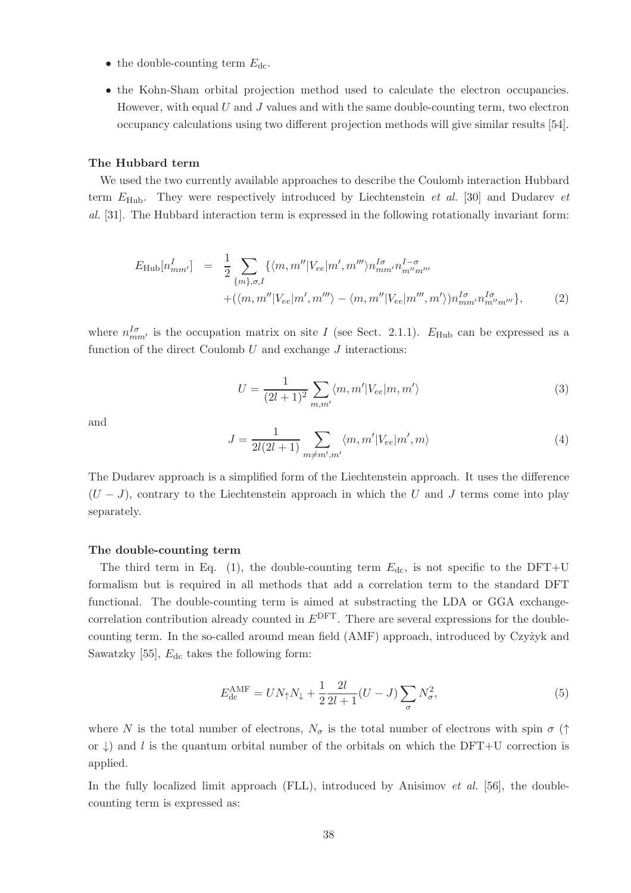- the double-counting term $E_{\rm dc}$.
- the Kohn-Sham orbital projection method used to calculate the electron occupancies. However, with equal $U$ and $J$ values and with the same double-counting term, two electron occupancy calculations using two different projection methods will give similar results [54].

**The Hubbard term**

We used the two currently available approaches to describe the Coulomb interaction Hubbard term $E_{\rm Hub}$. They were respectively introduced by Liechtenstein *et al.* [30] and Dudarev *et al.* [31]. The Hubbard interaction term is expressed in the following rotationally invariant form:

$$
\begin{aligned}
E_{\rm Hub}[n^{I}_{mm'}] &= \frac{1}{2}\sum_{\{m\},\sigma,I}\{\langle m,m''|V_{ee}|m',m'''\rangle n^{I\sigma}_{mm'}n^{I-\sigma}_{m''m'''} \\
&\quad +(\langle m,m''|V_{ee}|m',m'''\rangle - \langle m,m''|V_{ee}|m''',m'\rangle)n^{I\sigma}_{mm'}n^{I\sigma}_{m''m'''}\}, \qquad (2)
\end{aligned}
$$

where $n^{I\sigma}_{mm'}$ is the occupation matrix on site $I$ (see Sect. 2.1.1). $E_{\rm Hub}$ can be expressed as a function of the direct Coulomb $U$ and exchange $J$ interactions:

$$
U = \frac{1}{(2l+1)^2}\sum_{m,m'}\langle m,m'|V_{ee}|m,m'\rangle \qquad (3)
$$

and

$$
J = \frac{1}{2l(2l+1)}\sum_{m\neq m',m'}\langle m,m'|V_{ee}|m',m\rangle \qquad (4)
$$

The Dudarev approach is a simplified form of the Liechtenstein approach. It uses the difference $(U-J)$, contrary to the Liechtenstein approach in which the $U$ and $J$ terms come into play separately.

**The double-counting term**

The third term in Eq. (1), the double-counting term $E_{\rm dc}$, is not specific to the DFT+U formalism but is required in all methods that add a correlation term to the standard DFT functional. The double-counting term is aimed at substracting the LDA or GGA exchange-correlation contribution already counted in $E^{\rm DFT}$. There are several expressions for the double-counting term. In the so-called around mean field (AMF) approach, introduced by Czyżyk and Sawatzky [55], $E_{\rm dc}$ takes the following form:

$$
E^{\rm AMF}_{\rm dc} = UN_{\uparrow}N_{\downarrow} + \frac{1}{2}\frac{2l}{2l+1}(U-J)\sum_{\sigma}N_{\sigma}^2, \qquad (5)
$$

where $N$ is the total number of electrons, $N_{\sigma}$ is the total number of electrons with spin $\sigma$ ($\uparrow$ or $\downarrow$) and $l$ is the quantum orbital number of the orbitals on which the DFT+U correction is applied.

In the fully localized limit approach (FLL), introduced by Anisimov *et al.* [56], the double-counting term is expressed as: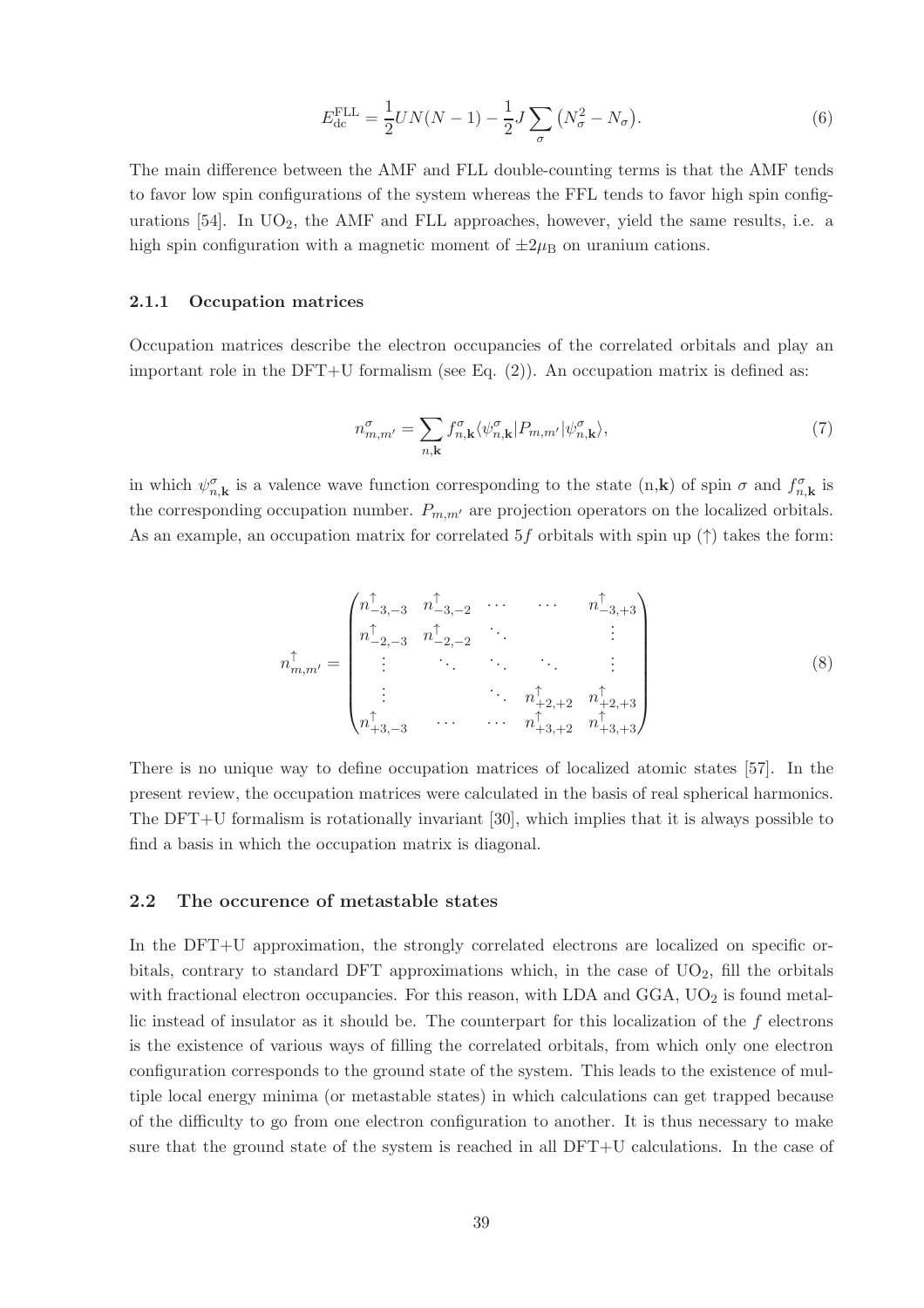$$E_{\rm dc}^{\rm FLL} = \frac{1}{2}UN(N-1) - \frac{1}{2}J\sum_{\sigma}\left(N_{\sigma}^{2} - N_{\sigma}\right). \tag{6}$$

The main difference between the AMF and FLL double-counting terms is that the AMF tends to favor low spin configurations of the system whereas the FFL tends to favor high spin configurations [54]. In $UO_2$, the AMF and FLL approaches, however, yield the same results, i.e. a high spin configuration with a magnetic moment of $\pm 2\mu_{\rm B}$ on uranium cations.

### 2.1.1 Occupation matrices

Occupation matrices describe the electron occupancies of the correlated orbitals and play an important role in the DFT+U formalism (see Eq. (2)). An occupation matrix is defined as:

$$n_{m,m'}^{\sigma} = \sum_{n,\mathbf{k}} f_{n,\mathbf{k}}^{\sigma} \langle \psi_{n,\mathbf{k}}^{\sigma} | P_{m,m'} | \psi_{n,\mathbf{k}}^{\sigma} \rangle, \tag{7}$$

in which $\psi_{n,\mathbf{k}}^{\sigma}$ is a valence wave function corresponding to the state (n,$\mathbf{k}$) of spin $\sigma$ and $f_{n,\mathbf{k}}^{\sigma}$ is the corresponding occupation number. $P_{m,m'}$ are projection operators on the localized orbitals. As an example, an occupation matrix for correlated $5f$ orbitals with spin up ($\uparrow$) takes the form:

$$n_{m,m'}^{\uparrow} = \begin{pmatrix} n_{-3,-3}^{\uparrow} & n_{-3,-2}^{\uparrow} & \cdots & \cdots & n_{-3,+3}^{\uparrow} \\ n_{-2,-3}^{\uparrow} & n_{-2,-2}^{\uparrow} & \ddots & & \vdots \\ \vdots & \ddots & \ddots & \ddots & \vdots \\ \vdots & & \ddots & n_{+2,+2}^{\uparrow} & n_{+2,+3}^{\uparrow} \\ n_{+3,-3}^{\uparrow} & \cdots & \cdots & n_{+3,+2}^{\uparrow} & n_{+3,+3}^{\uparrow} \end{pmatrix} \tag{8}$$

There is no unique way to define occupation matrices of localized atomic states [57]. In the present review, the occupation matrices were calculated in the basis of real spherical harmonics. The DFT+U formalism is rotationally invariant [30], which implies that it is always possible to find a basis in which the occupation matrix is diagonal.

## 2.2 The occurence of metastable states

In the DFT+U approximation, the strongly correlated electrons are localized on specific orbitals, contrary to standard DFT approximations which, in the case of $UO_2$, fill the orbitals with fractional electron occupancies. For this reason, with LDA and GGA, $UO_2$ is found metallic instead of insulator as it should be. The counterpart for this localization of the $f$ electrons is the existence of various ways of filling the correlated orbitals, from which only one electron configuration corresponds to the ground state of the system. This leads to the existence of multiple local energy minima (or metastable states) in which calculations can get trapped because of the difficulty to go from one electron configuration to another. It is thus necessary to make sure that the ground state of the system is reached in all DFT+U calculations. In the case of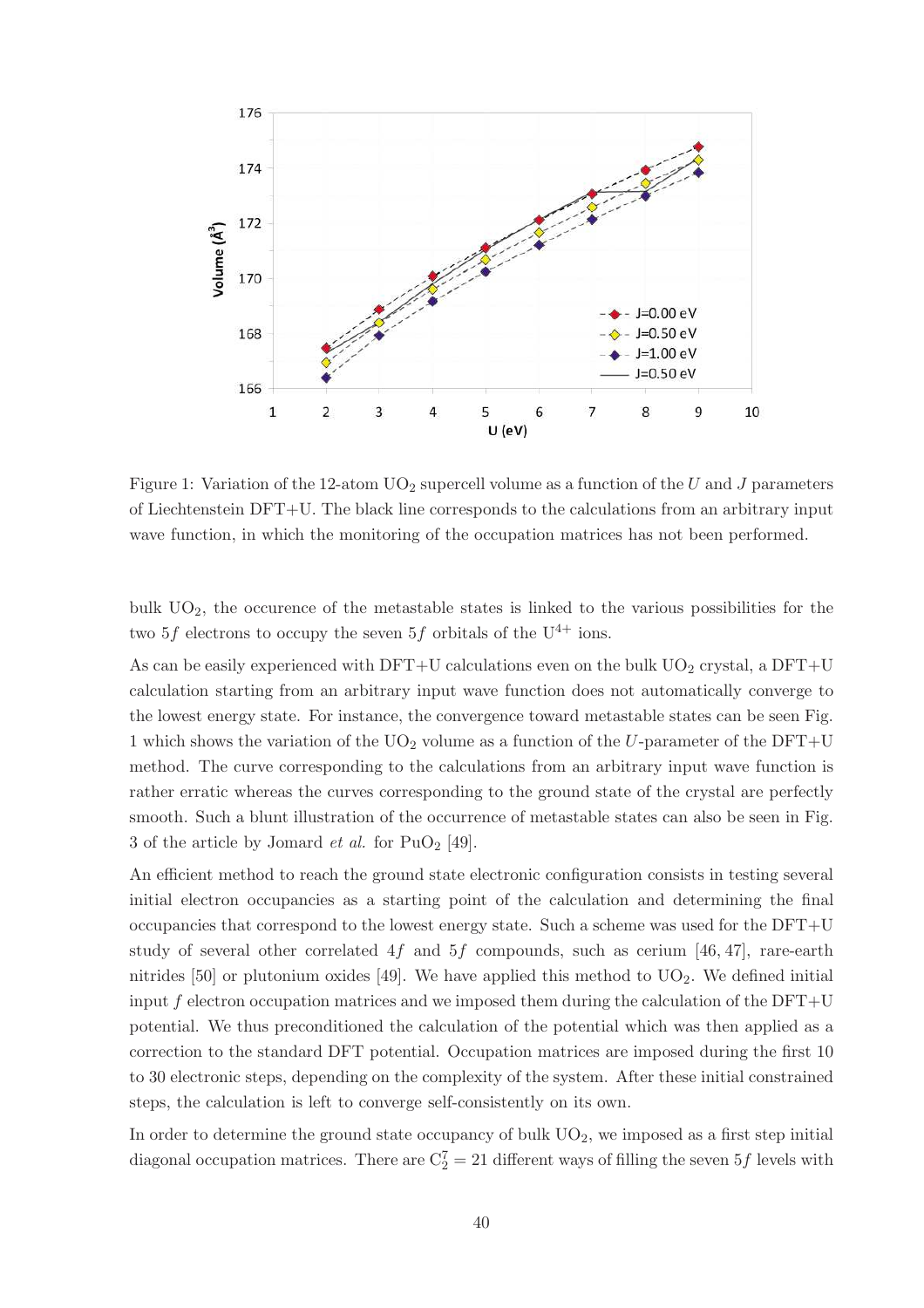176

174

172

170

168

166

Volume (Å$^3$)

1 2 3 4 5 6 7 8 9 10

U (eV)

J=0.00 eV

J=0.50 eV

J=1.00 eV

J=0.50 eV

Figure 1: Variation of the 12-atom $UO_2$ supercell volume as a function of the $U$ and $J$ parameters of Liechtenstein DFT+U. The black line corresponds to the calculations from an arbitrary input wave function, in which the monitoring of the occupation matrices has not been performed.

bulk $UO_2$, the occurence of the metastable states is linked to the various possibilities for the two $5f$ electrons to occupy the seven $5f$ orbitals of the $U^{4+}$ ions.

As can be easily experienced with DFT+U calculations even on the bulk $UO_2$ crystal, a DFT+U calculation starting from an arbitrary input wave function does not automatically converge to the lowest energy state. For instance, the convergence toward metastable states can be seen Fig. 1 which shows the variation of the $UO_2$ volume as a function of the $U$-parameter of the DFT+U method. The curve corresponding to the calculations from an arbitrary input wave function is rather erratic whereas the curves corresponding to the ground state of the crystal are perfectly smooth. Such a blunt illustration of the occurrence of metastable states can also be seen in Fig. 3 of the article by Jomard *et al.* for $PuO_2$ [49].

An efficient method to reach the ground state electronic configuration consists in testing several initial electron occupancies as a starting point of the calculation and determining the final occupancies that correspond to the lowest energy state. Such a scheme was used for the DFT+U study of several other correlated $4f$ and $5f$ compounds, such as cerium [46, 47], rare-earth nitrides [50] or plutonium oxides [49]. We have applied this method to $UO_2$. We defined initial input $f$ electron occupation matrices and we imposed them during the calculation of the DFT+U potential. We thus preconditioned the calculation of the potential which was then applied as a correction to the standard DFT potential. Occupation matrices are imposed during the first 10 to 30 electronic steps, depending on the complexity of the system. After these initial constrained steps, the calculation is left to converge self-consistently on its own.

In order to determine the ground state occupancy of bulk $UO_2$, we imposed as a first step initial diagonal occupation matrices. There are $C_2^7 = 21$ different ways of filling the seven $5f$ levels with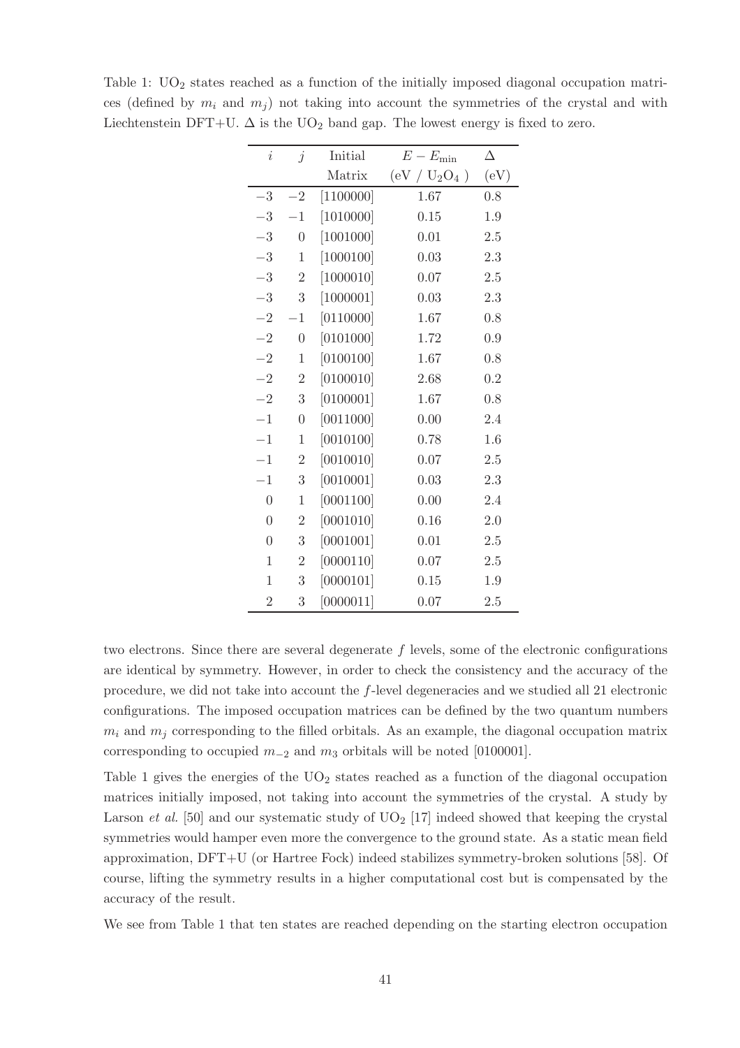Table 1: $UO_2$ states reached as a function of the initially imposed diagonal occupation matrices (defined by $m_i$ and $m_j$) not taking into account the symmetries of the crystal and with Liechtenstein DFT+U. $\Delta$ is the $UO_2$ band gap. The lowest energy is fixed to zero.

| $i$ | $j$ | Initial Matrix | $E - E_{\min}$ (eV / $U_2O_4$ ) | $\Delta$ (eV) |
|---|---|---|---|---|
| $-3$ | $-2$ | [1100000] | 1.67 | 0.8 |
| $-3$ | $-1$ | [1010000] | 0.15 | 1.9 |
| $-3$ | 0 | [1001000] | 0.01 | 2.5 |
| $-3$ | 1 | [1000100] | 0.03 | 2.3 |
| $-3$ | 2 | [1000010] | 0.07 | 2.5 |
| $-3$ | 3 | [1000001] | 0.03 | 2.3 |
| $-2$ | $-1$ | [0110000] | 1.67 | 0.8 |
| $-2$ | 0 | [0101000] | 1.72 | 0.9 |
| $-2$ | 1 | [0100100] | 1.67 | 0.8 |
| $-2$ | 2 | [0100010] | 2.68 | 0.2 |
| $-2$ | 3 | [0100001] | 1.67 | 0.8 |
| $-1$ | 0 | [0011000] | 0.00 | 2.4 |
| $-1$ | 1 | [0010100] | 0.78 | 1.6 |
| $-1$ | 2 | [0010010] | 0.07 | 2.5 |
| $-1$ | 3 | [0010001] | 0.03 | 2.3 |
| 0 | 1 | [0001100] | 0.00 | 2.4 |
| 0 | 2 | [0001010] | 0.16 | 2.0 |
| 0 | 3 | [0001001] | 0.01 | 2.5 |
| 1 | 2 | [0000110] | 0.07 | 2.5 |
| 1 | 3 | [0000101] | 0.15 | 1.9 |
| 2 | 3 | [0000011] | 0.07 | 2.5 |

two electrons. Since there are several degenerate $f$ levels, some of the electronic configurations are identical by symmetry. However, in order to check the consistency and the accuracy of the procedure, we did not take into account the $f$-level degeneracies and we studied all 21 electronic configurations. The imposed occupation matrices can be defined by the two quantum numbers $m_i$ and $m_j$ corresponding to the filled orbitals. As an example, the diagonal occupation matrix corresponding to occupied $m_{-2}$ and $m_3$ orbitals will be noted [0100001].

Table 1 gives the energies of the $UO_2$ states reached as a function of the diagonal occupation matrices initially imposed, not taking into account the symmetries of the crystal. A study by Larson *et al.* [50] and our systematic study of $UO_2$ [17] indeed showed that keeping the crystal symmetries would hamper even more the convergence to the ground state. As a static mean field approximation, DFT+U (or Hartree Fock) indeed stabilizes symmetry-broken solutions [58]. Of course, lifting the symmetry results in a higher computational cost but is compensated by the accuracy of the result.

We see from Table 1 that ten states are reached depending on the starting electron occupation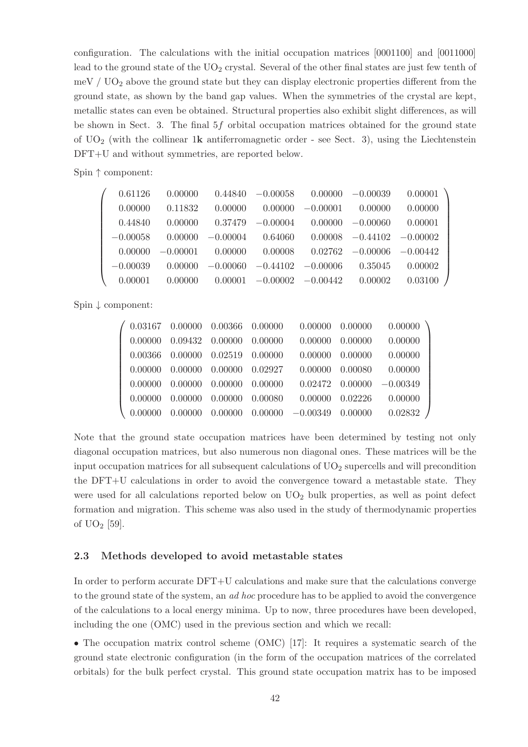configuration. The calculations with the initial occupation matrices [0001100] and [0011000] lead to the ground state of the $UO_2$ crystal. Several of the other final states are just few tenth of meV / $UO_2$ above the ground state but they can display electronic properties different from the ground state, as shown by the band gap values. When the symmetries of the crystal are kept, metallic states can even be obtained. Structural properties also exhibit slight differences, as will be shown in Sect. 3. The final $5f$ orbital occupation matrices obtained for the ground state of $UO_2$ (with the collinear 1**k** antiferromagnetic order - see Sect. 3), using the Liechtenstein DFT+U and without symmetries, are reported below.

Spin ↑ component:

$$
\begin{pmatrix}
0.61126 & 0.00000 & 0.44840 & -0.00058 & 0.00000 & -0.00039 & 0.00001 \\
0.00000 & 0.11832 & 0.00000 & 0.00000 & -0.00001 & 0.00000 & 0.00000 \\
0.44840 & 0.00000 & 0.37479 & -0.00004 & 0.00000 & -0.00060 & 0.00001 \\
-0.00058 & 0.00000 & -0.00004 & 0.64060 & 0.00008 & -0.44102 & -0.00002 \\
0.00000 & -0.00001 & 0.00000 & 0.00008 & 0.02762 & -0.00006 & -0.00442 \\
-0.00039 & 0.00000 & -0.00060 & -0.44102 & -0.00006 & 0.35045 & 0.00002 \\
0.00001 & 0.00000 & 0.00001 & -0.00002 & -0.00442 & 0.00002 & 0.03100
\end{pmatrix}
$$

Spin ↓ component:

$$
\begin{pmatrix}
0.03167 & 0.00000 & 0.00366 & 0.00000 & 0.00000 & 0.00000 & 0.00000 \\
0.00000 & 0.09432 & 0.00000 & 0.00000 & 0.00000 & 0.00000 & 0.00000 \\
0.00366 & 0.00000 & 0.02519 & 0.00000 & 0.00000 & 0.00000 & 0.00000 \\
0.00000 & 0.00000 & 0.00000 & 0.02927 & 0.00000 & 0.00080 & 0.00000 \\
0.00000 & 0.00000 & 0.00000 & 0.00000 & 0.02472 & 0.00000 & -0.00349 \\
0.00000 & 0.00000 & 0.00000 & 0.00080 & 0.00000 & 0.02226 & 0.00000 \\
0.00000 & 0.00000 & 0.00000 & 0.00000 & -0.00349 & 0.00000 & 0.02832
\end{pmatrix}
$$

Note that the ground state occupation matrices have been determined by testing not only diagonal occupation matrices, but also numerous non diagonal ones. These matrices will be the input occupation matrices for all subsequent calculations of $UO_2$ supercells and will precondition the DFT+U calculations in order to avoid the convergence toward a metastable state. They were used for all calculations reported below on $UO_2$ bulk properties, as well as point defect formation and migration. This scheme was also used in the study of thermodynamic properties of $UO_2$ [59].

### 2.3 Methods developed to avoid metastable states

In order to perform accurate DFT+U calculations and make sure that the calculations converge to the ground state of the system, an *ad hoc* procedure has to be applied to avoid the convergence of the calculations to a local energy minima. Up to now, three procedures have been developed, including the one (OMC) used in the previous section and which we recall:

• The occupation matrix control scheme (OMC) [17]: It requires a systematic search of the ground state electronic configuration (in the form of the occupation matrices of the correlated orbitals) for the bulk perfect crystal. This ground state occupation matrix has to be imposed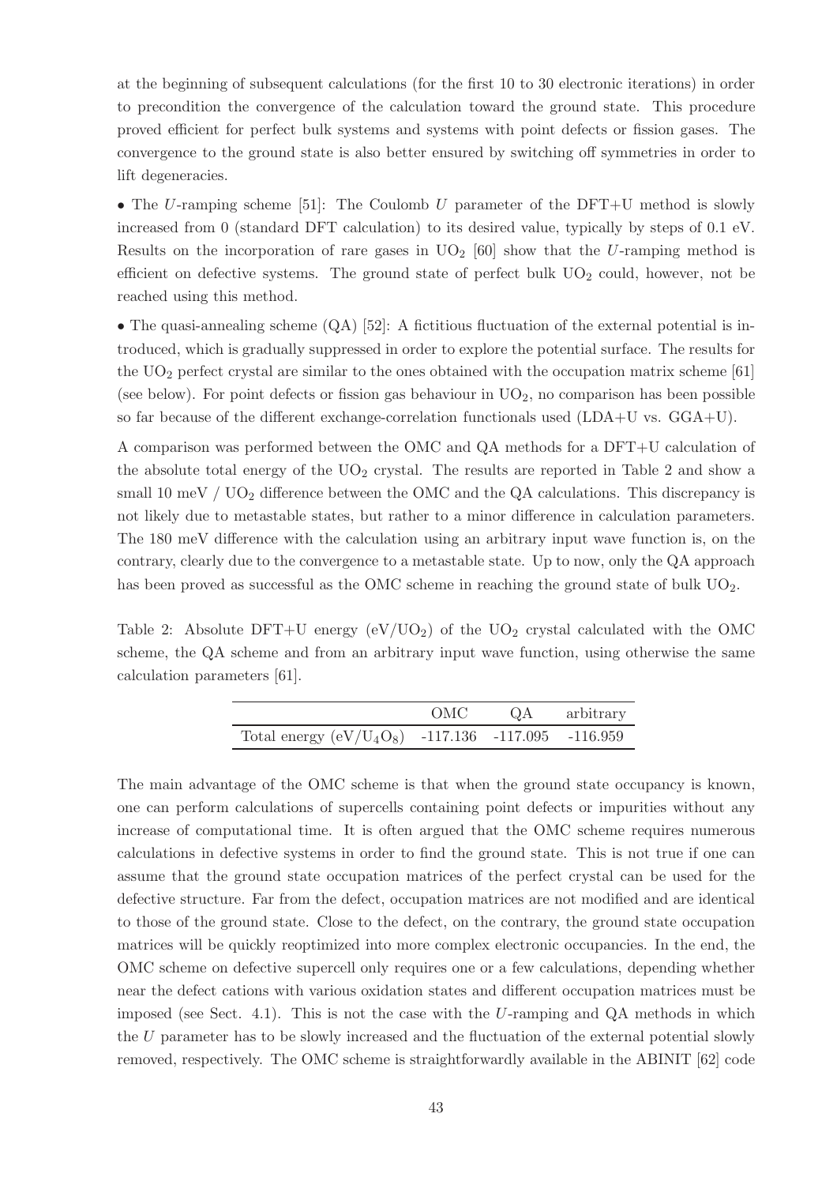at the beginning of subsequent calculations (for the first 10 to 30 electronic iterations) in order to precondition the convergence of the calculation toward the ground state. This procedure proved efficient for perfect bulk systems and systems with point defects or fission gases. The convergence to the ground state is also better ensured by switching off symmetries in order to lift degeneracies.

• The $U$-ramping scheme [51]: The Coulomb $U$ parameter of the DFT+U method is slowly increased from 0 (standard DFT calculation) to its desired value, typically by steps of 0.1 eV. Results on the incorporation of rare gases in $UO_2$ [60] show that the $U$-ramping method is efficient on defective systems. The ground state of perfect bulk $UO_2$ could, however, not be reached using this method.

• The quasi-annealing scheme (QA) [52]: A fictitious fluctuation of the external potential is introduced, which is gradually suppressed in order to explore the potential surface. The results for the $UO_2$ perfect crystal are similar to the ones obtained with the occupation matrix scheme [61] (see below). For point defects or fission gas behaviour in $UO_2$, no comparison has been possible so far because of the different exchange-correlation functionals used (LDA+U vs. GGA+U).

A comparison was performed between the OMC and QA methods for a DFT+U calculation of the absolute total energy of the $UO_2$ crystal. The results are reported in Table 2 and show a small 10 meV / $UO_2$ difference between the OMC and the QA calculations. This discrepancy is not likely due to metastable states, but rather to a minor difference in calculation parameters. The 180 meV difference with the calculation using an arbitrary input wave function is, on the contrary, clearly due to the convergence to a metastable state. Up to now, only the QA approach has been proved as successful as the OMC scheme in reaching the ground state of bulk $UO_2$.

Table 2: Absolute DFT+U energy (eV/$UO_2$) of the $UO_2$ crystal calculated with the OMC scheme, the QA scheme and from an arbitrary input wave function, using otherwise the same calculation parameters [61].

| | OMC | QA | arbitrary |
|---|---|---|---|
| Total energy (eV/$U_4O_8$) | -117.136 | -117.095 | -116.959 |

The main advantage of the OMC scheme is that when the ground state occupancy is known, one can perform calculations of supercells containing point defects or impurities without any increase of computational time. It is often argued that the OMC scheme requires numerous calculations in defective systems in order to find the ground state. This is not true if one can assume that the ground state occupation matrices of the perfect crystal can be used for the defective structure. Far from the defect, occupation matrices are not modified and are identical to those of the ground state. Close to the defect, on the contrary, the ground state occupation matrices will be quickly reoptimized into more complex electronic occupancies. In the end, the OMC scheme on defective supercell only requires one or a few calculations, depending whether near the defect cations with various oxidation states and different occupation matrices must be imposed (see Sect. 4.1). This is not the case with the $U$-ramping and QA methods in which the $U$ parameter has to be slowly increased and the fluctuation of the external potential slowly removed, respectively. The OMC scheme is straightforwardly available in the ABINIT [62] code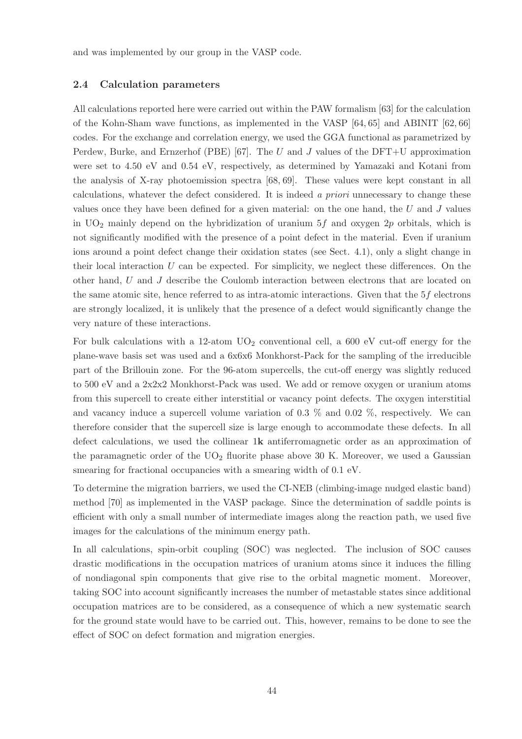and was implemented by our group in the VASP code.

### 2.4 Calculation parameters

All calculations reported here were carried out within the PAW formalism [63] for the calculation of the Kohn-Sham wave functions, as implemented in the VASP [64, 65] and ABINIT [62, 66] codes. For the exchange and correlation energy, we used the GGA functional as parametrized by Perdew, Burke, and Ernzerhof (PBE) [67]. The $U$ and $J$ values of the DFT+U approximation were set to 4.50 eV and 0.54 eV, respectively, as determined by Yamazaki and Kotani from the analysis of X-ray photoemission spectra [68, 69]. These values were kept constant in all calculations, whatever the defect considered. It is indeed *a priori* unnecessary to change these values once they have been defined for a given material: on the one hand, the $U$ and $J$ values in $UO_2$ mainly depend on the hybridization of uranium $5f$ and oxygen $2p$ orbitals, which is not significantly modified with the presence of a point defect in the material. Even if uranium ions around a point defect change their oxidation states (see Sect. 4.1), only a slight change in their local interaction $U$ can be expected. For simplicity, we neglect these differences. On the other hand, $U$ and $J$ describe the Coulomb interaction between electrons that are located on the same atomic site, hence referred to as intra-atomic interactions. Given that the $5f$ electrons are strongly localized, it is unlikely that the presence of a defect would significantly change the very nature of these interactions.

For bulk calculations with a 12-atom $UO_2$ conventional cell, a 600 eV cut-off energy for the plane-wave basis set was used and a 6x6x6 Monkhorst-Pack for the sampling of the irreducible part of the Brillouin zone. For the 96-atom supercells, the cut-off energy was slightly reduced to 500 eV and a 2x2x2 Monkhorst-Pack was used. We add or remove oxygen or uranium atoms from this supercell to create either interstitial or vacancy point defects. The oxygen interstitial and vacancy induce a supercell volume variation of 0.3 % and 0.02 %, respectively. We can therefore consider that the supercell size is large enough to accommodate these defects. In all defect calculations, we used the collinear 1**k** antiferromagnetic order as an approximation of the paramagnetic order of the $UO_2$ fluorite phase above 30 K. Moreover, we used a Gaussian smearing for fractional occupancies with a smearing width of 0.1 eV.

To determine the migration barriers, we used the CI-NEB (climbing-image nudged elastic band) method [70] as implemented in the VASP package. Since the determination of saddle points is efficient with only a small number of intermediate images along the reaction path, we used five images for the calculations of the minimum energy path.

In all calculations, spin-orbit coupling (SOC) was neglected. The inclusion of SOC causes drastic modifications in the occupation matrices of uranium atoms since it induces the filling of nondiagonal spin components that give rise to the orbital magnetic moment. Moreover, taking SOC into account significantly increases the number of metastable states since additional occupation matrices are to be considered, as a consequence of which a new systematic search for the ground state would have to be carried out. This, however, remains to be done to see the effect of SOC on defect formation and migration energies.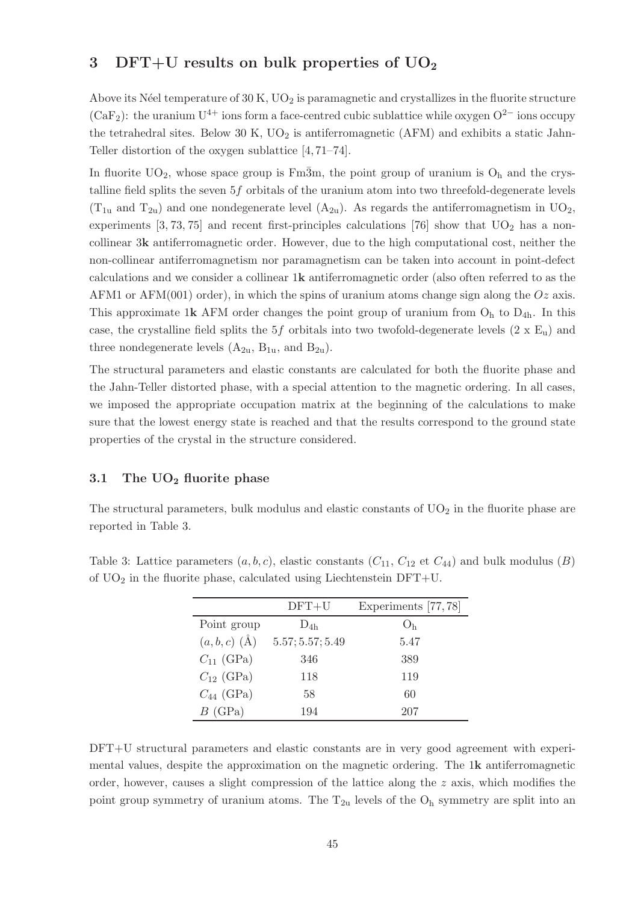## 3 DFT+U results on bulk properties of $UO_2$

Above its Néel temperature of 30 K, $UO_2$ is paramagnetic and crystallizes in the fluorite structure ($CaF_2$): the uranium $U^{4+}$ ions form a face-centred cubic sublattice while oxygen $O^{2-}$ ions occupy the tetrahedral sites. Below 30 K, $UO_2$ is antiferromagnetic (AFM) and exhibits a static Jahn-Teller distortion of the oxygen sublattice [4, 71–74].

In fluorite $UO_2$, whose space group is $Fm\bar{3}m$, the point group of uranium is $O_h$ and the crystalline field splits the seven $5f$ orbitals of the uranium atom into two threefold-degenerate levels ($T_{1u}$ and $T_{2u}$) and one nondegenerate level ($A_{2u}$). As regards the antiferromagnetism in $UO_2$, experiments [3, 73, 75] and recent first-principles calculations [76] show that $UO_2$ has a non-collinear 3**k** antiferromagnetic order. However, due to the high computational cost, neither the non-collinear antiferromagnetism nor paramagnetism can be taken into account in point-defect calculations and we consider a collinear 1**k** antiferromagnetic order (also often referred to as the AFM1 or AFM(001) order), in which the spins of uranium atoms change sign along the $Oz$ axis. This approximate 1**k** AFM order changes the point group of uranium from $O_h$ to $D_{4h}$. In this case, the crystalline field splits the $5f$ orbitals into two twofold-degenerate levels (2 x $E_u$) and three nondegenerate levels ($A_{2u}$, $B_{1u}$, and $B_{2u}$).

The structural parameters and elastic constants are calculated for both the fluorite phase and the Jahn-Teller distorted phase, with a special attention to the magnetic ordering. In all cases, we imposed the appropriate occupation matrix at the beginning of the calculations to make sure that the lowest energy state is reached and that the results correspond to the ground state properties of the crystal in the structure considered.

### 3.1 The $UO_2$ fluorite phase

The structural parameters, bulk modulus and elastic constants of $UO_2$ in the fluorite phase are reported in Table 3.

Table 3: Lattice parameters $(a, b, c)$, elastic constants ($C_{11}$, $C_{12}$ et $C_{44}$) and bulk modulus ($B$) of $UO_2$ in the fluorite phase, calculated using Liechtenstein DFT+U.

| | DFT+U | Experiments [77, 78] |
|---|---|---|
| Point group | $D_{4h}$ | $O_h$ |
| $(a, b, c)$ (Å) | 5.57; 5.57; 5.49 | 5.47 |
| $C_{11}$ (GPa) | 346 | 389 |
| $C_{12}$ (GPa) | 118 | 119 |
| $C_{44}$ (GPa) | 58 | 60 |
| $B$ (GPa) | 194 | 207 |

DFT+U structural parameters and elastic constants are in very good agreement with experimental values, despite the approximation on the magnetic ordering. The 1**k** antiferromagnetic order, however, causes a slight compression of the lattice along the $z$ axis, which modifies the point group symmetry of uranium atoms. The $T_{2u}$ levels of the $O_h$ symmetry are split into an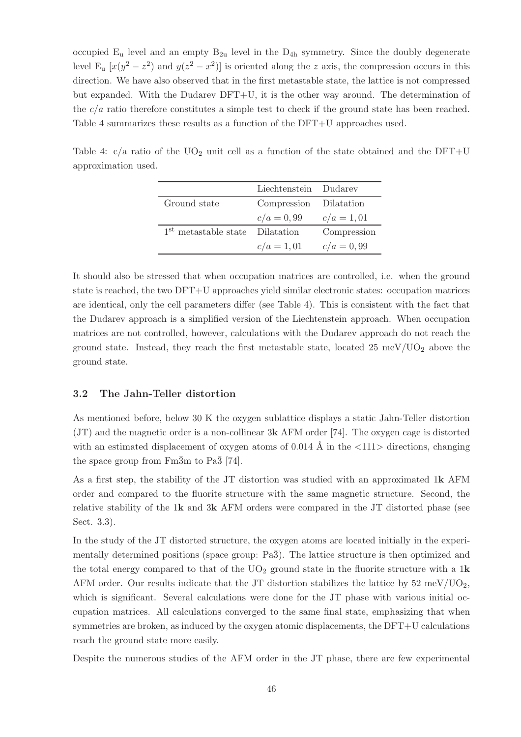occupied $E_u$ level and an empty $B_{2u}$ level in the $D_{4h}$ symmetry. Since the doubly degenerate level $E_u$ [$x(y^2 - z^2)$ and $y(z^2 - x^2)$] is oriented along the $z$ axis, the compression occurs in this direction. We have also observed that in the first metastable state, the lattice is not compressed but expanded. With the Dudarev DFT+U, it is the other way around. The determination of the $c/a$ ratio therefore constitutes a simple test to check if the ground state has been reached. Table 4 summarizes these results as a function of the DFT+U approaches used.

Table 4: c/a ratio of the $UO_2$ unit cell as a function of the state obtained and the DFT+U approximation used.

| | Liechtenstein | Dudarev |
|---|---|---|
| Ground state | Compression | Dilatation |
| | $c/a = 0,99$ | $c/a = 1,01$ |
| 1st metastable state | Dilatation | Compression |
| | $c/a = 1,01$ | $c/a = 0,99$ |

It should also be stressed that when occupation matrices are controlled, i.e. when the ground state is reached, the two DFT+U approaches yield similar electronic states: occupation matrices are identical, only the cell parameters differ (see Table 4). This is consistent with the fact that the Dudarev approach is a simplified version of the Liechtenstein approach. When occupation matrices are not controlled, however, calculations with the Dudarev approach do not reach the ground state. Instead, they reach the first metastable state, located 25 meV/$UO_2$ above the ground state.

### 3.2 The Jahn-Teller distortion

As mentioned before, below 30 K the oxygen sublattice displays a static Jahn-Teller distortion (JT) and the magnetic order is a non-collinear 3**k** AFM order [74]. The oxygen cage is distorted with an estimated displacement of oxygen atoms of 0.014 Å in the <111> directions, changing the space group from Fm$\bar{3}$m to Pa$\bar{3}$ [74].

As a first step, the stability of the JT distortion was studied with an approximated 1**k** AFM order and compared to the fluorite structure with the same magnetic structure. Second, the relative stability of the 1**k** and 3**k** AFM orders were compared in the JT distorted phase (see Sect. 3.3).

In the study of the JT distorted structure, the oxygen atoms are located initially in the experimentally determined positions (space group: Pa$\bar{3}$). The lattice structure is then optimized and the total energy compared to that of the $UO_2$ ground state in the fluorite structure with a 1**k** AFM order. Our results indicate that the JT distortion stabilizes the lattice by 52 meV/$UO_2$, which is significant. Several calculations were done for the JT phase with various initial occupation matrices. All calculations converged to the same final state, emphasizing that when symmetries are broken, as induced by the oxygen atomic displacements, the DFT+U calculations reach the ground state more easily.

Despite the numerous studies of the AFM order in the JT phase, there are few experimental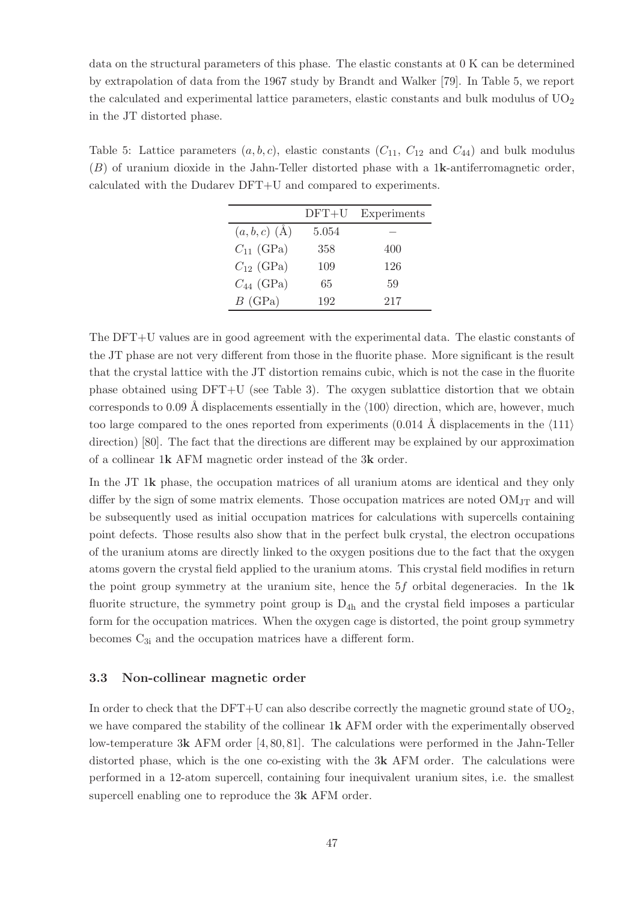data on the structural parameters of this phase. The elastic constants at 0 K can be determined by extrapolation of data from the 1967 study by Brandt and Walker [79]. In Table 5, we report the calculated and experimental lattice parameters, elastic constants and bulk modulus of $UO_2$ in the JT distorted phase.

Table 5: Lattice parameters $(a, b, c)$, elastic constants ($C_{11}$, $C_{12}$ and $C_{44}$) and bulk modulus ($B$) of uranium dioxide in the Jahn-Teller distorted phase with a 1**k**-antiferromagnetic order, calculated with the Dudarev DFT+U and compared to experiments.

| | DFT+U | Experiments |
|---|---|---|
| $(a, b, c)$ (Å) | 5.054 | – |
| $C_{11}$ (GPa) | 358 | 400 |
| $C_{12}$ (GPa) | 109 | 126 |
| $C_{44}$ (GPa) | 65 | 59 |
| $B$ (GPa) | 192 | 217 |

The DFT+U values are in good agreement with the experimental data. The elastic constants of the JT phase are not very different from those in the fluorite phase. More significant is the result that the crystal lattice with the JT distortion remains cubic, which is not the case in the fluorite phase obtained using DFT+U (see Table 3). The oxygen sublattice distortion that we obtain corresponds to 0.09 Å displacements essentially in the $\langle 100 \rangle$ direction, which are, however, much too large compared to the ones reported from experiments (0.014 Å displacements in the $\langle 111 \rangle$ direction) [80]. The fact that the directions are different may be explained by our approximation of a collinear 1**k** AFM magnetic order instead of the 3**k** order.

In the JT 1**k** phase, the occupation matrices of all uranium atoms are identical and they only differ by the sign of some matrix elements. Those occupation matrices are noted $OM_{JT}$ and will be subsequently used as initial occupation matrices for calculations with supercells containing point defects. Those results also show that in the perfect bulk crystal, the electron occupations of the uranium atoms are directly linked to the oxygen positions due to the fact that the oxygen atoms govern the crystal field applied to the uranium atoms. This crystal field modifies in return the point group symmetry at the uranium site, hence the $5f$ orbital degeneracies. In the 1**k** fluorite structure, the symmetry point group is $D_{4h}$ and the crystal field imposes a particular form for the occupation matrices. When the oxygen cage is distorted, the point group symmetry becomes $C_{3i}$ and the occupation matrices have a different form.

### 3.3 Non-collinear magnetic order

In order to check that the DFT+U can also describe correctly the magnetic ground state of $UO_2$, we have compared the stability of the collinear 1**k** AFM order with the experimentally observed low-temperature 3**k** AFM order [4, 80, 81]. The calculations were performed in the Jahn-Teller distorted phase, which is the one co-existing with the 3**k** AFM order. The calculations were performed in a 12-atom supercell, containing four inequivalent uranium sites, i.e. the smallest supercell enabling one to reproduce the 3**k** AFM order.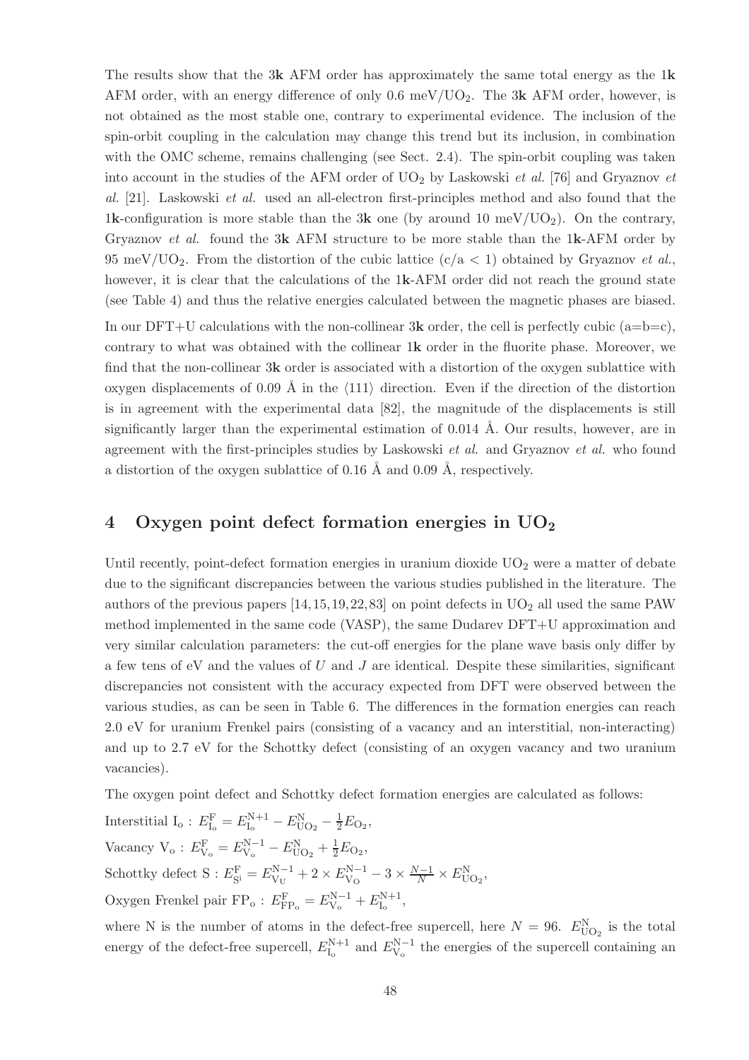The results show that the 3**k** AFM order has approximately the same total energy as the 1**k** AFM order, with an energy difference of only 0.6 meV/$UO_2$. The 3**k** AFM order, however, is not obtained as the most stable one, contrary to experimental evidence. The inclusion of the spin-orbit coupling in the calculation may change this trend but its inclusion, in combination with the OMC scheme, remains challenging (see Sect. 2.4). The spin-orbit coupling was taken into account in the studies of the AFM order of $UO_2$ by Laskowski *et al.* [76] and Gryaznov *et al.* [21]. Laskowski *et al.* used an all-electron first-principles method and also found that the 1**k**-configuration is more stable than the 3**k** one (by around 10 meV/$UO_2$). On the contrary, Gryaznov *et al.* found the 3**k** AFM structure to be more stable than the 1**k**-AFM order by 95 meV/$UO_2$. From the distortion of the cubic lattice (c/a < 1) obtained by Gryaznov *et al.*, however, it is clear that the calculations of the 1**k**-AFM order did not reach the ground state (see Table 4) and thus the relative energies calculated between the magnetic phases are biased.

In our DFT+U calculations with the non-collinear 3**k** order, the cell is perfectly cubic (a=b=c), contrary to what was obtained with the collinear 1**k** order in the fluorite phase. Moreover, we find that the non-collinear 3**k** order is associated with a distortion of the oxygen sublattice with oxygen displacements of 0.09 Å in the $\langle 111 \rangle$ direction. Even if the direction of the distortion is in agreement with the experimental data [82], the magnitude of the displacements is still significantly larger than the experimental estimation of 0.014 Å. Our results, however, are in agreement with the first-principles studies by Laskowski *et al.* and Gryaznov *et al.* who found a distortion of the oxygen sublattice of 0.16 Å and 0.09 Å, respectively.

## 4 Oxygen point defect formation energies in $UO_2$

Until recently, point-defect formation energies in uranium dioxide $UO_2$ were a matter of debate due to the significant discrepancies between the various studies published in the literature. The authors of the previous papers [14,15,19,22,83] on point defects in $UO_2$ all used the same PAW method implemented in the same code (VASP), the same Dudarev DFT+U approximation and very similar calculation parameters: the cut-off energies for the plane wave basis only differ by a few tens of eV and the values of $U$ and $J$ are identical. Despite these similarities, significant discrepancies not consistent with the accuracy expected from DFT were observed between the various studies, as can be seen in Table 6. The differences in the formation energies can reach 2.0 eV for uranium Frenkel pairs (consisting of a vacancy and an interstitial, non-interacting) and up to 2.7 eV for the Schottky defect (consisting of an oxygen vacancy and two uranium vacancies).

The oxygen point defect and Schottky defect formation energies are calculated as follows:

Interstitial $I_o$ : $E^F_{I_o} = E^{N+1}_{I_o} - E^N_{UO_2} - \frac{1}{2}E_{O_2}$,

Vacancy $V_o$ : $E^F_{V_o} = E^{N-1}_{V_o} - E^N_{UO_2} + \frac{1}{2}E_{O_2}$,

Schottky defect S : $E^F_{S^i} = E^{N-1}_{V_U} + 2 \times E^{N-1}_{V_O} - 3 \times \frac{N-1}{N} \times E^N_{UO_2}$,

Oxygen Frenkel pair $FP_o$ : $E^F_{FP_o} = E^{N-1}_{V_o} + E^{N+1}_{I_o}$,

where N is the number of atoms in the defect-free supercell, here $N = 96$. $E^N_{UO_2}$ is the total energy of the defect-free supercell, $E^{N+1}_{I_o}$ and $E^{N-1}_{V_o}$ the energies of the supercell containing an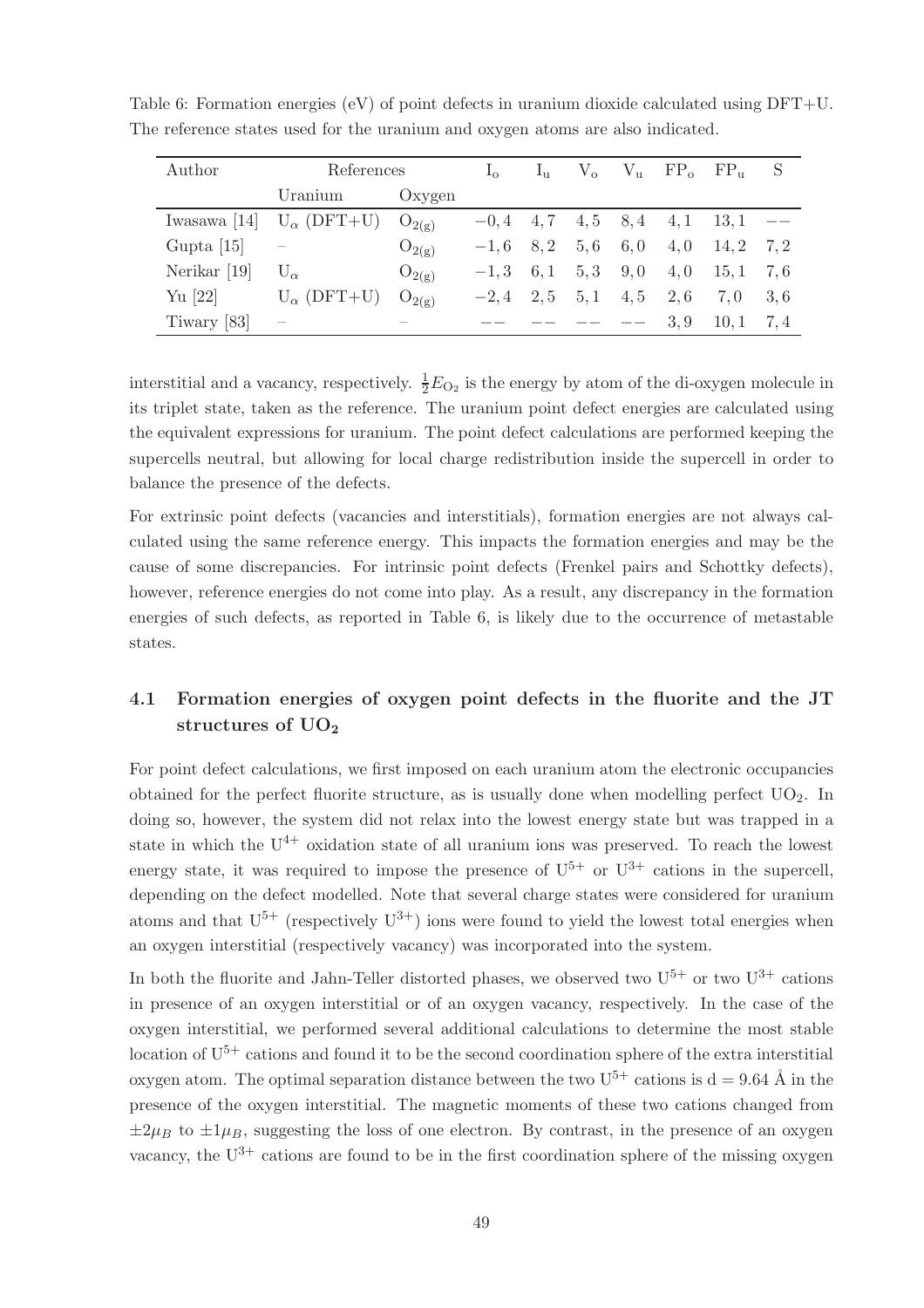Table 6: Formation energies (eV) of point defects in uranium dioxide calculated using DFT+U. The reference states used for the uranium and oxygen atoms are also indicated.

| Author | References | | $I_o$ | $I_u$ | $V_o$ | $V_u$ | $FP_o$ | $FP_u$ | S |
|---|---|---|---|---|---|---|---|---|---|
| | Uranium | Oxygen | | | | | | | |
| Iwasawa [14] | $U_\alpha$ (DFT+U) | $O_{2(g)}$ | −0,4 | 4,7 | 4,5 | 8,4 | 4,1 | 13,1 | −− |
| Gupta [15] | – | $O_{2(g)}$ | −1,6 | 8,2 | 5,6 | 6,0 | 4,0 | 14,2 | 7,2 |
| Nerikar [19] | $U_\alpha$ | $O_{2(g)}$ | −1,3 | 6,1 | 5,3 | 9,0 | 4,0 | 15,1 | 7,6 |
| Yu [22] | $U_\alpha$ (DFT+U) | $O_{2(g)}$ | −2,4 | 2,5 | 5,1 | 4,5 | 2,6 | 7,0 | 3,6 |
| Tiwary [83] | – | – | −− | −− | −− | −− | 3,9 | 10,1 | 7,4 |

interstitial and a vacancy, respectively. $\frac{1}{2}E_{O_2}$ is the energy by atom of the di-oxygen molecule in its triplet state, taken as the reference. The uranium point defect energies are calculated using the equivalent expressions for uranium. The point defect calculations are performed keeping the supercells neutral, but allowing for local charge redistribution inside the supercell in order to balance the presence of the defects.

For extrinsic point defects (vacancies and interstitials), formation energies are not always calculated using the same reference energy. This impacts the formation energies and may be the cause of some discrepancies. For intrinsic point defects (Frenkel pairs and Schottky defects), however, reference energies do not come into play. As a result, any discrepancy in the formation energies of such defects, as reported in Table 6, is likely due to the occurrence of metastable states.

## 4.1 Formation energies of oxygen point defects in the fluorite and the JT structures of $UO_2$

For point defect calculations, we first imposed on each uranium atom the electronic occupancies obtained for the perfect fluorite structure, as is usually done when modelling perfect $UO_2$. In doing so, however, the system did not relax into the lowest energy state but was trapped in a state in which the $U^{4+}$ oxidation state of all uranium ions was preserved. To reach the lowest energy state, it was required to impose the presence of $U^{5+}$ or $U^{3+}$ cations in the supercell, depending on the defect modelled. Note that several charge states were considered for uranium atoms and that $U^{5+}$ (respectively $U^{3+}$) ions were found to yield the lowest total energies when an oxygen interstitial (respectively vacancy) was incorporated into the system.

In both the fluorite and Jahn-Teller distorted phases, we observed two $U^{5+}$ or two $U^{3+}$ cations in presence of an oxygen interstitial or of an oxygen vacancy, respectively. In the case of the oxygen interstitial, we performed several additional calculations to determine the most stable location of $U^{5+}$ cations and found it to be the second coordination sphere of the extra interstitial oxygen atom. The optimal separation distance between the two $U^{5+}$ cations is d = 9.64 Å in the presence of the oxygen interstitial. The magnetic moments of these two cations changed from $\pm 2\mu_B$ to $\pm 1\mu_B$, suggesting the loss of one electron. By contrast, in the presence of an oxygen vacancy, the $U^{3+}$ cations are found to be in the first coordination sphere of the missing oxygen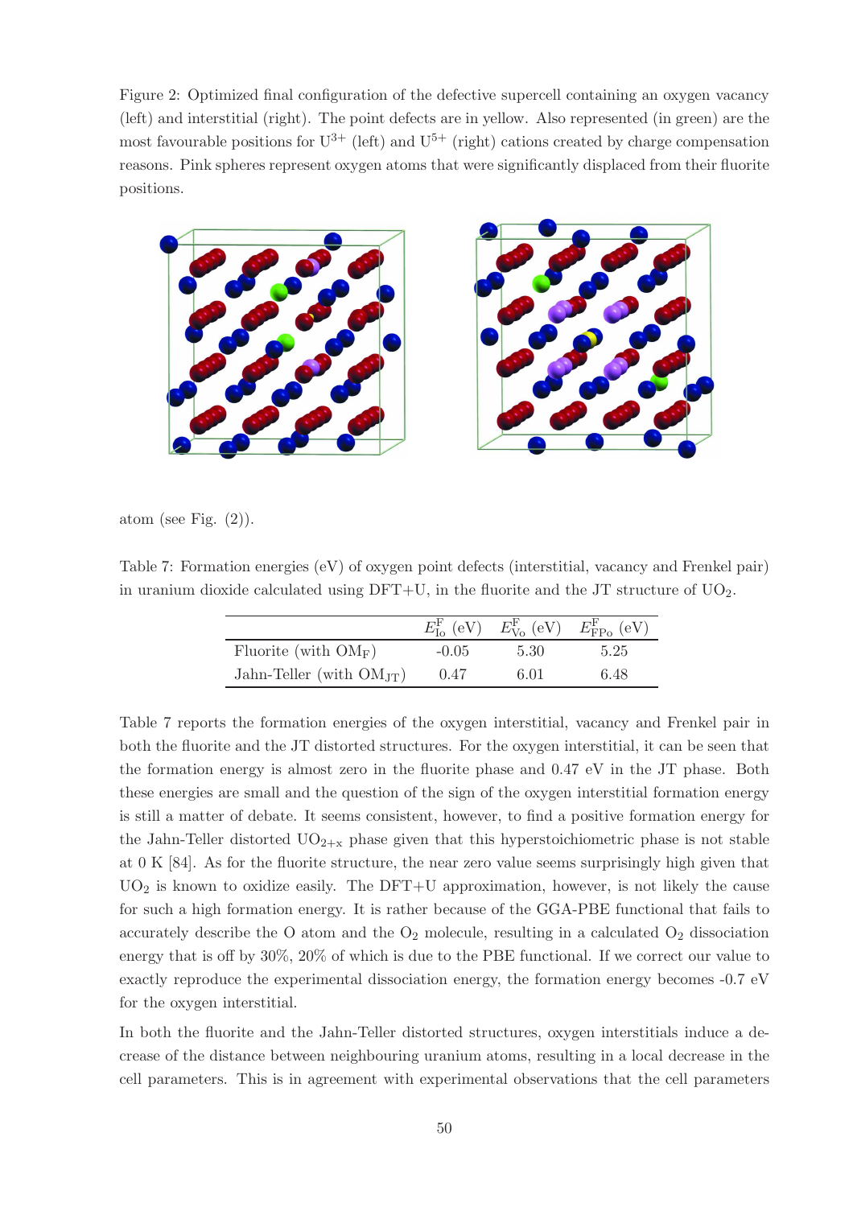Figure 2: Optimized final configuration of the defective supercell containing an oxygen vacancy (left) and interstitial (right). The point defects are in yellow. Also represented (in green) are the most favourable positions for $U^{3+}$ (left) and $U^{5+}$ (right) cations created by charge compensation reasons. Pink spheres represent oxygen atoms that were significantly displaced from their fluorite positions.

atom (see Fig. (2)).

Table 7: Formation energies (eV) of oxygen point defects (interstitial, vacancy and Frenkel pair) in uranium dioxide calculated using DFT+U, in the fluorite and the JT structure of $UO_2$.

| | $E^{F}_{I_O}$ (eV) | $E^{F}_{V_O}$ (eV) | $E^{F}_{FP_O}$ (eV) |
|---|---|---|---|
| Fluorite (with $OM_F$) | -0.05 | 5.30 | 5.25 |
| Jahn-Teller (with $OM_{JT}$) | 0.47 | 6.01 | 6.48 |

Table 7 reports the formation energies of the oxygen interstitial, vacancy and Frenkel pair in both the fluorite and the JT distorted structures. For the oxygen interstitial, it can be seen that the formation energy is almost zero in the fluorite phase and 0.47 eV in the JT phase. Both these energies are small and the question of the sign of the oxygen interstitial formation energy is still a matter of debate. It seems consistent, however, to find a positive formation energy for the Jahn-Teller distorted $UO_{2+x}$ phase given that this hyperstoichiometric phase is not stable at 0 K [84]. As for the fluorite structure, the near zero value seems surprisingly high given that $UO_2$ is known to oxidize easily. The DFT+U approximation, however, is not likely the cause for such a high formation energy. It is rather because of the GGA-PBE functional that fails to accurately describe the O atom and the $O_2$ molecule, resulting in a calculated $O_2$ dissociation energy that is off by 30%, 20% of which is due to the PBE functional. If we correct our value to exactly reproduce the experimental dissociation energy, the formation energy becomes -0.7 eV for the oxygen interstitial.

In both the fluorite and the Jahn-Teller distorted structures, oxygen interstitials induce a decrease of the distance between neighbouring uranium atoms, resulting in a local decrease in the cell parameters. This is in agreement with experimental observations that the cell parameters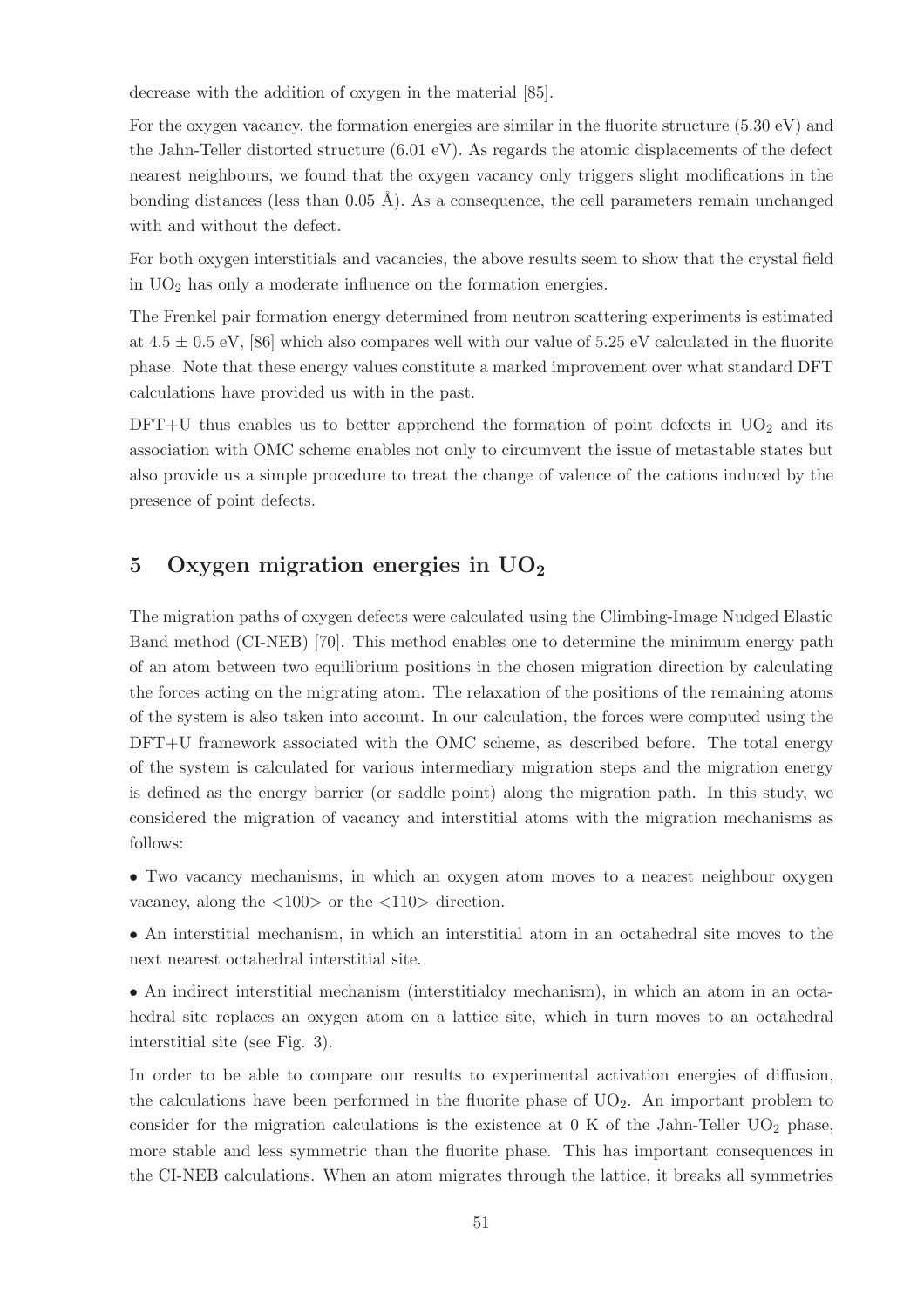decrease with the addition of oxygen in the material [85].

For the oxygen vacancy, the formation energies are similar in the fluorite structure (5.30 eV) and the Jahn-Teller distorted structure (6.01 eV). As regards the atomic displacements of the defect nearest neighbours, we found that the oxygen vacancy only triggers slight modifications in the bonding distances (less than 0.05 Å). As a consequence, the cell parameters remain unchanged with and without the defect.

For both oxygen interstitials and vacancies, the above results seem to show that the crystal field in $UO_2$ has only a moderate influence on the formation energies.

The Frenkel pair formation energy determined from neutron scattering experiments is estimated at $4.5 \pm 0.5$ eV, [86] which also compares well with our value of 5.25 eV calculated in the fluorite phase. Note that these energy values constitute a marked improvement over what standard DFT calculations have provided us with in the past.

DFT+U thus enables us to better apprehend the formation of point defects in $UO_2$ and its association with OMC scheme enables not only to circumvent the issue of metastable states but also provide us a simple procedure to treat the change of valence of the cations induced by the presence of point defects.

## 5 Oxygen migration energies in $UO_2$

The migration paths of oxygen defects were calculated using the Climbing-Image Nudged Elastic Band method (CI-NEB) [70]. This method enables one to determine the minimum energy path of an atom between two equilibrium positions in the chosen migration direction by calculating the forces acting on the migrating atom. The relaxation of the positions of the remaining atoms of the system is also taken into account. In our calculation, the forces were computed using the DFT+U framework associated with the OMC scheme, as described before. The total energy of the system is calculated for various intermediary migration steps and the migration energy is defined as the energy barrier (or saddle point) along the migration path. In this study, we considered the migration of vacancy and interstitial atoms with the migration mechanisms as follows:

- Two vacancy mechanisms, in which an oxygen atom moves to a nearest neighbour oxygen vacancy, along the <100> or the <110> direction.

- An interstitial mechanism, in which an interstitial atom in an octahedral site moves to the next nearest octahedral interstitial site.

- An indirect interstitial mechanism (interstitialcy mechanism), in which an atom in an octahedral site replaces an oxygen atom on a lattice site, which in turn moves to an octahedral interstitial site (see Fig. 3).

In order to be able to compare our results to experimental activation energies of diffusion, the calculations have been performed in the fluorite phase of $UO_2$. An important problem to consider for the migration calculations is the existence at 0 K of the Jahn-Teller $UO_2$ phase, more stable and less symmetric than the fluorite phase. This has important consequences in the CI-NEB calculations. When an atom migrates through the lattice, it breaks all symmetries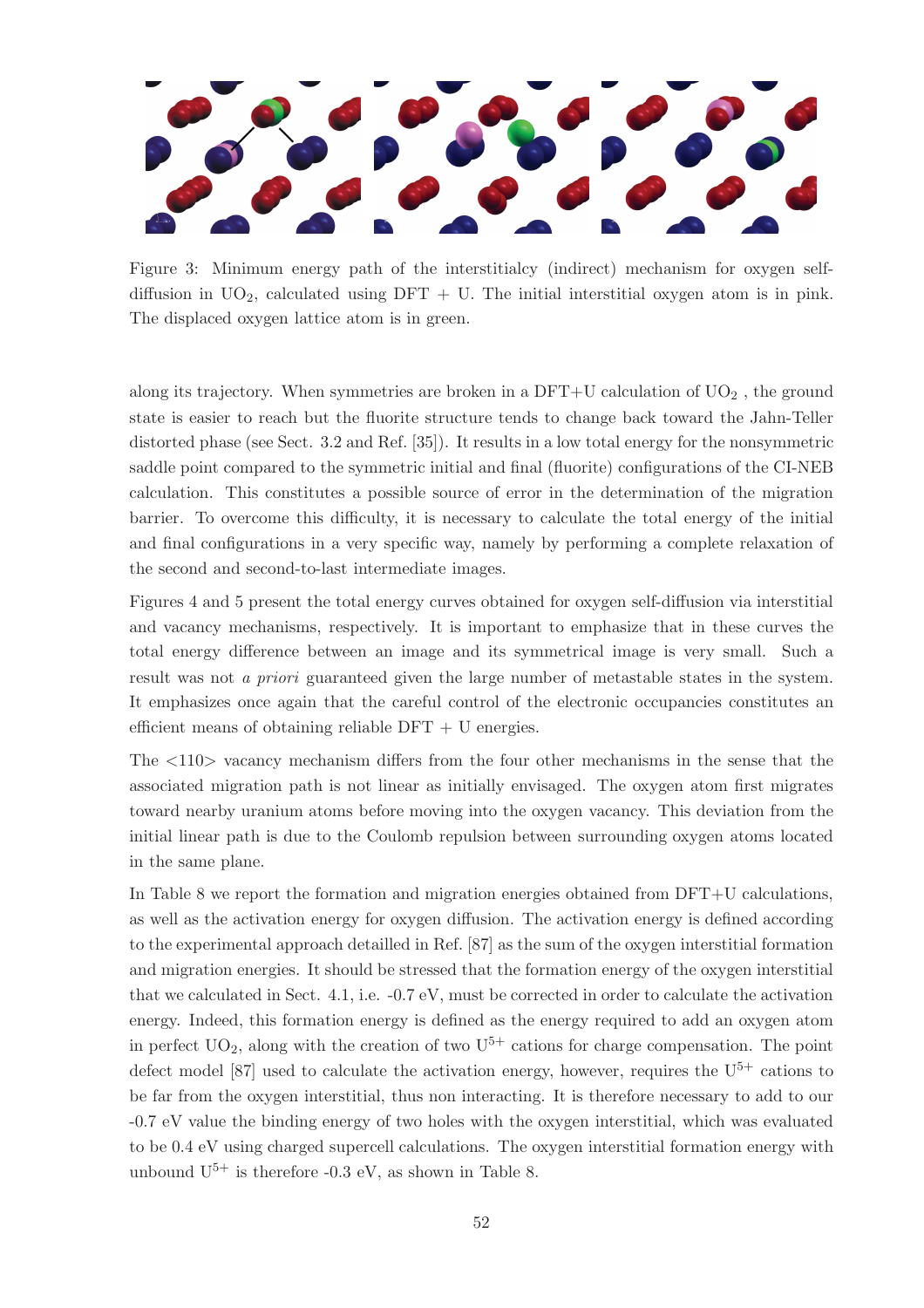Figure 3: Minimum energy path of the interstitialcy (indirect) mechanism for oxygen self-diffusion in $UO_2$, calculated using DFT + U. The initial interstitial oxygen atom is in pink. The displaced oxygen lattice atom is in green.

along its trajectory. When symmetries are broken in a DFT+U calculation of $UO_2$ , the ground state is easier to reach but the fluorite structure tends to change back toward the Jahn-Teller distorted phase (see Sect. 3.2 and Ref. [35]). It results in a low total energy for the nonsymmetric saddle point compared to the symmetric initial and final (fluorite) configurations of the CI-NEB calculation. This constitutes a possible source of error in the determination of the migration barrier. To overcome this difficulty, it is necessary to calculate the total energy of the initial and final configurations in a very specific way, namely by performing a complete relaxation of the second and second-to-last intermediate images.

Figures 4 and 5 present the total energy curves obtained for oxygen self-diffusion via interstitial and vacancy mechanisms, respectively. It is important to emphasize that in these curves the total energy difference between an image and its symmetrical image is very small. Such a result was not *a priori* guaranteed given the large number of metastable states in the system. It emphasizes once again that the careful control of the electronic occupancies constitutes an efficient means of obtaining reliable DFT + U energies.

The <110> vacancy mechanism differs from the four other mechanisms in the sense that the associated migration path is not linear as initially envisaged. The oxygen atom first migrates toward nearby uranium atoms before moving into the oxygen vacancy. This deviation from the initial linear path is due to the Coulomb repulsion between surrounding oxygen atoms located in the same plane.

In Table 8 we report the formation and migration energies obtained from DFT+U calculations, as well as the activation energy for oxygen diffusion. The activation energy is defined according to the experimental approach detailled in Ref. [87] as the sum of the oxygen interstitial formation and migration energies. It should be stressed that the formation energy of the oxygen interstitial that we calculated in Sect. 4.1, i.e. -0.7 eV, must be corrected in order to calculate the activation energy. Indeed, this formation energy is defined as the energy required to add an oxygen atom in perfect $UO_2$, along with the creation of two $U^{5+}$ cations for charge compensation. The point defect model [87] used to calculate the activation energy, however, requires the $U^{5+}$ cations to be far from the oxygen interstitial, thus non interacting. It is therefore necessary to add to our -0.7 eV value the binding energy of two holes with the oxygen interstitial, which was evaluated to be 0.4 eV using charged supercell calculations. The oxygen interstitial formation energy with unbound $U^{5+}$ is therefore -0.3 eV, as shown in Table 8.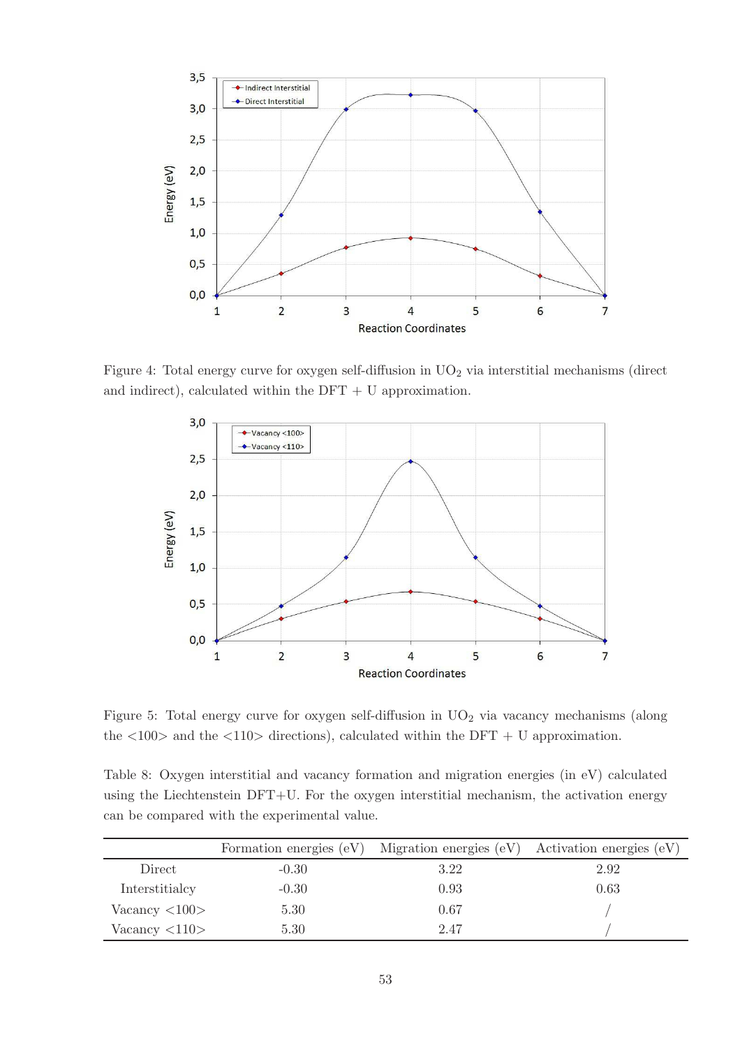3,5
3,0
2,5
2,0
1,5
1,0
0,5
0,0

Energy (eV)

Indirect Interstitial
Direct Interstitial

1 2 3 4 5 6 7

Reaction Coordinates

Figure 4: Total energy curve for oxygen self-diffusion in $UO_2$ via interstitial mechanisms (direct and indirect), calculated within the DFT + U approximation.

3,0
2,5
2,0
1,5
1,0
0,5
0,0

Energy (eV)

Vacancy <100>
Vacancy <110>

1 2 3 4 5 6 7

Reaction Coordinates

Figure 5: Total energy curve for oxygen self-diffusion in $UO_2$ via vacancy mechanisms (along the <100> and the <110> directions), calculated within the DFT + U approximation.

Table 8: Oxygen interstitial and vacancy formation and migration energies (in eV) calculated using the Liechtenstein DFT+U. For the oxygen interstitial mechanism, the activation energy can be compared with the experimental value.

| | Formation energies (eV) | Migration energies (eV) | Activation energies (eV) |
|---|---|---|---|
| Direct | -0.30 | 3.22 | 2.92 |
| Interstitialcy | -0.30 | 0.93 | 0.63 |
| Vacancy <100> | 5.30 | 0.67 | / |
| Vacancy <110> | 5.30 | 2.47 | / |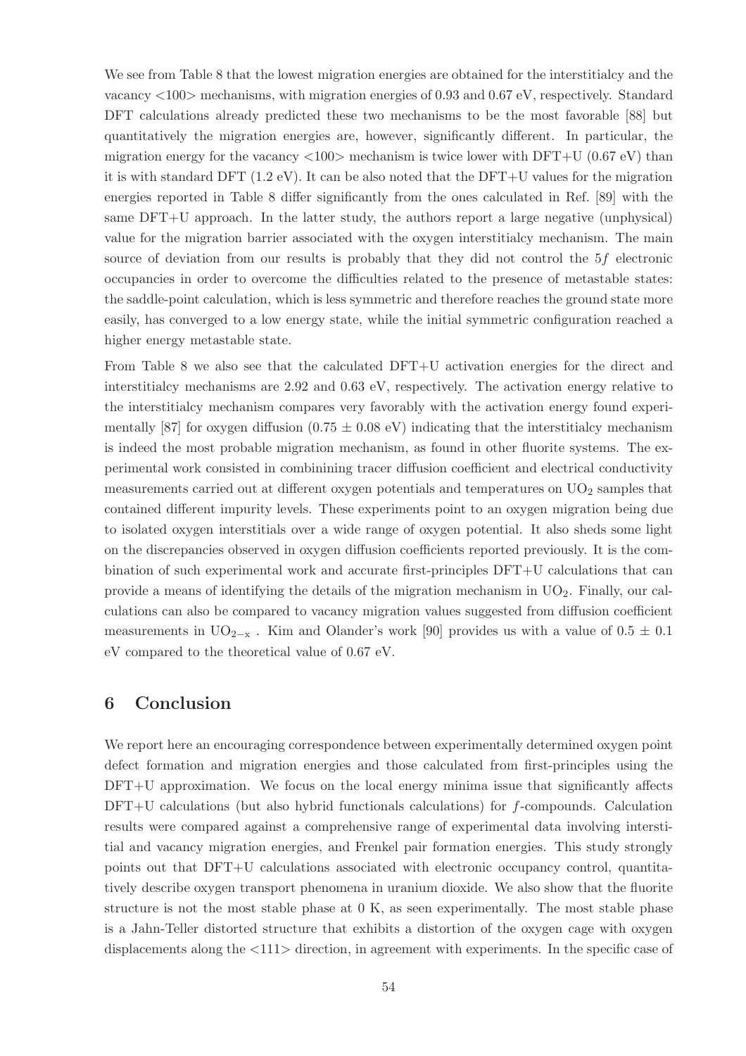We see from Table 8 that the lowest migration energies are obtained for the interstitialcy and the vacancy <100> mechanisms, with migration energies of 0.93 and 0.67 eV, respectively. Standard DFT calculations already predicted these two mechanisms to be the most favorable [88] but quantitatively the migration energies are, however, significantly different. In particular, the migration energy for the vacancy <100> mechanism is twice lower with DFT+U (0.67 eV) than it is with standard DFT (1.2 eV). It can be also noted that the DFT+U values for the migration energies reported in Table 8 differ significantly from the ones calculated in Ref. [89] with the same DFT+U approach. In the latter study, the authors report a large negative (unphysical) value for the migration barrier associated with the oxygen interstitialcy mechanism. The main source of deviation from our results is probably that they did not control the $5f$ electronic occupancies in order to overcome the difficulties related to the presence of metastable states: the saddle-point calculation, which is less symmetric and therefore reaches the ground state more easily, has converged to a low energy state, while the initial symmetric configuration reached a higher energy metastable state.

From Table 8 we also see that the calculated DFT+U activation energies for the direct and interstitialcy mechanisms are 2.92 and 0.63 eV, respectively. The activation energy relative to the interstitialcy mechanism compares very favorably with the activation energy found experimentally [87] for oxygen diffusion ($0.75 \pm 0.08$ eV) indicating that the interstitialcy mechanism is indeed the most probable migration mechanism, as found in other fluorite systems. The experimental work consisted in combinining tracer diffusion coefficient and electrical conductivity measurements carried out at different oxygen potentials and temperatures on $UO_2$ samples that contained different impurity levels. These experiments point to an oxygen migration being due to isolated oxygen interstitials over a wide range of oxygen potential. It also sheds some light on the discrepancies observed in oxygen diffusion coefficients reported previously. It is the combination of such experimental work and accurate first-principles DFT+U calculations that can provide a means of identifying the details of the migration mechanism in $UO_2$. Finally, our calculations can also be compared to vacancy migration values suggested from diffusion coefficient measurements in $UO_{2-x}$ . Kim and Olander's work [90] provides us with a value of $0.5 \pm 0.1$ eV compared to the theoretical value of 0.67 eV.

## 6 Conclusion

We report here an encouraging correspondence between experimentally determined oxygen point defect formation and migration energies and those calculated from first-principles using the DFT+U approximation. We focus on the local energy minima issue that significantly affects DFT+U calculations (but also hybrid functionals calculations) for $f$-compounds. Calculation results were compared against a comprehensive range of experimental data involving interstitial and vacancy migration energies, and Frenkel pair formation energies. This study strongly points out that DFT+U calculations associated with electronic occupancy control, quantitatively describe oxygen transport phenomena in uranium dioxide. We also show that the fluorite structure is not the most stable phase at 0 K, as seen experimentally. The most stable phase is a Jahn-Teller distorted structure that exhibits a distortion of the oxygen cage with oxygen displacements along the <111> direction, in agreement with experiments. In the specific case of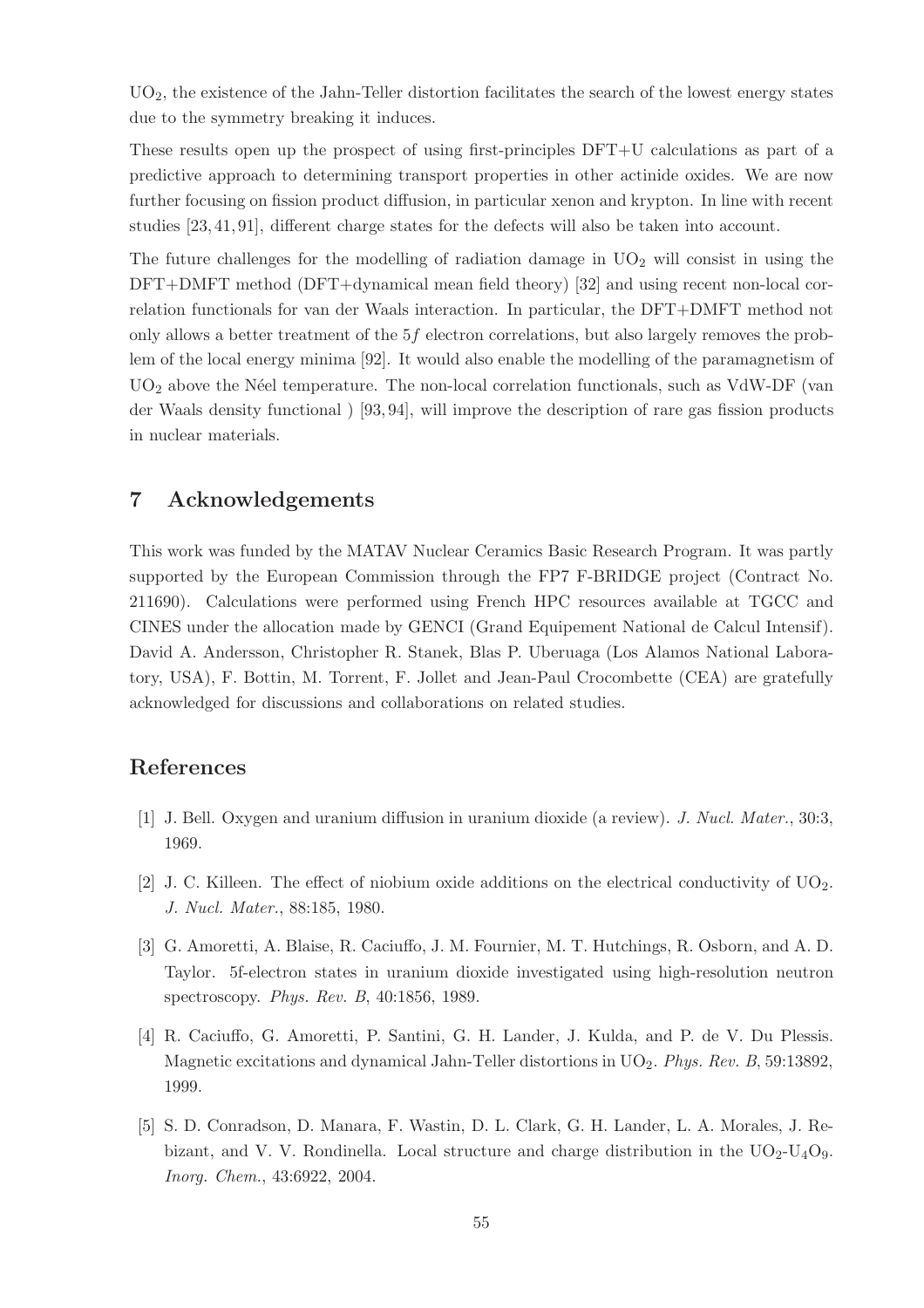$UO_2$, the existence of the Jahn-Teller distortion facilitates the search of the lowest energy states due to the symmetry breaking it induces.

These results open up the prospect of using first-principles DFT+U calculations as part of a predictive approach to determining transport properties in other actinide oxides. We are now further focusing on fission product diffusion, in particular xenon and krypton. In line with recent studies [23, 41, 91], different charge states for the defects will also be taken into account.

The future challenges for the modelling of radiation damage in $UO_2$ will consist in using the DFT+DMFT method (DFT+dynamical mean field theory) [32] and using recent non-local correlation functionals for van der Waals interaction. In particular, the DFT+DMFT method not only allows a better treatment of the $5f$ electron correlations, but also largely removes the problem of the local energy minima [92]. It would also enable the modelling of the paramagnetism of $UO_2$ above the Néel temperature. The non-local correlation functionals, such as VdW-DF (van der Waals density functional ) [93, 94], will improve the description of rare gas fission products in nuclear materials.

## 7 Acknowledgements

This work was funded by the MATAV Nuclear Ceramics Basic Research Program. It was partly supported by the European Commission through the FP7 F-BRIDGE project (Contract No. 211690). Calculations were performed using French HPC resources available at TGCC and CINES under the allocation made by GENCI (Grand Equipement National de Calcul Intensif). David A. Andersson, Christopher R. Stanek, Blas P. Uberuaga (Los Alamos National Laboratory, USA), F. Bottin, M. Torrent, F. Jollet and Jean-Paul Crocombette (CEA) are gratefully acknowledged for discussions and collaborations on related studies.

## References

[1] J. Bell. Oxygen and uranium diffusion in uranium dioxide (a review). *J. Nucl. Mater.*, 30:3, 1969.

[2] J. C. Killeen. The effect of niobium oxide additions on the electrical conductivity of $UO_2$. *J. Nucl. Mater.*, 88:185, 1980.

[3] G. Amoretti, A. Blaise, R. Caciuffo, J. M. Fournier, M. T. Hutchings, R. Osborn, and A. D. Taylor. 5f-electron states in uranium dioxide investigated using high-resolution neutron spectroscopy. *Phys. Rev. B*, 40:1856, 1989.

[4] R. Caciuffo, G. Amoretti, P. Santini, G. H. Lander, J. Kulda, and P. de V. Du Plessis. Magnetic excitations and dynamical Jahn-Teller distortions in $UO_2$. *Phys. Rev. B*, 59:13892, 1999.

[5] S. D. Conradson, D. Manara, F. Wastin, D. L. Clark, G. H. Lander, L. A. Morales, J. Rebizant, and V. V. Rondinella. Local structure and charge distribution in the $UO_2$-$U_4O_9$. *Inorg. Chem.*, 43:6922, 2004.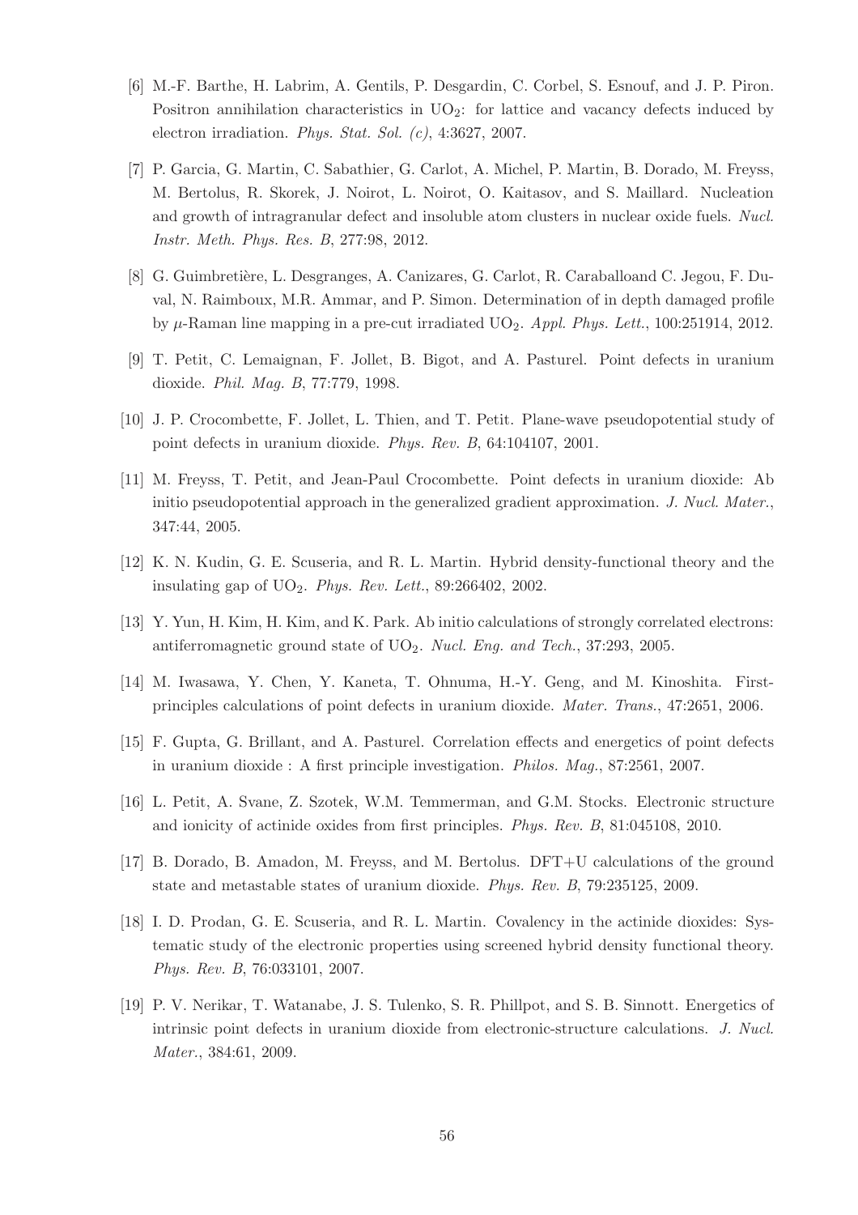[6] M.-F. Barthe, H. Labrim, A. Gentils, P. Desgardin, C. Corbel, S. Esnouf, and J. P. Piron. Positron annihilation characteristics in $UO_2$: for lattice and vacancy defects induced by electron irradiation. *Phys. Stat. Sol. (c)*, 4:3627, 2007.

[7] P. Garcia, G. Martin, C. Sabathier, G. Carlot, A. Michel, P. Martin, B. Dorado, M. Freyss, M. Bertolus, R. Skorek, J. Noirot, L. Noirot, O. Kaitasov, and S. Maillard. Nucleation and growth of intragranular defect and insoluble atom clusters in nuclear oxide fuels. *Nucl. Instr. Meth. Phys. Res. B*, 277:98, 2012.

[8] G. Guimbretière, L. Desgranges, A. Canizares, G. Carlot, R. Caraballoand C. Jegou, F. Duval, N. Raimboux, M.R. Ammar, and P. Simon. Determination of in depth damaged profile by $\mu$-Raman line mapping in a pre-cut irradiated $UO_2$. *Appl. Phys. Lett.*, 100:251914, 2012.

[9] T. Petit, C. Lemaignan, F. Jollet, B. Bigot, and A. Pasturel. Point defects in uranium dioxide. *Phil. Mag. B*, 77:779, 1998.

[10] J. P. Crocombette, F. Jollet, L. Thien, and T. Petit. Plane-wave pseudopotential study of point defects in uranium dioxide. *Phys. Rev. B*, 64:104107, 2001.

[11] M. Freyss, T. Petit, and Jean-Paul Crocombette. Point defects in uranium dioxide: Ab initio pseudopotential approach in the generalized gradient approximation. *J. Nucl. Mater.*, 347:44, 2005.

[12] K. N. Kudin, G. E. Scuseria, and R. L. Martin. Hybrid density-functional theory and the insulating gap of $UO_2$. *Phys. Rev. Lett.*, 89:266402, 2002.

[13] Y. Yun, H. Kim, H. Kim, and K. Park. Ab initio calculations of strongly correlated electrons: antiferromagnetic ground state of $UO_2$. *Nucl. Eng. and Tech.*, 37:293, 2005.

[14] M. Iwasawa, Y. Chen, Y. Kaneta, T. Ohnuma, H.-Y. Geng, and M. Kinoshita. First-principles calculations of point defects in uranium dioxide. *Mater. Trans.*, 47:2651, 2006.

[15] F. Gupta, G. Brillant, and A. Pasturel. Correlation effects and energetics of point defects in uranium dioxide : A first principle investigation. *Philos. Mag.*, 87:2561, 2007.

[16] L. Petit, A. Svane, Z. Szotek, W.M. Temmerman, and G.M. Stocks. Electronic structure and ionicity of actinide oxides from first principles. *Phys. Rev. B*, 81:045108, 2010.

[17] B. Dorado, B. Amadon, M. Freyss, and M. Bertolus. DFT+U calculations of the ground state and metastable states of uranium dioxide. *Phys. Rev. B*, 79:235125, 2009.

[18] I. D. Prodan, G. E. Scuseria, and R. L. Martin. Covalency in the actinide dioxides: Systematic study of the electronic properties using screened hybrid density functional theory. *Phys. Rev. B*, 76:033101, 2007.

[19] P. V. Nerikar, T. Watanabe, J. S. Tulenko, S. R. Phillpot, and S. B. Sinnott. Energetics of intrinsic point defects in uranium dioxide from electronic-structure calculations. *J. Nucl. Mater.*, 384:61, 2009.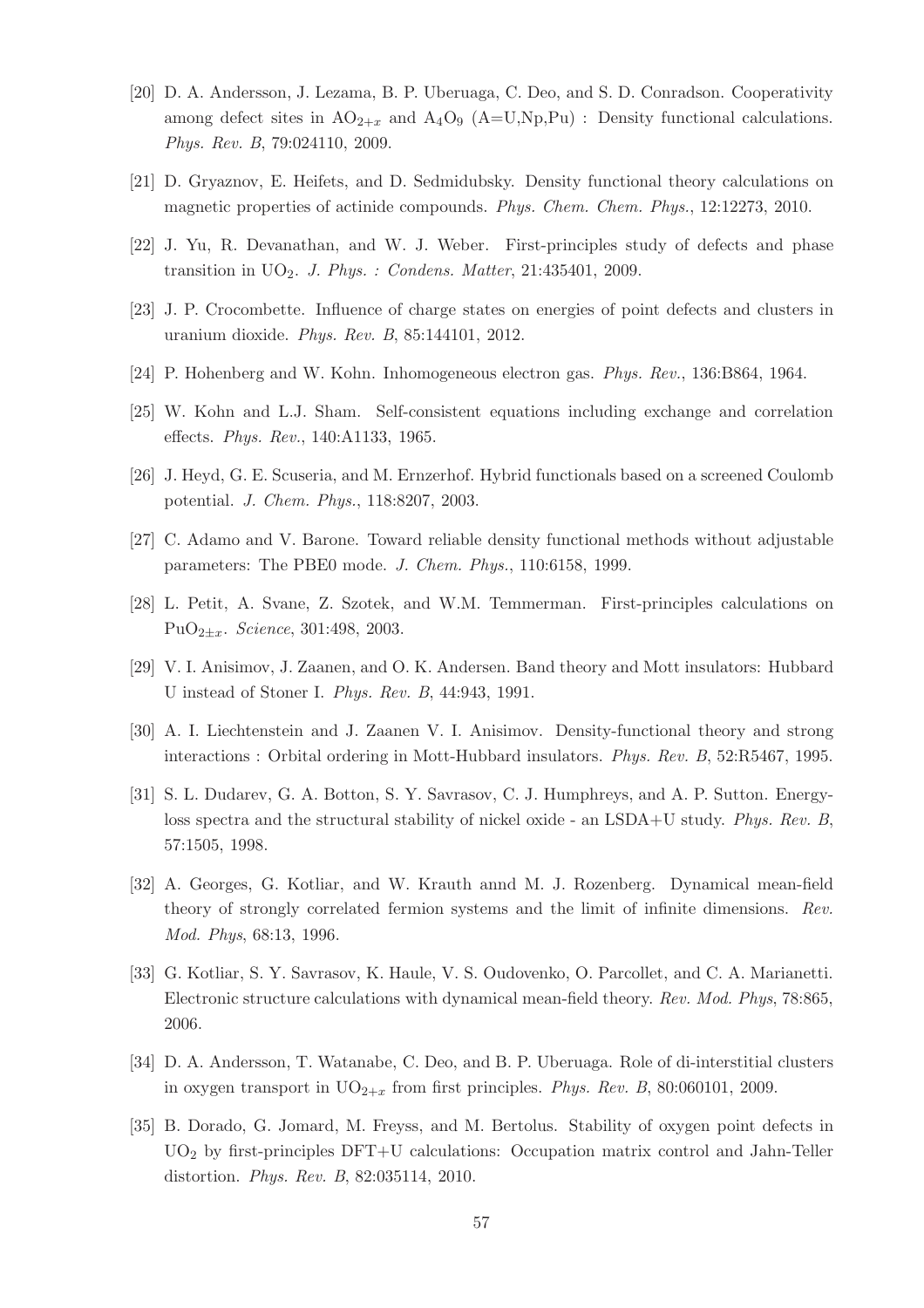[20] D. A. Andersson, J. Lezama, B. P. Uberuaga, C. Deo, and S. D. Conradson. Cooperativity among defect sites in $AO_{2+x}$ and $A_4O_9$ (A=U,Np,Pu) : Density functional calculations. *Phys. Rev. B*, 79:024110, 2009.

[21] D. Gryaznov, E. Heifets, and D. Sedmidubsky. Density functional theory calculations on magnetic properties of actinide compounds. *Phys. Chem. Chem. Phys.*, 12:12273, 2010.

[22] J. Yu, R. Devanathan, and W. J. Weber. First-principles study of defects and phase transition in $UO_2$. *J. Phys. : Condens. Matter*, 21:435401, 2009.

[23] J. P. Crocombette. Influence of charge states on energies of point defects and clusters in uranium dioxide. *Phys. Rev. B*, 85:144101, 2012.

[24] P. Hohenberg and W. Kohn. Inhomogeneous electron gas. *Phys. Rev.*, 136:B864, 1964.

[25] W. Kohn and L.J. Sham. Self-consistent equations including exchange and correlation effects. *Phys. Rev.*, 140:A1133, 1965.

[26] J. Heyd, G. E. Scuseria, and M. Ernzerhof. Hybrid functionals based on a screened Coulomb potential. *J. Chem. Phys.*, 118:8207, 2003.

[27] C. Adamo and V. Barone. Toward reliable density functional methods without adjustable parameters: The PBE0 mode. *J. Chem. Phys.*, 110:6158, 1999.

[28] L. Petit, A. Svane, Z. Szotek, and W.M. Temmerman. First-principles calculations on $PuO_{2\pm x}$. *Science*, 301:498, 2003.

[29] V. I. Anisimov, J. Zaanen, and O. K. Andersen. Band theory and Mott insulators: Hubbard U instead of Stoner I. *Phys. Rev. B*, 44:943, 1991.

[30] A. I. Liechtenstein and J. Zaanen V. I. Anisimov. Density-functional theory and strong interactions : Orbital ordering in Mott-Hubbard insulators. *Phys. Rev. B*, 52:R5467, 1995.

[31] S. L. Dudarev, G. A. Botton, S. Y. Savrasov, C. J. Humphreys, and A. P. Sutton. Energy-loss spectra and the structural stability of nickel oxide - an LSDA+U study. *Phys. Rev. B*, 57:1505, 1998.

[32] A. Georges, G. Kotliar, and W. Krauth annd M. J. Rozenberg. Dynamical mean-field theory of strongly correlated fermion systems and the limit of infinite dimensions. *Rev. Mod. Phys*, 68:13, 1996.

[33] G. Kotliar, S. Y. Savrasov, K. Haule, V. S. Oudovenko, O. Parcollet, and C. A. Marianetti. Electronic structure calculations with dynamical mean-field theory. *Rev. Mod. Phys*, 78:865, 2006.

[34] D. A. Andersson, T. Watanabe, C. Deo, and B. P. Uberuaga. Role of di-interstitial clusters in oxygen transport in $UO_{2+x}$ from first principles. *Phys. Rev. B*, 80:060101, 2009.

[35] B. Dorado, G. Jomard, M. Freyss, and M. Bertolus. Stability of oxygen point defects in $UO_2$ by first-principles DFT+U calculations: Occupation matrix control and Jahn-Teller distortion. *Phys. Rev. B*, 82:035114, 2010.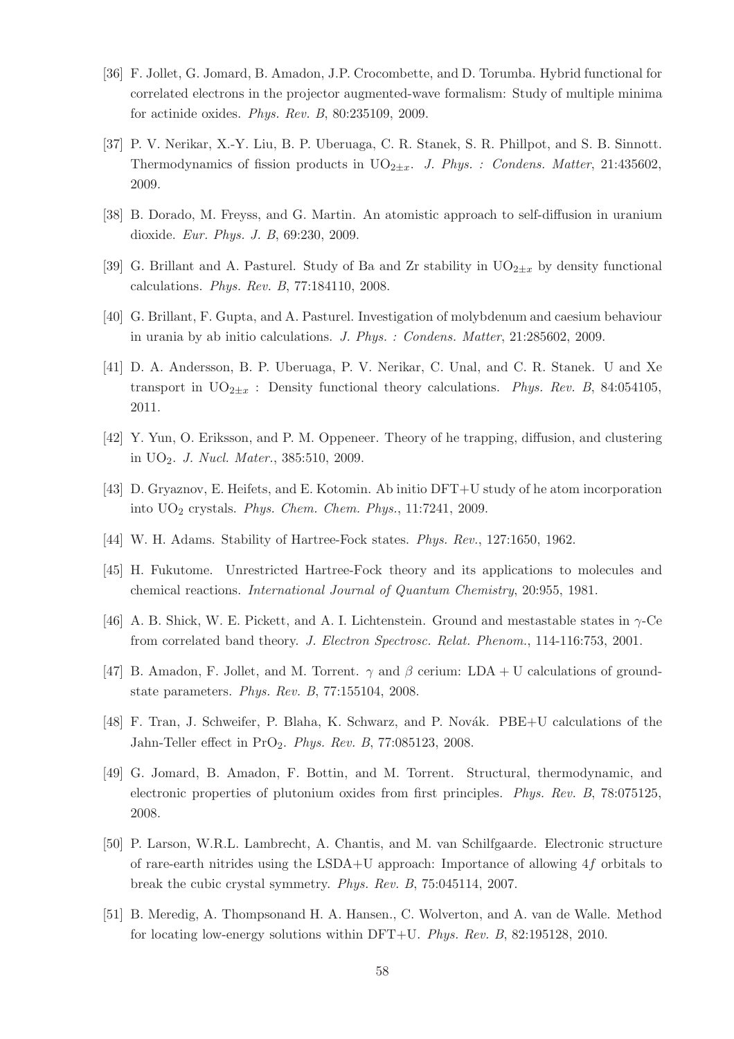[36] F. Jollet, G. Jomard, B. Amadon, J.P. Crocombette, and D. Torumba. Hybrid functional for correlated electrons in the projector augmented-wave formalism: Study of multiple minima for actinide oxides. *Phys. Rev. B*, 80:235109, 2009.

[37] P. V. Nerikar, X.-Y. Liu, B. P. Uberuaga, C. R. Stanek, S. R. Phillpot, and S. B. Sinnott. Thermodynamics of fission products in $UO_{2\pm x}$. *J. Phys. : Condens. Matter*, 21:435602, 2009.

[38] B. Dorado, M. Freyss, and G. Martin. An atomistic approach to self-diffusion in uranium dioxide. *Eur. Phys. J. B*, 69:230, 2009.

[39] G. Brillant and A. Pasturel. Study of Ba and Zr stability in $UO_{2\pm x}$ by density functional calculations. *Phys. Rev. B*, 77:184110, 2008.

[40] G. Brillant, F. Gupta, and A. Pasturel. Investigation of molybdenum and caesium behaviour in urania by ab initio calculations. *J. Phys. : Condens. Matter*, 21:285602, 2009.

[41] D. A. Andersson, B. P. Uberuaga, P. V. Nerikar, C. Unal, and C. R. Stanek. U and Xe transport in $UO_{2\pm x}$ : Density functional theory calculations. *Phys. Rev. B*, 84:054105, 2011.

[42] Y. Yun, O. Eriksson, and P. M. Oppeneer. Theory of he trapping, diffusion, and clustering in $UO_2$. *J. Nucl. Mater.*, 385:510, 2009.

[43] D. Gryaznov, E. Heifets, and E. Kotomin. Ab initio DFT+U study of he atom incorporation into $UO_2$ crystals. *Phys. Chem. Chem. Phys.*, 11:7241, 2009.

[44] W. H. Adams. Stability of Hartree-Fock states. *Phys. Rev.*, 127:1650, 1962.

[45] H. Fukutome. Unrestricted Hartree-Fock theory and its applications to molecules and chemical reactions. *International Journal of Quantum Chemistry*, 20:955, 1981.

[46] A. B. Shick, W. E. Pickett, and A. I. Lichtenstein. Ground and mestastable states in $\gamma$-Ce from correlated band theory. *J. Electron Spectrosc. Relat. Phenom.*, 114-116:753, 2001.

[47] B. Amadon, F. Jollet, and M. Torrent. $\gamma$ and $\beta$ cerium: LDA + U calculations of ground-state parameters. *Phys. Rev. B*, 77:155104, 2008.

[48] F. Tran, J. Schweifer, P. Blaha, K. Schwarz, and P. Novák. PBE+U calculations of the Jahn-Teller effect in $PrO_2$. *Phys. Rev. B*, 77:085123, 2008.

[49] G. Jomard, B. Amadon, F. Bottin, and M. Torrent. Structural, thermodynamic, and electronic properties of plutonium oxides from first principles. *Phys. Rev. B*, 78:075125, 2008.

[50] P. Larson, W.R.L. Lambrecht, A. Chantis, and M. van Schilfgaarde. Electronic structure of rare-earth nitrides using the LSDA+U approach: Importance of allowing $4f$ orbitals to break the cubic crystal symmetry. *Phys. Rev. B*, 75:045114, 2007.

[51] B. Meredig, A. Thompsonand H. A. Hansen., C. Wolverton, and A. van de Walle. Method for locating low-energy solutions within DFT+U. *Phys. Rev. B*, 82:195128, 2010.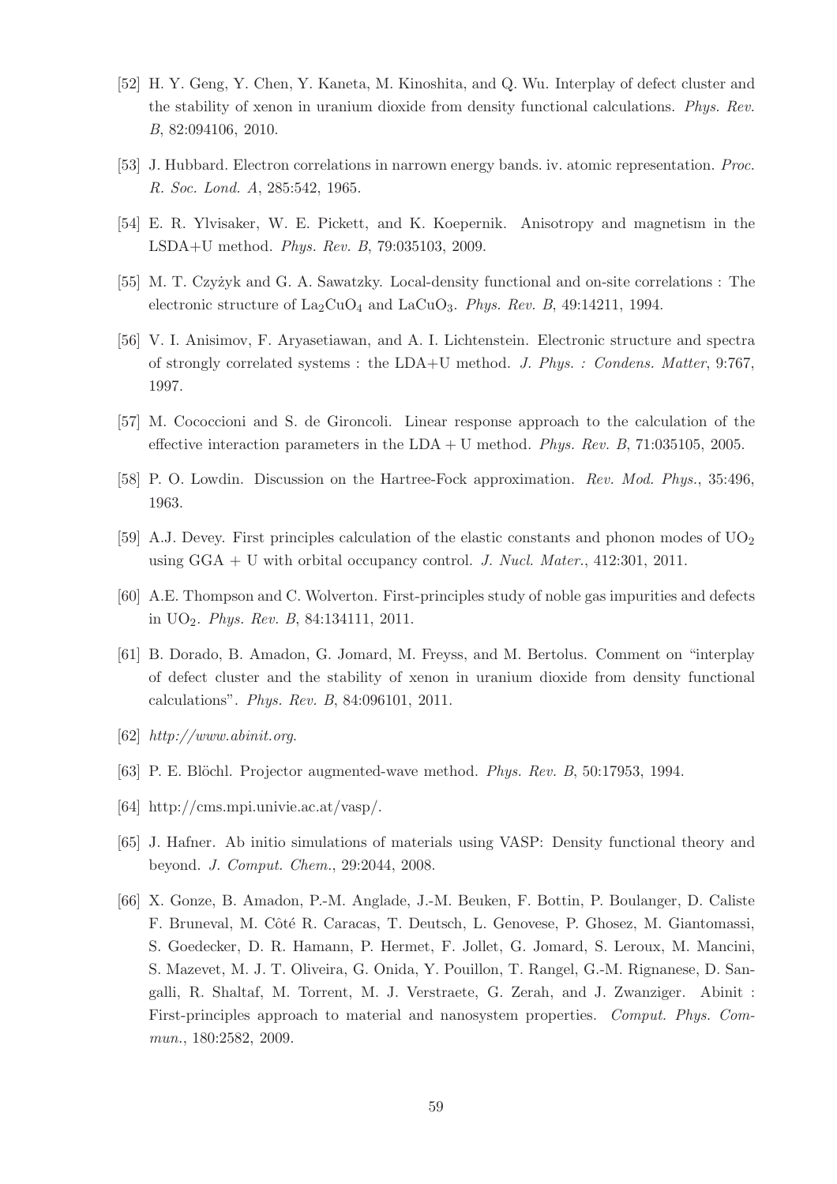[52] H. Y. Geng, Y. Chen, Y. Kaneta, M. Kinoshita, and Q. Wu. Interplay of defect cluster and the stability of xenon in uranium dioxide from density functional calculations. *Phys. Rev. B*, 82:094106, 2010.

[53] J. Hubbard. Electron correlations in narrow energy bands. iv. atomic representation. *Proc. R. Soc. Lond. A*, 285:542, 1965.

[54] E. R. Ylvisaker, W. E. Pickett, and K. Koepernik. Anisotropy and magnetism in the LSDA+U method. *Phys. Rev. B*, 79:035103, 2009.

[55] M. T. Czyżyk and G. A. Sawatzky. Local-density functional and on-site correlations : The electronic structure of $La_2CuO_4$ and $LaCuO_3$. *Phys. Rev. B*, 49:14211, 1994.

[56] V. I. Anisimov, F. Aryasetiawan, and A. I. Lichtenstein. Electronic structure and spectra of strongly correlated systems : the LDA+U method. *J. Phys. : Condens. Matter*, 9:767, 1997.

[57] M. Cococcioni and S. de Gironcoli. Linear response approach to the calculation of the effective interaction parameters in the LDA + U method. *Phys. Rev. B*, 71:035105, 2005.

[58] P. O. Lowdin. Discussion on the Hartree-Fock approximation. *Rev. Mod. Phys.*, 35:496, 1963.

[59] A.J. Devey. First principles calculation of the elastic constants and phonon modes of $UO_2$ using GGA + U with orbital occupancy control. *J. Nucl. Mater.*, 412:301, 2011.

[60] A.E. Thompson and C. Wolverton. First-principles study of noble gas impurities and defects in $UO_2$. *Phys. Rev. B*, 84:134111, 2011.

[61] B. Dorado, B. Amadon, G. Jomard, M. Freyss, and M. Bertolus. Comment on "interplay of defect cluster and the stability of xenon in uranium dioxide from density functional calculations". *Phys. Rev. B*, 84:096101, 2011.

[62] *http://www.abinit.org*.

[63] P. E. Blöchl. Projector augmented-wave method. *Phys. Rev. B*, 50:17953, 1994.

[64] http://cms.mpi.univie.ac.at/vasp/.

[65] J. Hafner. Ab initio simulations of materials using VASP: Density functional theory and beyond. *J. Comput. Chem.*, 29:2044, 2008.

[66] X. Gonze, B. Amadon, P.-M. Anglade, J.-M. Beuken, F. Bottin, P. Boulanger, D. Caliste F. Bruneval, M. Côté R. Caracas, T. Deutsch, L. Genovese, P. Ghosez, M. Giantomassi, S. Goedecker, D. R. Hamann, P. Hermet, F. Jollet, G. Jomard, S. Leroux, M. Mancini, S. Mazevet, M. J. T. Oliveira, G. Onida, Y. Pouillon, T. Rangel, G.-M. Rignanese, D. Sangalli, R. Shaltaf, M. Torrent, M. J. Verstraete, G. Zerah, and J. Zwanziger. Abinit : First-principles approach to material and nanosystem properties. *Comput. Phys. Commun.*, 180:2582, 2009.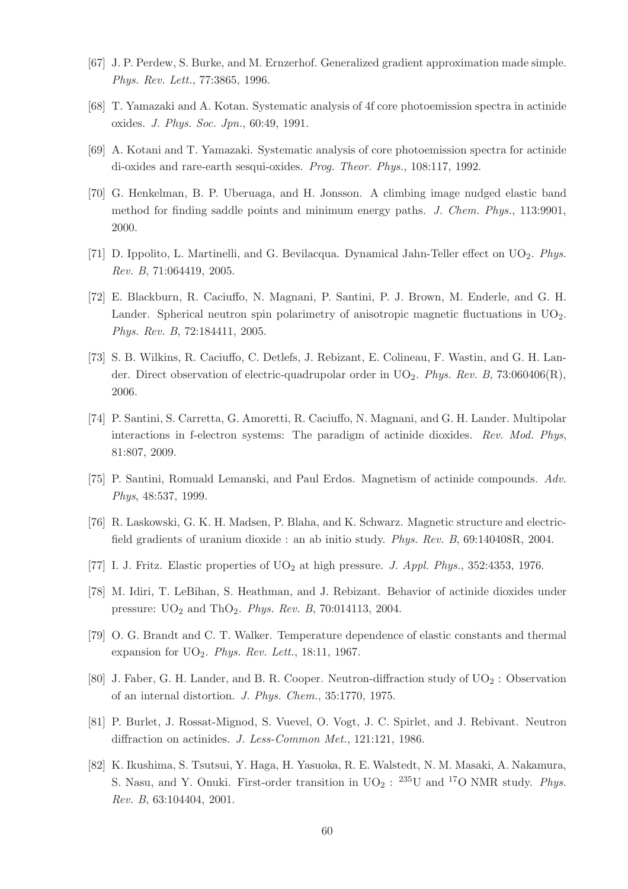[67] J. P. Perdew, S. Burke, and M. Ernzerhof. Generalized gradient approximation made simple. *Phys. Rev. Lett.*, 77:3865, 1996.

[68] T. Yamazaki and A. Kotan. Systematic analysis of 4f core photoemission spectra in actinide oxides. *J. Phys. Soc. Jpn.*, 60:49, 1991.

[69] A. Kotani and T. Yamazaki. Systematic analysis of core photoemission spectra for actinide di-oxides and rare-earth sesqui-oxides. *Prog. Theor. Phys.*, 108:117, 1992.

[70] G. Henkelman, B. P. Uberuaga, and H. Jonsson. A climbing image nudged elastic band method for finding saddle points and minimum energy paths. *J. Chem. Phys.*, 113:9901, 2000.

[71] D. Ippolito, L. Martinelli, and G. Bevilacqua. Dynamical Jahn-Teller effect on $UO_2$. *Phys. Rev. B*, 71:064419, 2005.

[72] E. Blackburn, R. Caciuffo, N. Magnani, P. Santini, P. J. Brown, M. Enderle, and G. H. Lander. Spherical neutron spin polarimetry of anisotropic magnetic fluctuations in $UO_2$. *Phys. Rev. B*, 72:184411, 2005.

[73] S. B. Wilkins, R. Caciuffo, C. Detlefs, J. Rebizant, E. Colineau, F. Wastin, and G. H. Lander. Direct observation of electric-quadrupolar order in $UO_2$. *Phys. Rev. B*, 73:060406(R), 2006.

[74] P. Santini, S. Carretta, G. Amoretti, R. Caciuffo, N. Magnani, and G. H. Lander. Multipolar interactions in f-electron systems: The paradigm of actinide dioxides. *Rev. Mod. Phys*, 81:807, 2009.

[75] P. Santini, Romuald Lemanski, and Paul Erdos. Magnetism of actinide compounds. *Adv. Phys*, 48:537, 1999.

[76] R. Laskowski, G. K. H. Madsen, P. Blaha, and K. Schwarz. Magnetic structure and electric-field gradients of uranium dioxide : an ab initio study. *Phys. Rev. B*, 69:140408R, 2004.

[77] I. J. Fritz. Elastic properties of $UO_2$ at high pressure. *J. Appl. Phys.*, 352:4353, 1976.

[78] M. Idiri, T. LeBihan, S. Heathman, and J. Rebizant. Behavior of actinide dioxides under pressure: $UO_2$ and $ThO_2$. *Phys. Rev. B*, 70:014113, 2004.

[79] O. G. Brandt and C. T. Walker. Temperature dependence of elastic constants and thermal expansion for $UO_2$. *Phys. Rev. Lett.*, 18:11, 1967.

[80] J. Faber, G. H. Lander, and B. R. Cooper. Neutron-diffraction study of $UO_2$ : Observation of an internal distortion. *J. Phys. Chem.*, 35:1770, 1975.

[81] P. Burlet, J. Rossat-Mignod, S. Vuevel, O. Vogt, J. C. Spirlet, and J. Rebivant. Neutron diffraction on actinides. *J. Less-Common Met.*, 121:121, 1986.

[82] K. Ikushima, S. Tsutsui, Y. Haga, H. Yasuoka, R. E. Walstedt, N. M. Masaki, A. Nakamura, S. Nasu, and Y. Onuki. First-order transition in $UO_2$ : $^{235}U$ and $^{17}O$ NMR study. *Phys. Rev. B*, 63:104404, 2001.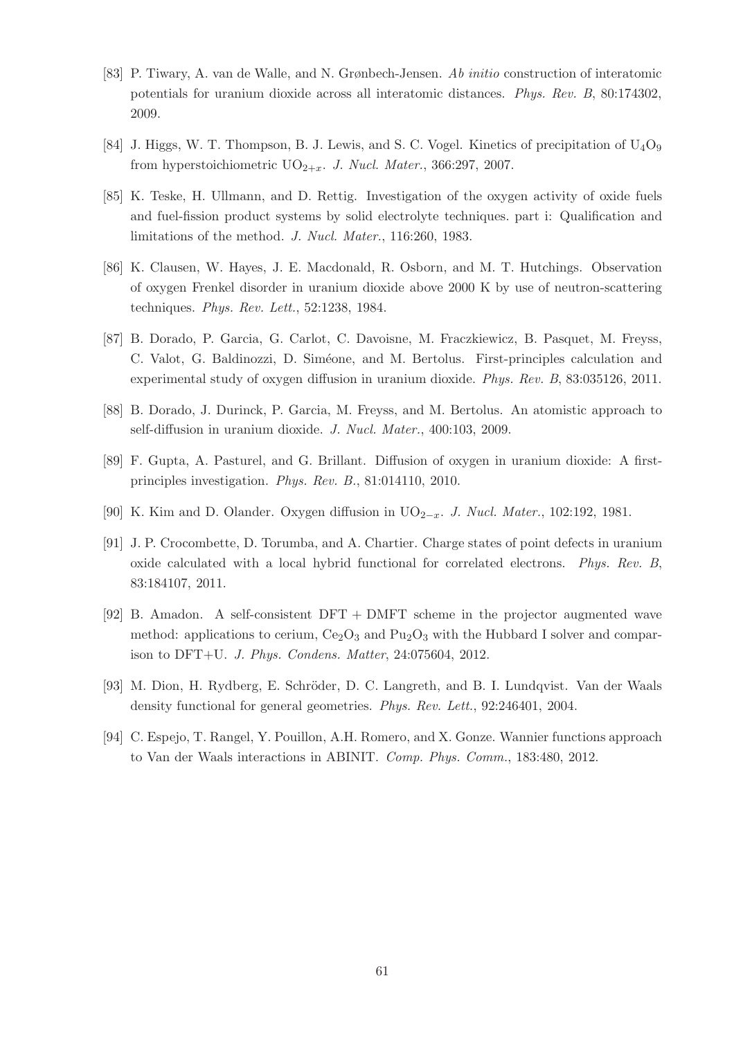[83] P. Tiwary, A. van de Walle, and N. Grønbech-Jensen. *Ab initio* construction of interatomic potentials for uranium dioxide across all interatomic distances. *Phys. Rev. B*, 80:174302, 2009.

[84] J. Higgs, W. T. Thompson, B. J. Lewis, and S. C. Vogel. Kinetics of precipitation of $U_4O_9$ from hyperstoichiometric $UO_{2+x}$. *J. Nucl. Mater.*, 366:297, 2007.

[85] K. Teske, H. Ullmann, and D. Rettig. Investigation of the oxygen activity of oxide fuels and fuel-fission product systems by solid electrolyte techniques. part i: Qualification and limitations of the method. *J. Nucl. Mater.*, 116:260, 1983.

[86] K. Clausen, W. Hayes, J. E. Macdonald, R. Osborn, and M. T. Hutchings. Observation of oxygen Frenkel disorder in uranium dioxide above 2000 K by use of neutron-scattering techniques. *Phys. Rev. Lett.*, 52:1238, 1984.

[87] B. Dorado, P. Garcia, G. Carlot, C. Davoisne, M. Fraczkiewicz, B. Pasquet, M. Freyss, C. Valot, G. Baldinozzi, D. Siméone, and M. Bertolus. First-principles calculation and experimental study of oxygen diffusion in uranium dioxide. *Phys. Rev. B*, 83:035126, 2011.

[88] B. Dorado, J. Durinck, P. Garcia, M. Freyss, and M. Bertolus. An atomistic approach to self-diffusion in uranium dioxide. *J. Nucl. Mater.*, 400:103, 2009.

[89] F. Gupta, A. Pasturel, and G. Brillant. Diffusion of oxygen in uranium dioxide: A first-principles investigation. *Phys. Rev. B.*, 81:014110, 2010.

[90] K. Kim and D. Olander. Oxygen diffusion in $UO_{2-x}$. *J. Nucl. Mater.*, 102:192, 1981.

[91] J. P. Crocombette, D. Torumba, and A. Chartier. Charge states of point defects in uranium oxide calculated with a local hybrid functional for correlated electrons. *Phys. Rev. B*, 83:184107, 2011.

[92] B. Amadon. A self-consistent DFT + DMFT scheme in the projector augmented wave method: applications to cerium, $Ce_2O_3$ and $Pu_2O_3$ with the Hubbard I solver and comparison to DFT+U. *J. Phys. Condens. Matter*, 24:075604, 2012.

[93] M. Dion, H. Rydberg, E. Schröder, D. C. Langreth, and B. I. Lundqvist. Van der Waals density functional for general geometries. *Phys. Rev. Lett.*, 92:246401, 2004.

[94] C. Espejo, T. Rangel, Y. Pouillon, A.H. Romero, and X. Gonze. Wannier functions approach to Van der Waals interactions in ABINIT. *Comp. Phys. Comm.*, 183:480, 2012.